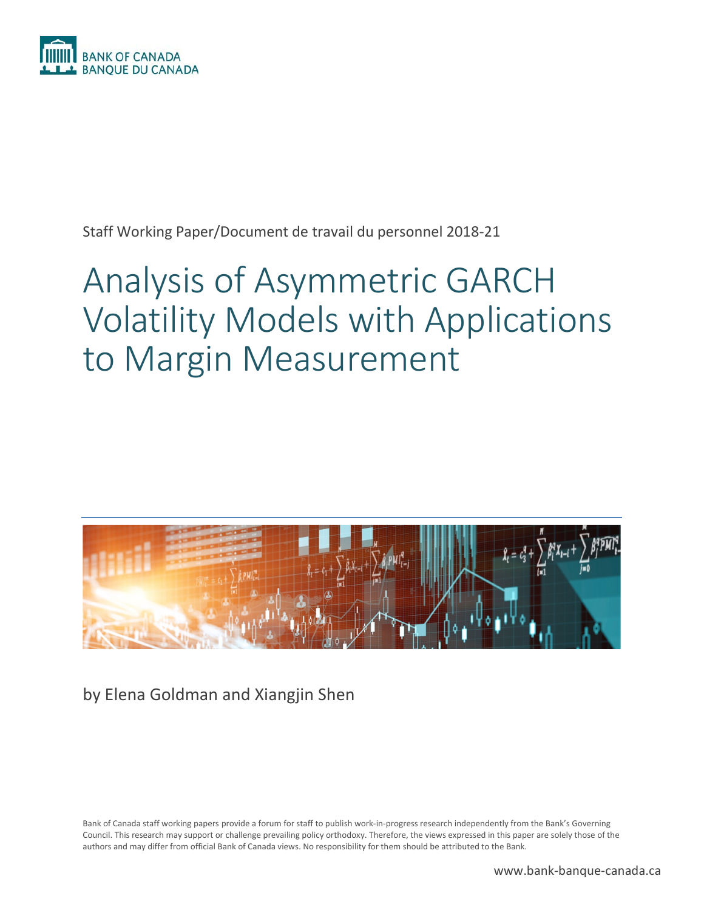BANK OF CANADA
BANQUE DU CANADA

Staff Working Paper/Document de travail du personnel 2018-21

# Analysis of Asymmetric GARCH Volatility Models with Applications to Margin Measurement

by Elena Goldman and Xiangjin Shen

Bank of Canada staff working papers provide a forum for staff to publish work-in-progress research independently from the Bank's Governing Council. This research may support or challenge prevailing policy orthodoxy. Therefore, the views expressed in this paper are solely those of the authors and may differ from official Bank of Canada views. No responsibility for them should be attributed to the Bank.

www.bank-banque-canada.ca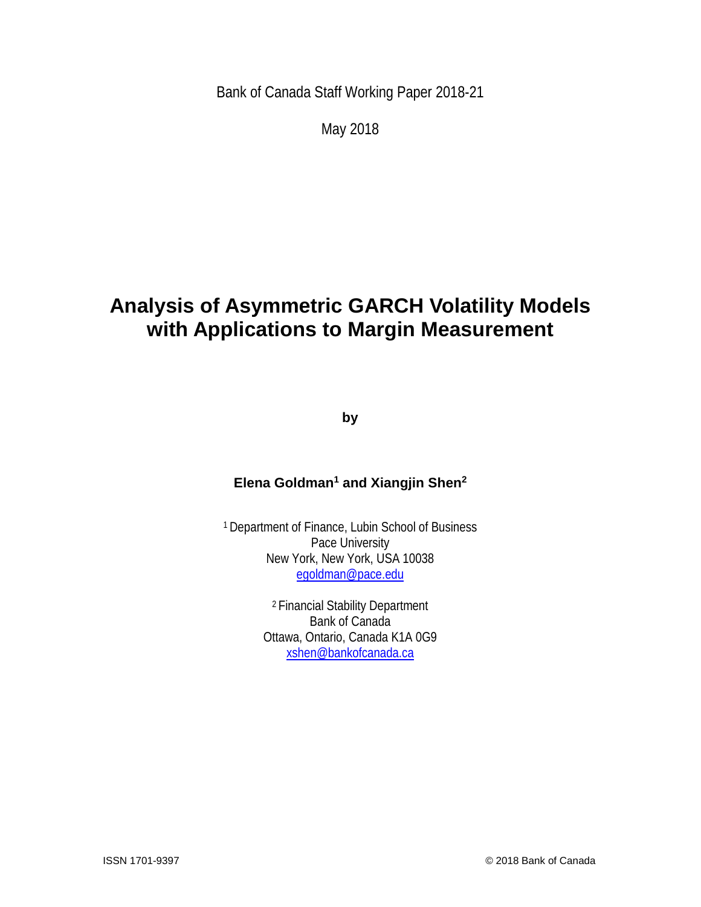Bank of Canada Staff Working Paper 2018-21

May 2018

# Analysis of Asymmetric GARCH Volatility Models with Applications to Margin Measurement

by

**Elena Goldman[1] and Xiangjin Shen[2]**

[1] Department of Finance, Lubin School of Business
Pace University
New York, New York, USA 10038
egoldman@pace.edu

[2] Financial Stability Department
Bank of Canada
Ottawa, Ontario, Canada K1A 0G9
xshen@bankofcanada.ca

ISSN 1701-9397

© 2018 Bank of Canada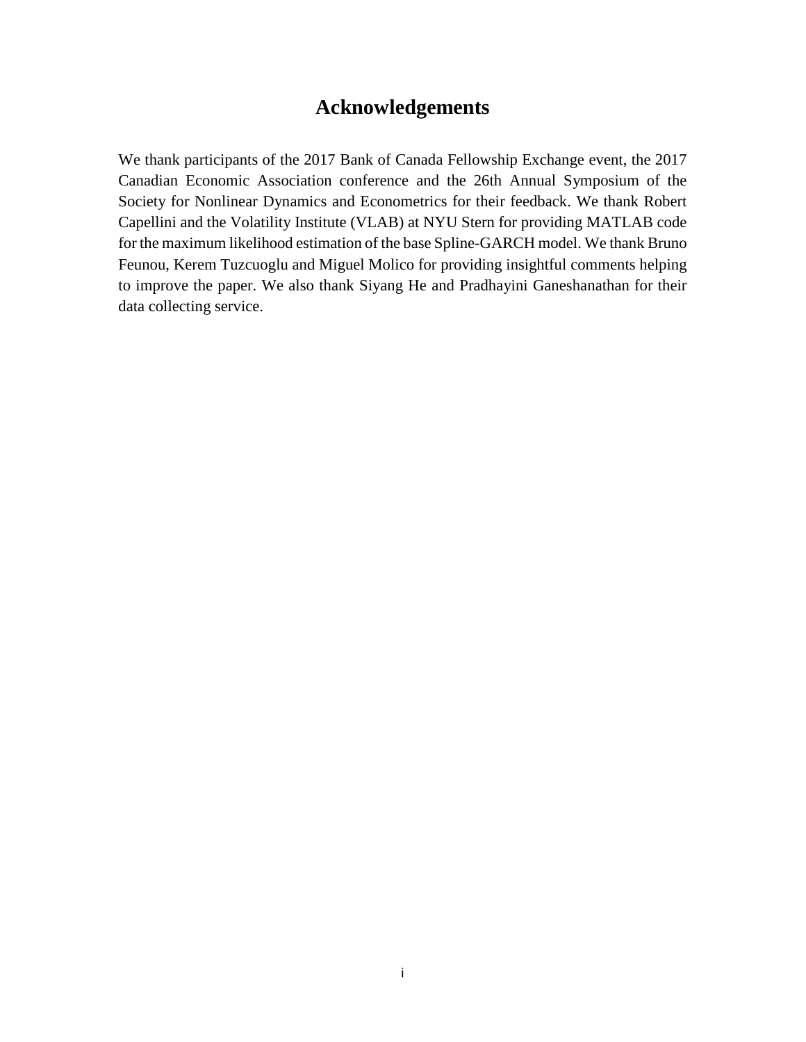# Acknowledgements

We thank participants of the 2017 Bank of Canada Fellowship Exchange event, the 2017 Canadian Economic Association conference and the 26th Annual Symposium of the Society for Nonlinear Dynamics and Econometrics for their feedback. We thank Robert Capellini and the Volatility Institute (VLAB) at NYU Stern for providing MATLAB code for the maximum likelihood estimation of the base Spline-GARCH model. We thank Bruno Feunou, Kerem Tuzcuoglu and Miguel Molico for providing insightful comments helping to improve the paper. We also thank Siyang He and Pradhayini Ganeshanathan for their data collecting service.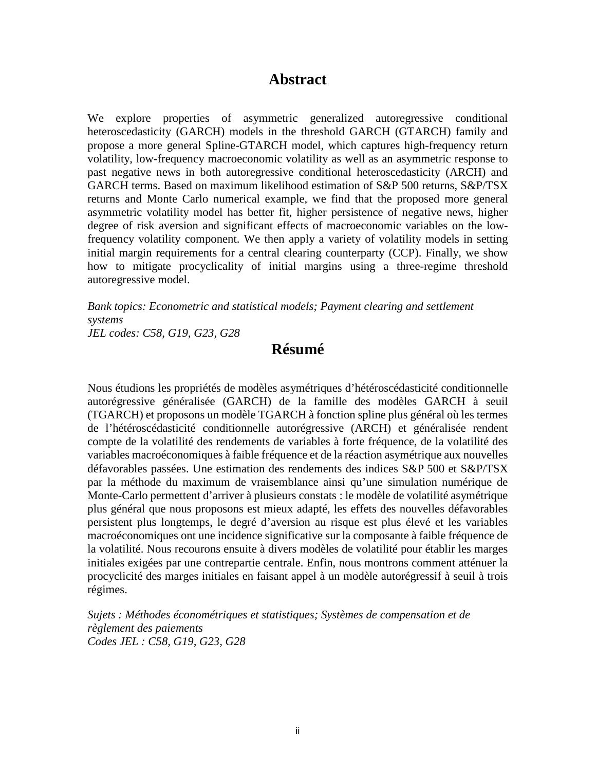# Abstract

We explore properties of asymmetric generalized autoregressive conditional heteroscedasticity (GARCH) models in the threshold GARCH (GTARCH) family and propose a more general Spline-GTARCH model, which captures high-frequency return volatility, low-frequency macroeconomic volatility as well as an asymmetric response to past negative news in both autoregressive conditional heteroscedasticity (ARCH) and GARCH terms. Based on maximum likelihood estimation of S&P 500 returns, S&P/TSX returns and Monte Carlo numerical example, we find that the proposed more general asymmetric volatility model has better fit, higher persistence of negative news, higher degree of risk aversion and significant effects of macroeconomic variables on the low-frequency volatility component. We then apply a variety of volatility models in setting initial margin requirements for a central clearing counterparty (CCP). Finally, we show how to mitigate procyclicality of initial margins using a three-regime threshold autoregressive model.

*Bank topics: Econometric and statistical models; Payment clearing and settlement systems*
*JEL codes: C58, G19, G23, G28*

# Résumé

Nous étudions les propriétés de modèles asymétriques d'hétéroscédasticité conditionnelle autorégressive généralisée (GARCH) de la famille des modèles GARCH à seuil (TGARCH) et proposons un modèle TGARCH à fonction spline plus général où les termes de l'hétéroscédasticité conditionnelle autorégressive (ARCH) et généralisée rendent compte de la volatilité des rendements de variables à forte fréquence, de la volatilité des variables macroéconomiques à faible fréquence et de la réaction asymétrique aux nouvelles défavorables passées. Une estimation des rendements des indices S&P 500 et S&P/TSX par la méthode du maximum de vraisemblance ainsi qu'une simulation numérique de Monte-Carlo permettent d'arriver à plusieurs constats : le modèle de volatilité asymétrique plus général que nous proposons est mieux adapté, les effets des nouvelles défavorables persistent plus longtemps, le degré d'aversion au risque est plus élevé et les variables macroéconomiques ont une incidence significative sur la composante à faible fréquence de la volatilité. Nous recourons ensuite à divers modèles de volatilité pour établir les marges initiales exigées par une contrepartie centrale. Enfin, nous montrons comment atténuer la procyclicité des marges initiales en faisant appel à un modèle autorégressif à seuil à trois régimes.

*Sujets : Méthodes économétriques et statistiques; Systèmes de compensation et de règlement des paiements*
*Codes JEL : C58, G19, G23, G28*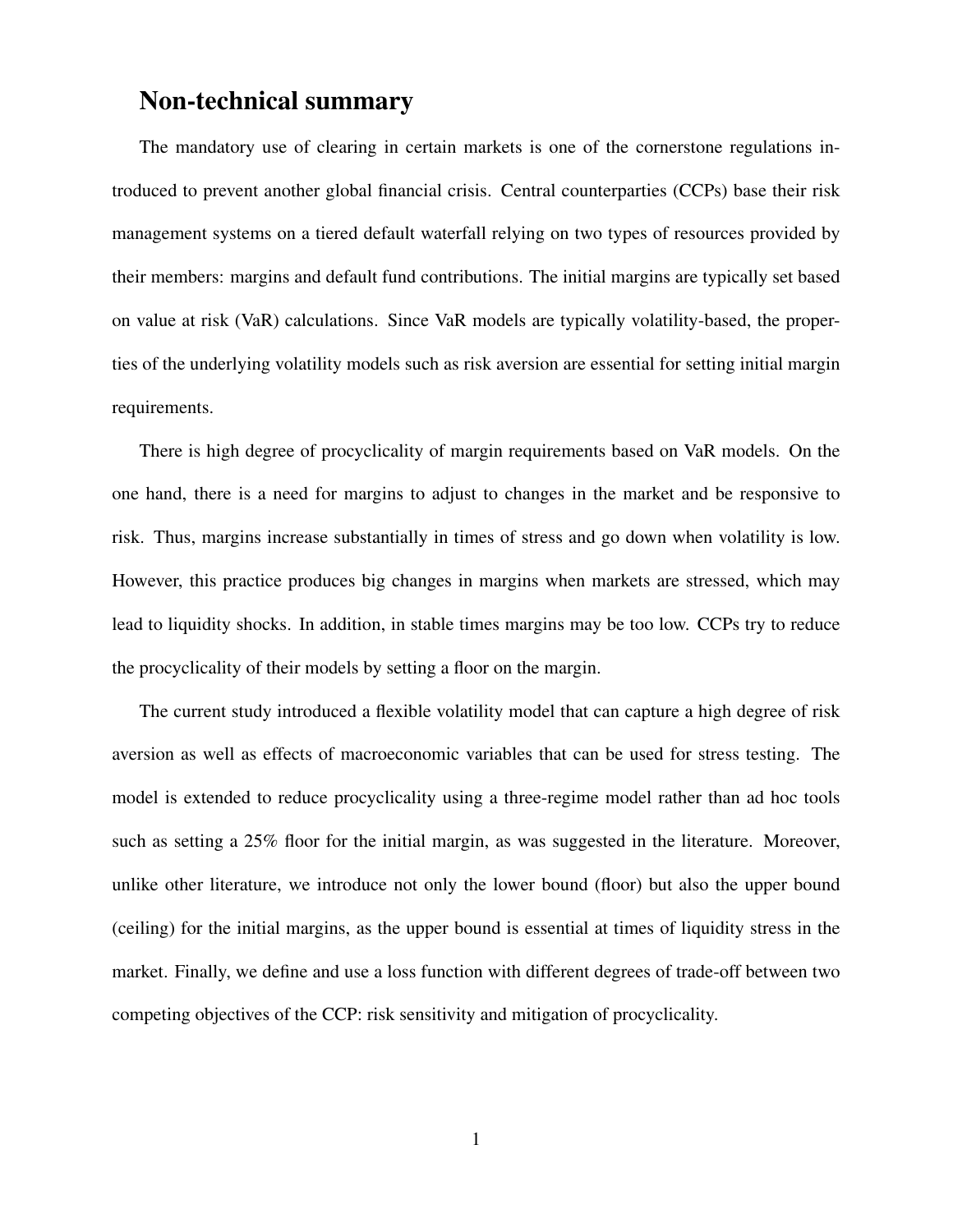## Non-technical summary

The mandatory use of clearing in certain markets is one of the cornerstone regulations introduced to prevent another global financial crisis. Central counterparties (CCPs) base their risk management systems on a tiered default waterfall relying on two types of resources provided by their members: margins and default fund contributions. The initial margins are typically set based on value at risk (VaR) calculations. Since VaR models are typically volatility-based, the properties of the underlying volatility models such as risk aversion are essential for setting initial margin requirements.

There is high degree of procyclicality of margin requirements based on VaR models. On the one hand, there is a need for margins to adjust to changes in the market and be responsive to risk. Thus, margins increase substantially in times of stress and go down when volatility is low. However, this practice produces big changes in margins when markets are stressed, which may lead to liquidity shocks. In addition, in stable times margins may be too low. CCPs try to reduce the procyclicality of their models by setting a floor on the margin.

The current study introduced a flexible volatility model that can capture a high degree of risk aversion as well as effects of macroeconomic variables that can be used for stress testing. The model is extended to reduce procyclicality using a three-regime model rather than ad hoc tools such as setting a 25% floor for the initial margin, as was suggested in the literature. Moreover, unlike other literature, we introduce not only the lower bound (floor) but also the upper bound (ceiling) for the initial margins, as the upper bound is essential at times of liquidity stress in the market. Finally, we define and use a loss function with different degrees of trade-off between two competing objectives of the CCP: risk sensitivity and mitigation of procyclicality.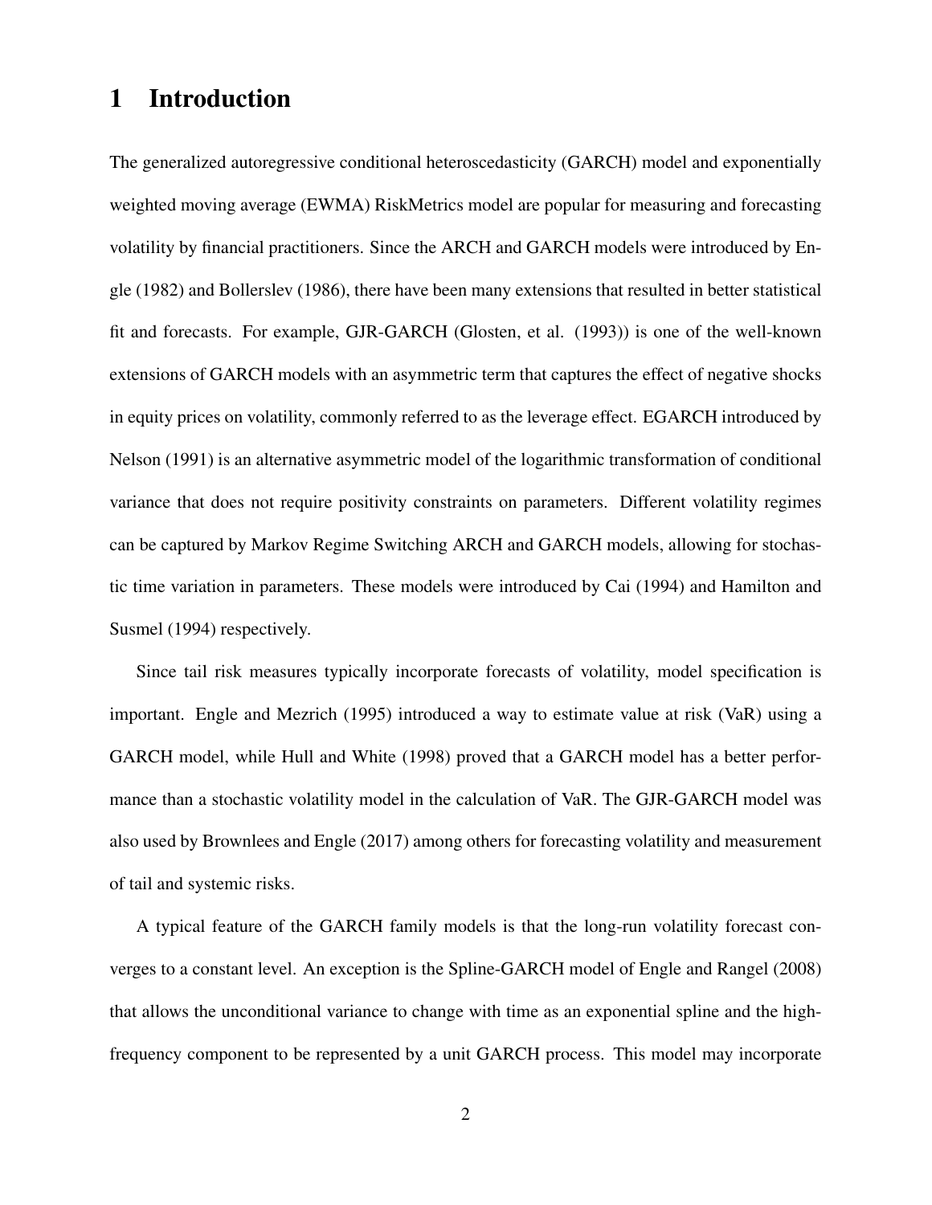# 1 Introduction

The generalized autoregressive conditional heteroscedasticity (GARCH) model and exponentially weighted moving average (EWMA) RiskMetrics model are popular for measuring and forecasting volatility by financial practitioners. Since the ARCH and GARCH models were introduced by Engle (1982) and Bollerslev (1986), there have been many extensions that resulted in better statistical fit and forecasts. For example, GJR-GARCH (Glosten, et al. (1993)) is one of the well-known extensions of GARCH models with an asymmetric term that captures the effect of negative shocks in equity prices on volatility, commonly referred to as the leverage effect. EGARCH introduced by Nelson (1991) is an alternative asymmetric model of the logarithmic transformation of conditional variance that does not require positivity constraints on parameters. Different volatility regimes can be captured by Markov Regime Switching ARCH and GARCH models, allowing for stochastic time variation in parameters. These models were introduced by Cai (1994) and Hamilton and Susmel (1994) respectively.

Since tail risk measures typically incorporate forecasts of volatility, model specification is important. Engle and Mezrich (1995) introduced a way to estimate value at risk (VaR) using a GARCH model, while Hull and White (1998) proved that a GARCH model has a better performance than a stochastic volatility model in the calculation of VaR. The GJR-GARCH model was also used by Brownlees and Engle (2017) among others for forecasting volatility and measurement of tail and systemic risks.

A typical feature of the GARCH family models is that the long-run volatility forecast converges to a constant level. An exception is the Spline-GARCH model of Engle and Rangel (2008) that allows the unconditional variance to change with time as an exponential spline and the high-frequency component to be represented by a unit GARCH process. This model may incorporate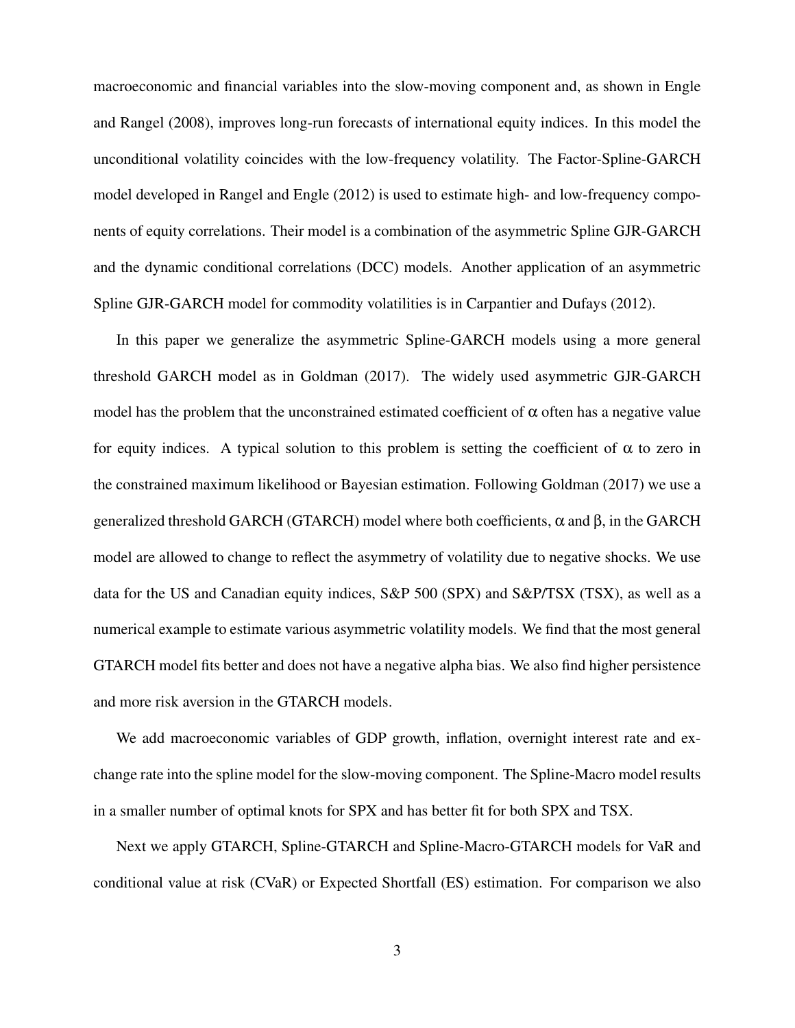macroeconomic and financial variables into the slow-moving component and, as shown in Engle and Rangel (2008), improves long-run forecasts of international equity indices. In this model the unconditional volatility coincides with the low-frequency volatility. The Factor-Spline-GARCH model developed in Rangel and Engle (2012) is used to estimate high- and low-frequency components of equity correlations. Their model is a combination of the asymmetric Spline GJR-GARCH and the dynamic conditional correlations (DCC) models. Another application of an asymmetric Spline GJR-GARCH model for commodity volatilities is in Carpantier and Dufays (2012).

In this paper we generalize the asymmetric Spline-GARCH models using a more general threshold GARCH model as in Goldman (2017). The widely used asymmetric GJR-GARCH model has the problem that the unconstrained estimated coefficient of $\alpha$ often has a negative value for equity indices. A typical solution to this problem is setting the coefficient of $\alpha$ to zero in the constrained maximum likelihood or Bayesian estimation. Following Goldman (2017) we use a generalized threshold GARCH (GTARCH) model where both coefficients, $\alpha$ and $\beta$, in the GARCH model are allowed to change to reflect the asymmetry of volatility due to negative shocks. We use data for the US and Canadian equity indices, S&P 500 (SPX) and S&P/TSX (TSX), as well as a numerical example to estimate various asymmetric volatility models. We find that the most general GTARCH model fits better and does not have a negative alpha bias. We also find higher persistence and more risk aversion in the GTARCH models.

We add macroeconomic variables of GDP growth, inflation, overnight interest rate and exchange rate into the spline model for the slow-moving component. The Spline-Macro model results in a smaller number of optimal knots for SPX and has better fit for both SPX and TSX.

Next we apply GTARCH, Spline-GTARCH and Spline-Macro-GTARCH models for VaR and conditional value at risk (CVaR) or Expected Shortfall (ES) estimation. For comparison we also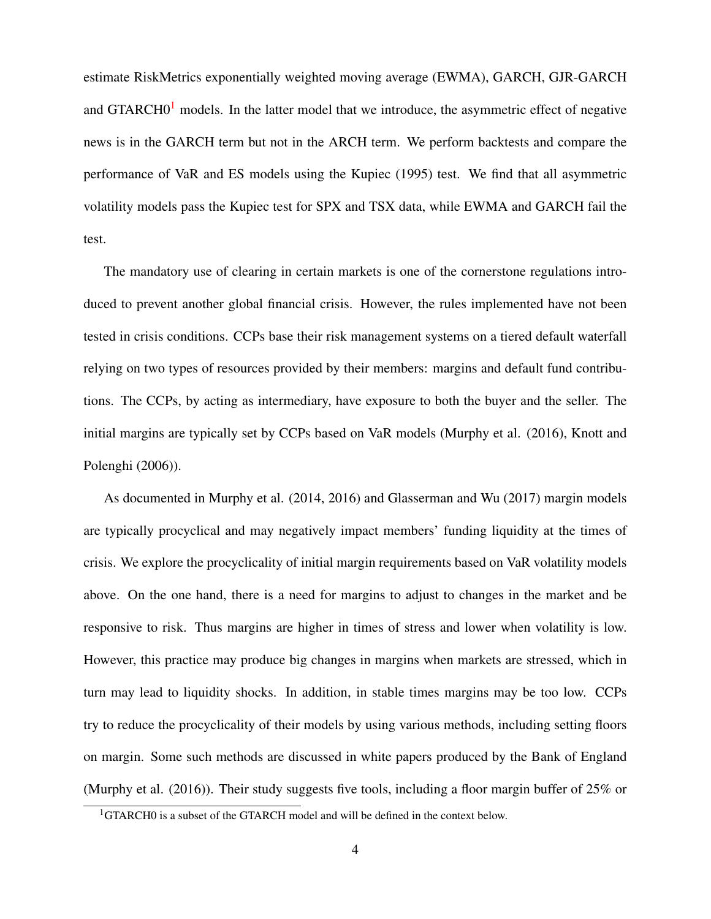estimate RiskMetrics exponentially weighted moving average (EWMA), GARCH, GJR-GARCH and GTARCH0[1] models. In the latter model that we introduce, the asymmetric effect of negative news is in the GARCH term but not in the ARCH term. We perform backtests and compare the performance of VaR and ES models using the Kupiec (1995) test. We find that all asymmetric volatility models pass the Kupiec test for SPX and TSX data, while EWMA and GARCH fail the test.

The mandatory use of clearing in certain markets is one of the cornerstone regulations introduced to prevent another global financial crisis. However, the rules implemented have not been tested in crisis conditions. CCPs base their risk management systems on a tiered default waterfall relying on two types of resources provided by their members: margins and default fund contributions. The CCPs, by acting as intermediary, have exposure to both the buyer and the seller. The initial margins are typically set by CCPs based on VaR models (Murphy et al. (2016), Knott and Polenghi (2006)).

As documented in Murphy et al. (2014, 2016) and Glasserman and Wu (2017) margin models are typically procyclical and may negatively impact members' funding liquidity at the times of crisis. We explore the procyclicality of initial margin requirements based on VaR volatility models above. On the one hand, there is a need for margins to adjust to changes in the market and be responsive to risk. Thus margins are higher in times of stress and lower when volatility is low. However, this practice may produce big changes in margins when markets are stressed, which in turn may lead to liquidity shocks. In addition, in stable times margins may be too low. CCPs try to reduce the procyclicality of their models by using various methods, including setting floors on margin. Some such methods are discussed in white papers produced by the Bank of England (Murphy et al. (2016)). Their study suggests five tools, including a floor margin buffer of 25% or

[1] GTARCH0 is a subset of the GTARCH model and will be defined in the context below.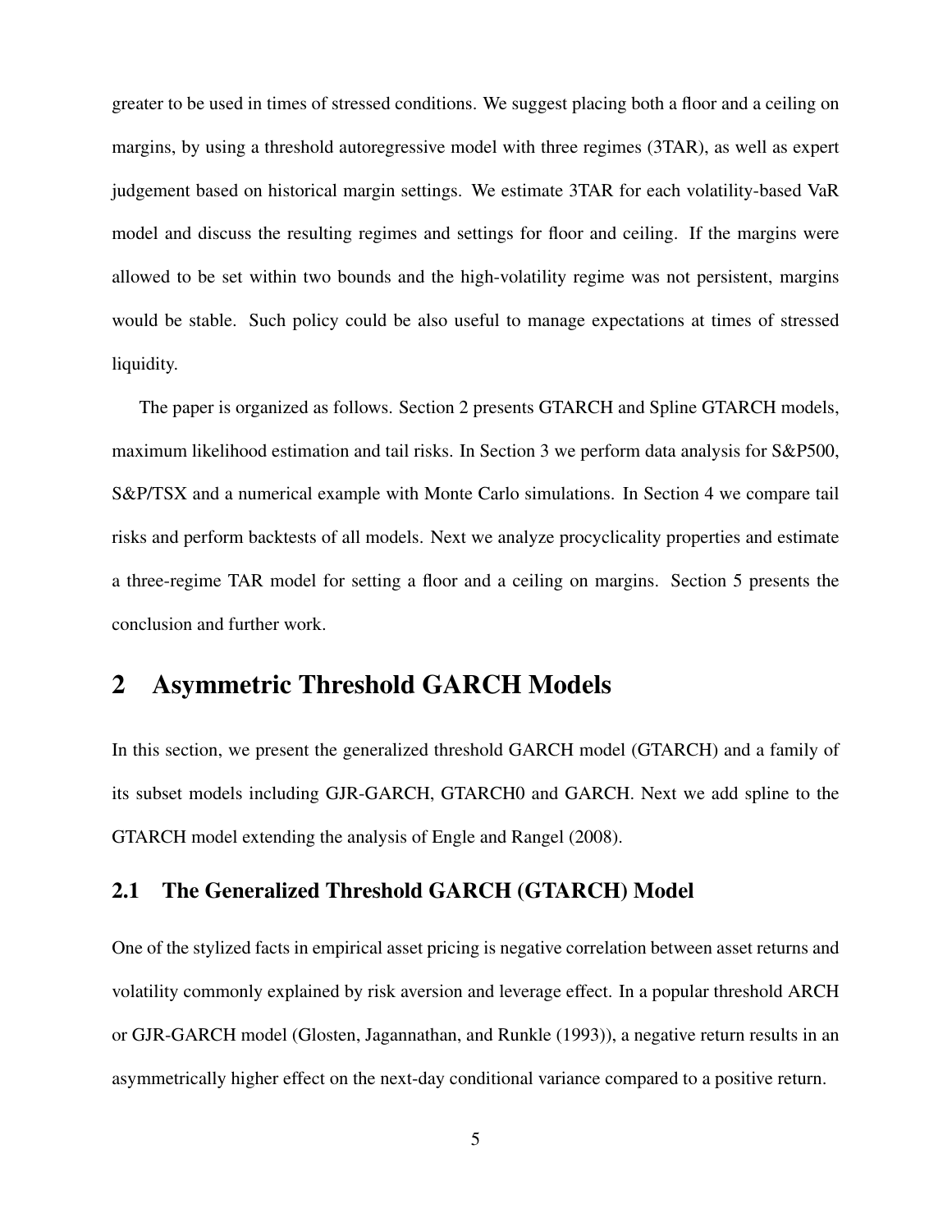greater to be used in times of stressed conditions. We suggest placing both a floor and a ceiling on margins, by using a threshold autoregressive model with three regimes (3TAR), as well as expert judgement based on historical margin settings. We estimate 3TAR for each volatility-based VaR model and discuss the resulting regimes and settings for floor and ceiling. If the margins were allowed to be set within two bounds and the high-volatility regime was not persistent, margins would be stable. Such policy could be also useful to manage expectations at times of stressed liquidity.

The paper is organized as follows. Section 2 presents GTARCH and Spline GTARCH models, maximum likelihood estimation and tail risks. In Section 3 we perform data analysis for S&P500, S&P/TSX and a numerical example with Monte Carlo simulations. In Section 4 we compare tail risks and perform backtests of all models. Next we analyze procyclicality properties and estimate a three-regime TAR model for setting a floor and a ceiling on margins. Section 5 presents the conclusion and further work.

# 2 Asymmetric Threshold GARCH Models

In this section, we present the generalized threshold GARCH model (GTARCH) and a family of its subset models including GJR-GARCH, GTARCH0 and GARCH. Next we add spline to the GTARCH model extending the analysis of Engle and Rangel (2008).

## 2.1 The Generalized Threshold GARCH (GTARCH) Model

One of the stylized facts in empirical asset pricing is negative correlation between asset returns and volatility commonly explained by risk aversion and leverage effect. In a popular threshold ARCH or GJR-GARCH model (Glosten, Jagannathan, and Runkle (1993)), a negative return results in an asymmetrically higher effect on the next-day conditional variance compared to a positive return.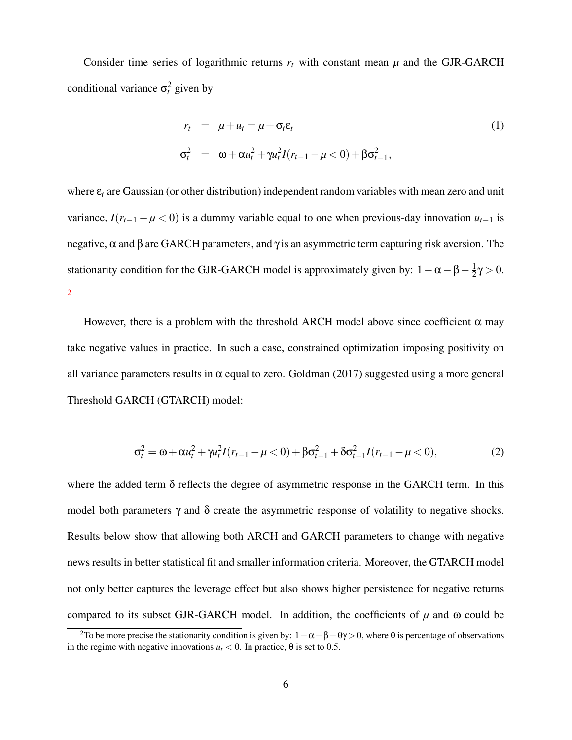Consider time series of logarithmic returns $r_t$ with constant mean $\mu$ and the GJR-GARCH conditional variance $\sigma_t^2$ given by

$$
\begin{aligned}
r_t &= \mu + u_t = \mu + \sigma_t \varepsilon_t \\
\sigma_t^2 &= \omega + \alpha u_t^2 + \gamma u_t^2 I(r_{t-1} - \mu < 0) + \beta \sigma_{t-1}^2,
\end{aligned} \tag{1}
$$

where $\varepsilon_t$ are Gaussian (or other distribution) independent random variables with mean zero and unit variance, $I(r_{t-1} - \mu < 0)$ is a dummy variable equal to one when previous-day innovation $u_{t-1}$ is negative, $\alpha$ and $\beta$ are GARCH parameters, and $\gamma$ is an asymmetric term capturing risk aversion. The stationarity condition for the GJR-GARCH model is approximately given by: $1 - \alpha - \beta - \frac{1}{2}\gamma > 0$. [2]

However, there is a problem with the threshold ARCH model above since coefficient $\alpha$ may take negative values in practice. In such a case, constrained optimization imposing positivity on all variance parameters results in $\alpha$ equal to zero. Goldman (2017) suggested using a more general Threshold GARCH (GTARCH) model:

$$
\sigma_t^2 = \omega + \alpha u_t^2 + \gamma u_t^2 I(r_{t-1} - \mu < 0) + \beta \sigma_{t-1}^2 + \delta \sigma_{t-1}^2 I(r_{t-1} - \mu < 0), \tag{2}
$$

where the added term $\delta$ reflects the degree of asymmetric response in the GARCH term. In this model both parameters $\gamma$ and $\delta$ create the asymmetric response of volatility to negative shocks. Results below show that allowing both ARCH and GARCH parameters to change with negative news results in better statistical fit and smaller information criteria. Moreover, the GTARCH model not only better captures the leverage effect but also shows higher persistence for negative returns compared to its subset GJR-GARCH model. In addition, the coefficients of $\mu$ and $\omega$ could be

[2] To be more precise the stationarity condition is given by: $1 - \alpha - \beta - \theta\gamma > 0$, where $\theta$ is percentage of observations in the regime with negative innovations $u_t < 0$. In practice, $\theta$ is set to 0.5.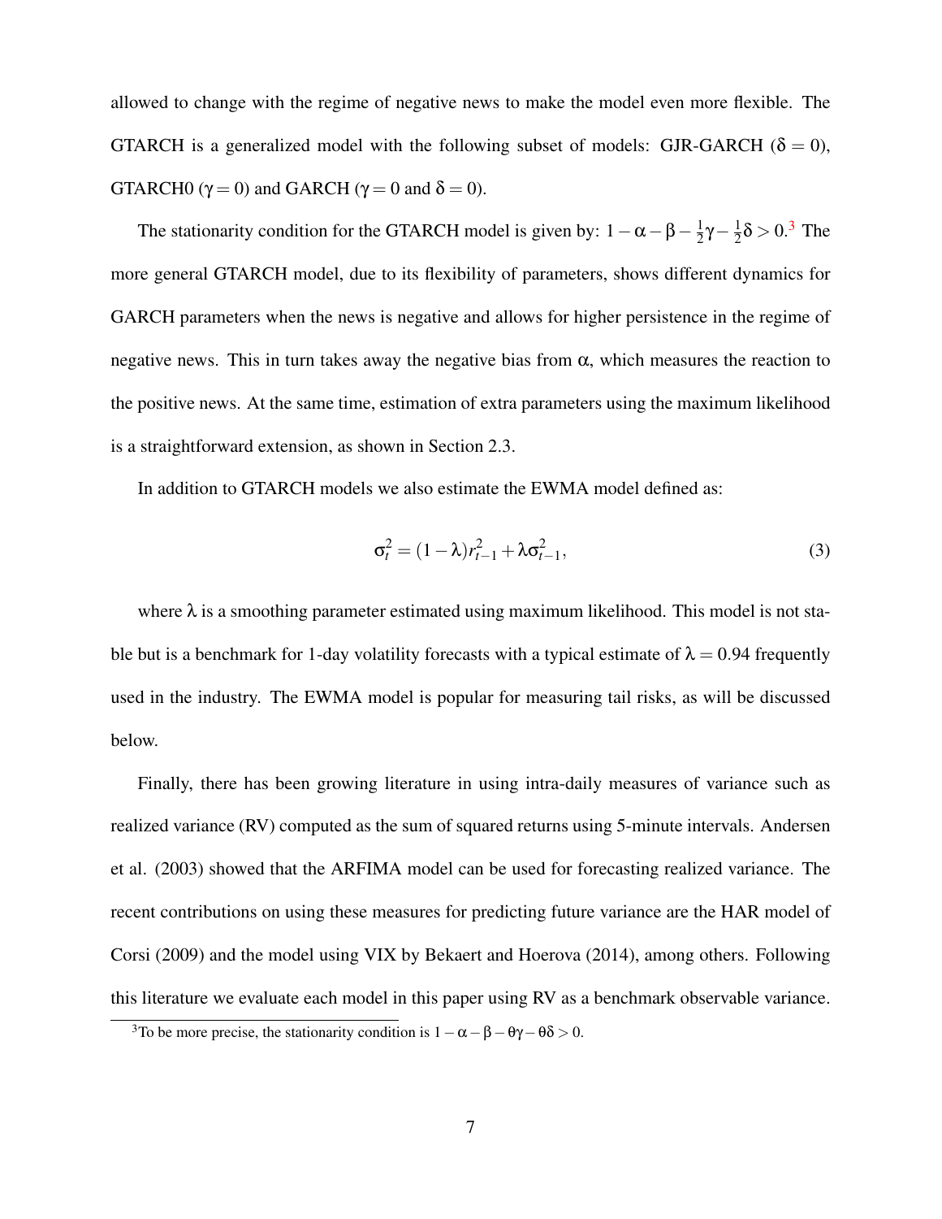allowed to change with the regime of negative news to make the model even more flexible. The GTARCH is a generalized model with the following subset of models: GJR-GARCH ($\delta = 0$), GTARCH0 ($\gamma = 0$) and GARCH ($\gamma = 0$ and $\delta = 0$).

The stationarity condition for the GTARCH model is given by: $1 - \alpha - \beta - \frac{1}{2}\gamma - \frac{1}{2}\delta > 0$.[3] The more general GTARCH model, due to its flexibility of parameters, shows different dynamics for GARCH parameters when the news is negative and allows for higher persistence in the regime of negative news. This in turn takes away the negative bias from $\alpha$, which measures the reaction to the positive news. At the same time, estimation of extra parameters using the maximum likelihood is a straightforward extension, as shown in Section 2.3.

In addition to GTARCH models we also estimate the EWMA model defined as:

$$\sigma_t^2 = (1 - \lambda) r_{t-1}^2 + \lambda \sigma_{t-1}^2, \tag{3}$$

where $\lambda$ is a smoothing parameter estimated using maximum likelihood. This model is not stable but is a benchmark for 1-day volatility forecasts with a typical estimate of $\lambda = 0.94$ frequently used in the industry. The EWMA model is popular for measuring tail risks, as will be discussed below.

Finally, there has been growing literature in using intra-daily measures of variance such as realized variance (RV) computed as the sum of squared returns using 5-minute intervals. Andersen et al. (2003) showed that the ARFIMA model can be used for forecasting realized variance. The recent contributions on using these measures for predicting future variance are the HAR model of Corsi (2009) and the model using VIX by Bekaert and Hoerova (2014), among others. Following this literature we evaluate each model in this paper using RV as a benchmark observable variance.

[3] To be more precise, the stationarity condition is $1 - \alpha - \beta - \theta\gamma - \theta\delta > 0$.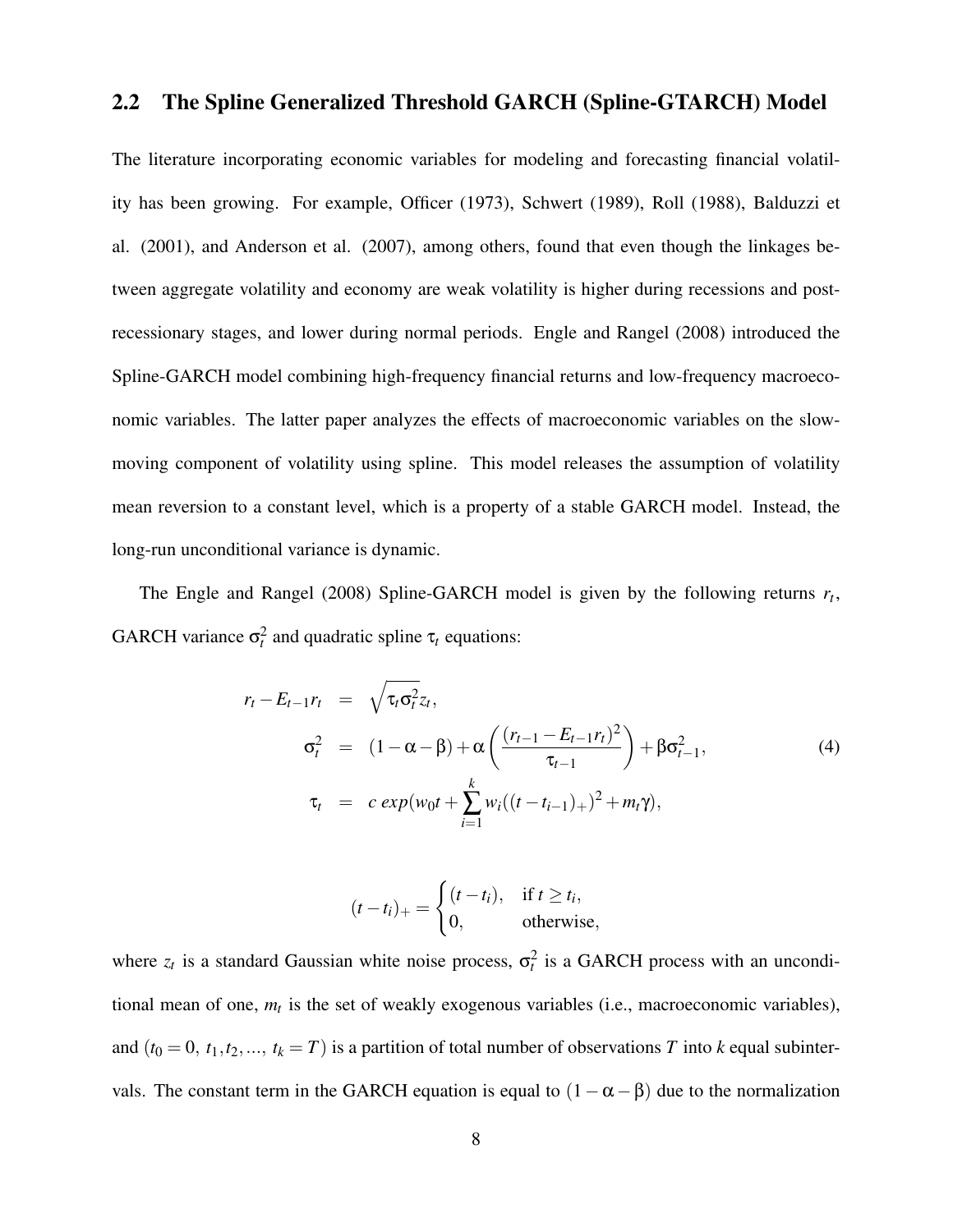## 2.2 The Spline Generalized Threshold GARCH (Spline-GTARCH) Model

The literature incorporating economic variables for modeling and forecasting financial volatility has been growing. For example, Officer (1973), Schwert (1989), Roll (1988), Balduzzi et al. (2001), and Anderson et al. (2007), among others, found that even though the linkages between aggregate volatility and economy are weak volatility is higher during recessions and post-recessionary stages, and lower during normal periods. Engle and Rangel (2008) introduced the Spline-GARCH model combining high-frequency financial returns and low-frequency macroeconomic variables. The latter paper analyzes the effects of macroeconomic variables on the slow-moving component of volatility using spline. This model releases the assumption of volatility mean reversion to a constant level, which is a property of a stable GARCH model. Instead, the long-run unconditional variance is dynamic.

The Engle and Rangel (2008) Spline-GARCH model is given by the following returns $r_t$, GARCH variance $\sigma_t^2$ and quadratic spline $\tau_t$ equations:

$$
\begin{aligned}
r_t - E_{t-1}r_t &= \sqrt{\tau_t \sigma_t^2} z_t, \\
\sigma_t^2 &= (1-\alpha-\beta) + \alpha\left(\frac{(r_{t-1}-E_{t-1}r_t)^2}{\tau_{t-1}}\right) + \beta\sigma_{t-1}^2, \qquad (4) \\
\tau_t &= c\ exp(w_0 t + \sum_{i=1}^{k} w_i((t-t_{i-1})_+)^2 + m_t\gamma),
\end{aligned}
$$

$$
(t-t_i)_+ = \begin{cases} (t-t_i), & \text{if } t \geq t_i, \\ 0, & \text{otherwise,} \end{cases}
$$

where $z_t$ is a standard Gaussian white noise process, $\sigma_t^2$ is a GARCH process with an unconditional mean of one, $m_t$ is the set of weakly exogenous variables (i.e., macroeconomic variables), and $(t_0 = 0,\ t_1, t_2, ...,\ t_k = T)$ is a partition of total number of observations $T$ into $k$ equal subintervals. The constant term in the GARCH equation is equal to $(1-\alpha-\beta)$ due to the normalization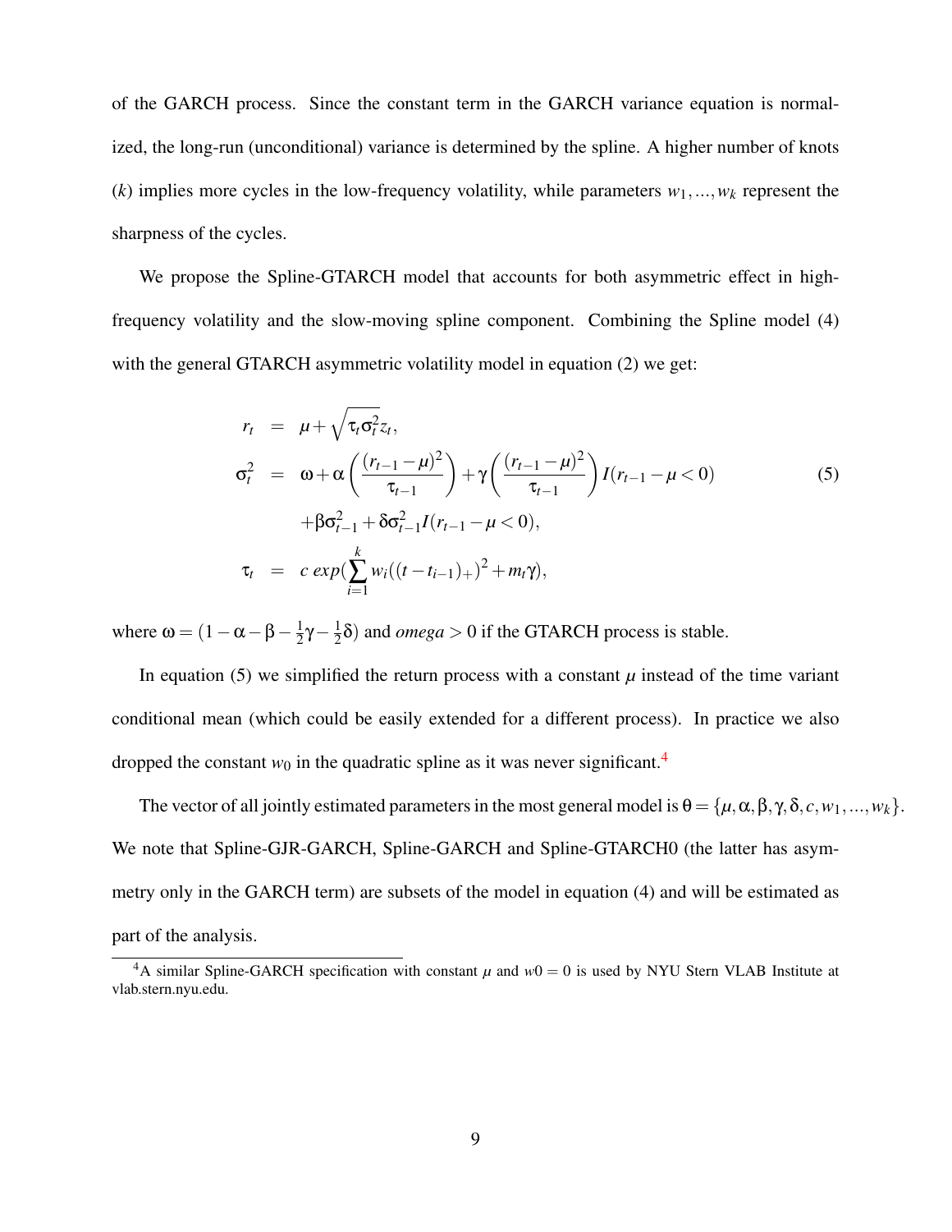of the GARCH process. Since the constant term in the GARCH variance equation is normalized, the long-run (unconditional) variance is determined by the spline. A higher number of knots ($k$) implies more cycles in the low-frequency volatility, while parameters $w_1, ..., w_k$ represent the sharpness of the cycles.

We propose the Spline-GTARCH model that accounts for both asymmetric effect in high-frequency volatility and the slow-moving spline component. Combining the Spline model (4) with the general GTARCH asymmetric volatility model in equation (2) we get:

$$
\begin{aligned}
r_t &= \mu + \sqrt{\tau_t \sigma_t^2} z_t, \\
\sigma_t^2 &= \omega + \alpha \left( \frac{(r_{t-1} - \mu)^2}{\tau_{t-1}} \right) + \gamma \left( \frac{(r_{t-1} - \mu)^2}{\tau_{t-1}} \right) I(r_{t-1} - \mu < 0) \\
&\quad + \beta \sigma_{t-1}^2 + \delta \sigma_{t-1}^2 I(r_{t-1} - \mu < 0), \\
\tau_t &= c \, exp\left(\sum_{i=1}^{k} w_i ((t - t_{i-1})_+)^2 + m_t \gamma\right),
\end{aligned}
\tag{5}
$$

where $\omega = (1 - \alpha - \beta - \frac{1}{2}\gamma - \frac{1}{2}\delta)$ and $omega > 0$ if the GTARCH process is stable.

In equation (5) we simplified the return process with a constant $\mu$ instead of the time variant conditional mean (which could be easily extended for a different process). In practice we also dropped the constant $w_0$ in the quadratic spline as it was never significant.[4]

The vector of all jointly estimated parameters in the most general model is $\theta = \{\mu, \alpha, \beta, \gamma, \delta, c, w_1, ..., w_k\}$. We note that Spline-GJR-GARCH, Spline-GARCH and Spline-GTARCH0 (the latter has asymmetry only in the GARCH term) are subsets of the model in equation (4) and will be estimated as part of the analysis.

[4] A similar Spline-GARCH specification with constant $\mu$ and $w0 = 0$ is used by NYU Stern VLAB Institute at vlab.stern.nyu.edu.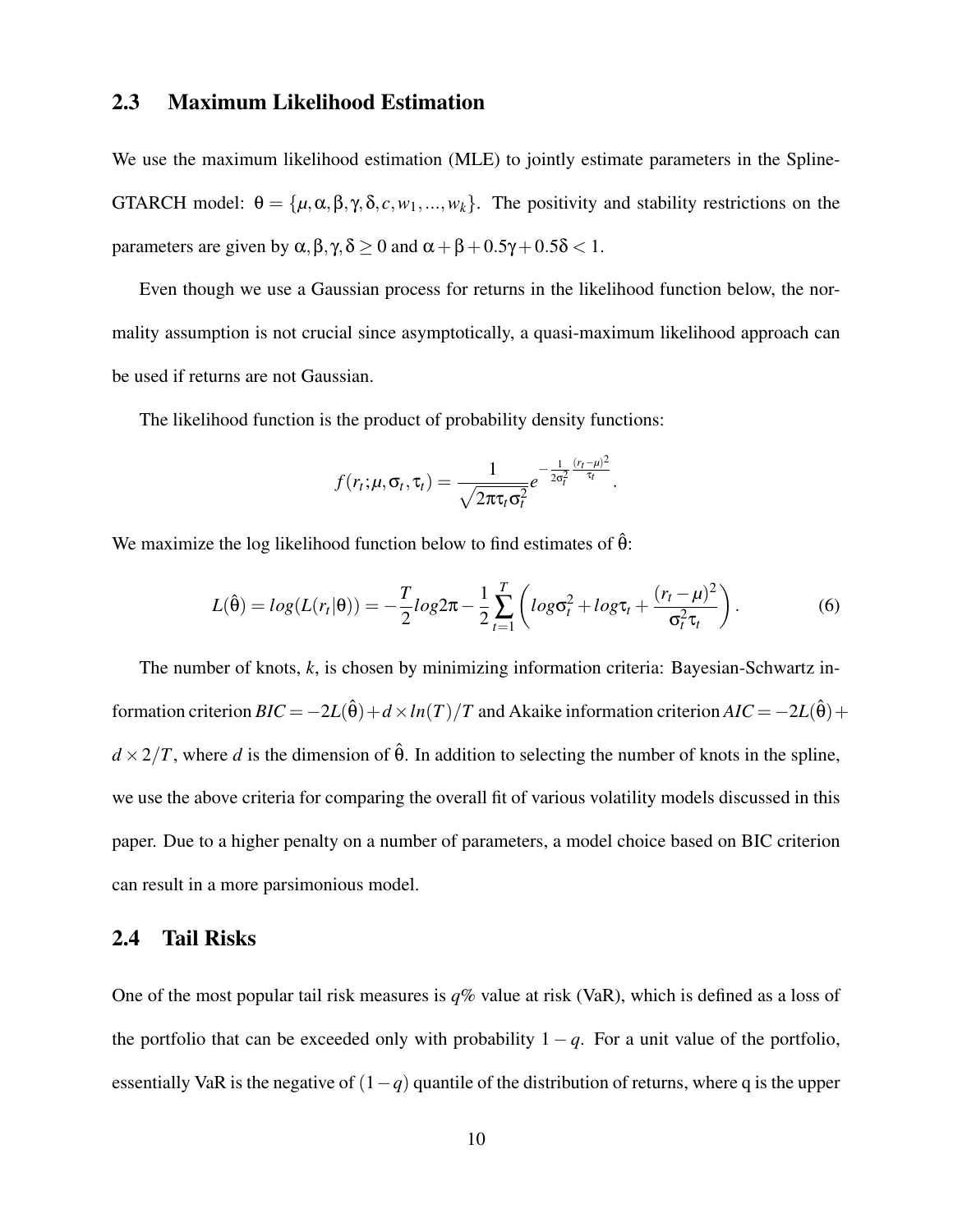## 2.3 Maximum Likelihood Estimation

We use the maximum likelihood estimation (MLE) to jointly estimate parameters in the Spline-GTARCH model: $\theta = \{\mu, \alpha, \beta, \gamma, \delta, c, w_1, ..., w_k\}$. The positivity and stability restrictions on the parameters are given by $\alpha, \beta, \gamma, \delta \geq 0$ and $\alpha + \beta + 0.5\gamma + 0.5\delta < 1$.

Even though we use a Gaussian process for returns in the likelihood function below, the normality assumption is not crucial since asymptotically, a quasi-maximum likelihood approach can be used if returns are not Gaussian.

The likelihood function is the product of probability density functions:

$$f(r_t; \mu, \sigma_t, \tau_t) = \frac{1}{\sqrt{2\pi\tau_t\sigma_t^2}} e^{-\frac{1}{2\sigma_t^2}\frac{(r_t-\mu)^2}{\tau_t}}.$$

We maximize the log likelihood function below to find estimates of $\hat{\theta}$:

$$L(\hat{\theta}) = log(L(r_t|\theta)) = -\frac{T}{2} log 2\pi - \frac{1}{2}\sum_{t=1}^{T}\left( log\sigma_t^2 + log\tau_t + \frac{(r_t-\mu)^2}{\sigma_t^2\tau_t}\right). \tag{6}$$

The number of knots, $k$, is chosen by minimizing information criteria: Bayesian-Schwartz information criterion $BIC = -2L(\hat{\theta}) + d \times ln(T)/T$ and Akaike information criterion $AIC = -2L(\hat{\theta}) + d \times 2/T$, where $d$ is the dimension of $\hat{\theta}$. In addition to selecting the number of knots in the spline, we use the above criteria for comparing the overall fit of various volatility models discussed in this paper. Due to a higher penalty on a number of parameters, a model choice based on BIC criterion can result in a more parsimonious model.

## 2.4 Tail Risks

One of the most popular tail risk measures is $q$% value at risk (VaR), which is defined as a loss of the portfolio that can be exceeded only with probability $1-q$. For a unit value of the portfolio, essentially VaR is the negative of $(1-q)$ quantile of the distribution of returns, where q is the upper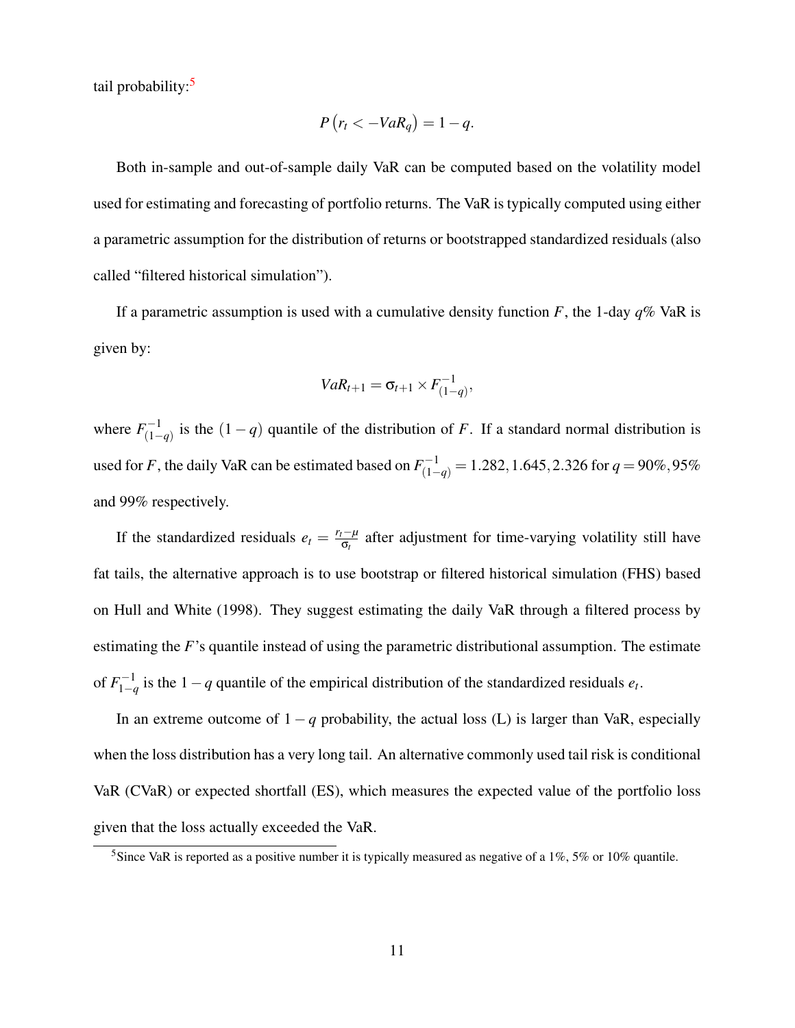tail probability:[5]

$$P\left(r_t < -VaR_q\right) = 1 - q.$$

Both in-sample and out-of-sample daily VaR can be computed based on the volatility model used for estimating and forecasting of portfolio returns. The VaR is typically computed using either a parametric assumption for the distribution of returns or bootstrapped standardized residuals (also called "filtered historical simulation").

If a parametric assumption is used with a cumulative density function $F$, the 1-day $q\%$ VaR is given by:

$$VaR_{t+1} = \sigma_{t+1} \times F^{-1}_{(1-q)},$$

where $F^{-1}_{(1-q)}$ is the $(1-q)$ quantile of the distribution of $F$. If a standard normal distribution is used for $F$, the daily VaR can be estimated based on $F^{-1}_{(1-q)} = 1.282, 1.645, 2.326$ for $q = 90\%, 95\%$ and $99\%$ respectively.

If the standardized residuals $e_t = \frac{r_t - \mu}{\sigma_t}$ after adjustment for time-varying volatility still have fat tails, the alternative approach is to use bootstrap or filtered historical simulation (FHS) based on Hull and White (1998). They suggest estimating the daily VaR through a filtered process by estimating the $F$'s quantile instead of using the parametric distributional assumption. The estimate of $F^{-1}_{1-q}$ is the $1-q$ quantile of the empirical distribution of the standardized residuals $e_t$.

In an extreme outcome of $1-q$ probability, the actual loss (L) is larger than VaR, especially when the loss distribution has a very long tail. An alternative commonly used tail risk is conditional VaR (CVaR) or expected shortfall (ES), which measures the expected value of the portfolio loss given that the loss actually exceeded the VaR.

[5] Since VaR is reported as a positive number it is typically measured as negative of a 1%, 5% or 10% quantile.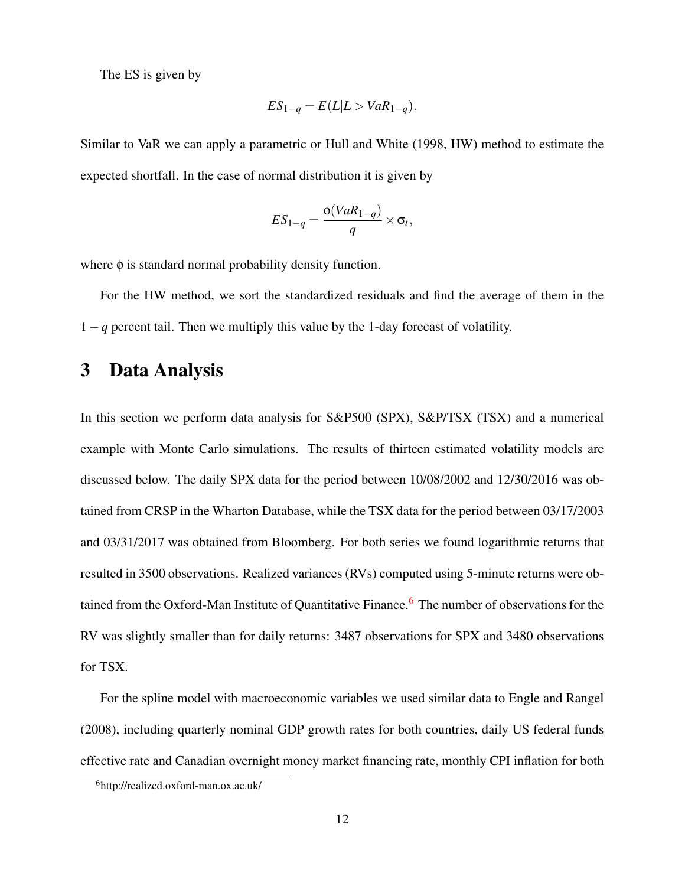The ES is given by

$$ES_{1-q} = E(L|L > VaR_{1-q}).$$

Similar to VaR we can apply a parametric or Hull and White (1998, HW) method to estimate the expected shortfall. In the case of normal distribution it is given by

$$ES_{1-q} = \frac{\phi(VaR_{1-q})}{q} \times \sigma_t,$$

where $\phi$ is standard normal probability density function.

For the HW method, we sort the standardized residuals and find the average of them in the $1-q$ percent tail. Then we multiply this value by the 1-day forecast of volatility.

# 3 Data Analysis

In this section we perform data analysis for S&P500 (SPX), S&P/TSX (TSX) and a numerical example with Monte Carlo simulations. The results of thirteen estimated volatility models are discussed below. The daily SPX data for the period between 10/08/2002 and 12/30/2016 was obtained from CRSP in the Wharton Database, while the TSX data for the period between 03/17/2003 and 03/31/2017 was obtained from Bloomberg. For both series we found logarithmic returns that resulted in 3500 observations. Realized variances (RVs) computed using 5-minute returns were obtained from the Oxford-Man Institute of Quantitative Finance.[6] The number of observations for the RV was slightly smaller than for daily returns: 3487 observations for SPX and 3480 observations for TSX.

For the spline model with macroeconomic variables we used similar data to Engle and Rangel (2008), including quarterly nominal GDP growth rates for both countries, daily US federal funds effective rate and Canadian overnight money market financing rate, monthly CPI inflation for both

[6] http://realized.oxford-man.ox.ac.uk/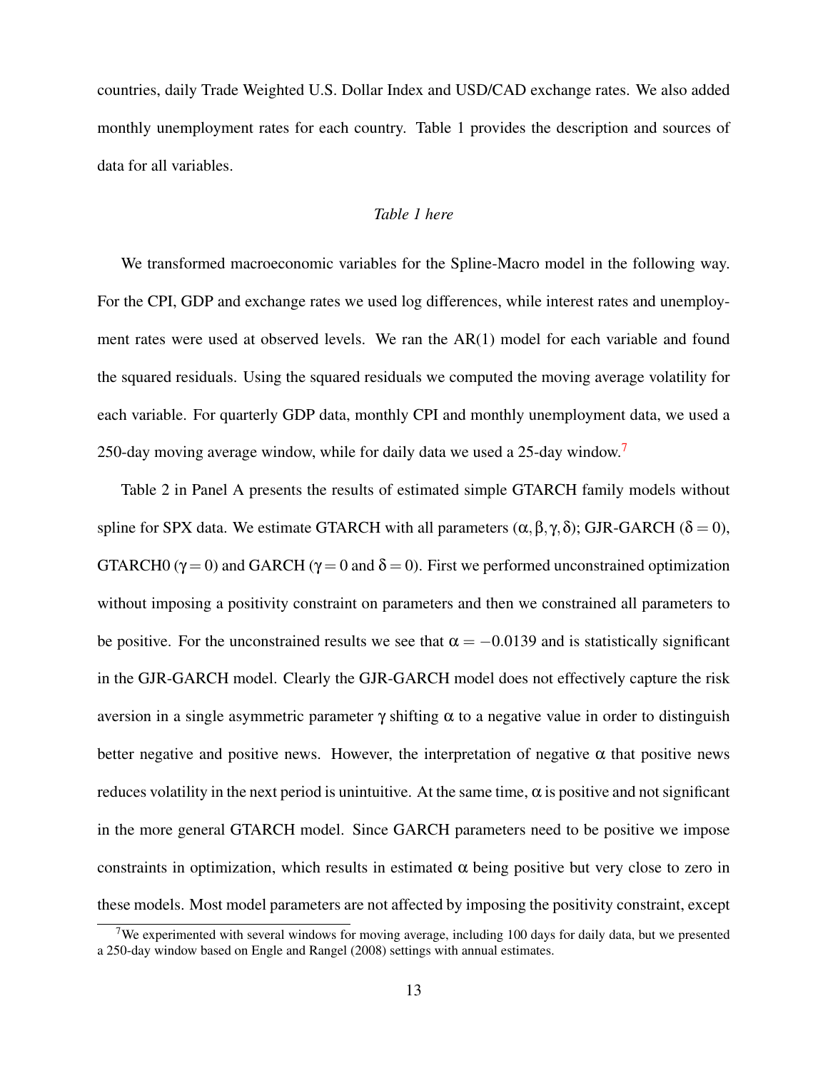countries, daily Trade Weighted U.S. Dollar Index and USD/CAD exchange rates. We also added monthly unemployment rates for each country. Table 1 provides the description and sources of data for all variables.

*Table 1 here*

We transformed macroeconomic variables for the Spline-Macro model in the following way. For the CPI, GDP and exchange rates we used log differences, while interest rates and unemployment rates were used at observed levels. We ran the AR(1) model for each variable and found the squared residuals. Using the squared residuals we computed the moving average volatility for each variable. For quarterly GDP data, monthly CPI and monthly unemployment data, we used a 250-day moving average window, while for daily data we used a 25-day window.[7]

Table 2 in Panel A presents the results of estimated simple GTARCH family models without spline for SPX data. We estimate GTARCH with all parameters $(\alpha, \beta, \gamma, \delta)$; GJR-GARCH $(\delta = 0)$, GTARCH0 $(\gamma = 0)$ and GARCH $(\gamma = 0$ and $\delta = 0)$. First we performed unconstrained optimization without imposing a positivity constraint on parameters and then we constrained all parameters to be positive. For the unconstrained results we see that $\alpha = -0.0139$ and is statistically significant in the GJR-GARCH model. Clearly the GJR-GARCH model does not effectively capture the risk aversion in a single asymmetric parameter $\gamma$ shifting $\alpha$ to a negative value in order to distinguish better negative and positive news. However, the interpretation of negative $\alpha$ that positive news reduces volatility in the next period is unintuitive. At the same time, $\alpha$ is positive and not significant in the more general GTARCH model. Since GARCH parameters need to be positive we impose constraints in optimization, which results in estimated $\alpha$ being positive but very close to zero in these models. Most model parameters are not affected by imposing the positivity constraint, except

[7] We experimented with several windows for moving average, including 100 days for daily data, but we presented a 250-day window based on Engle and Rangel (2008) settings with annual estimates.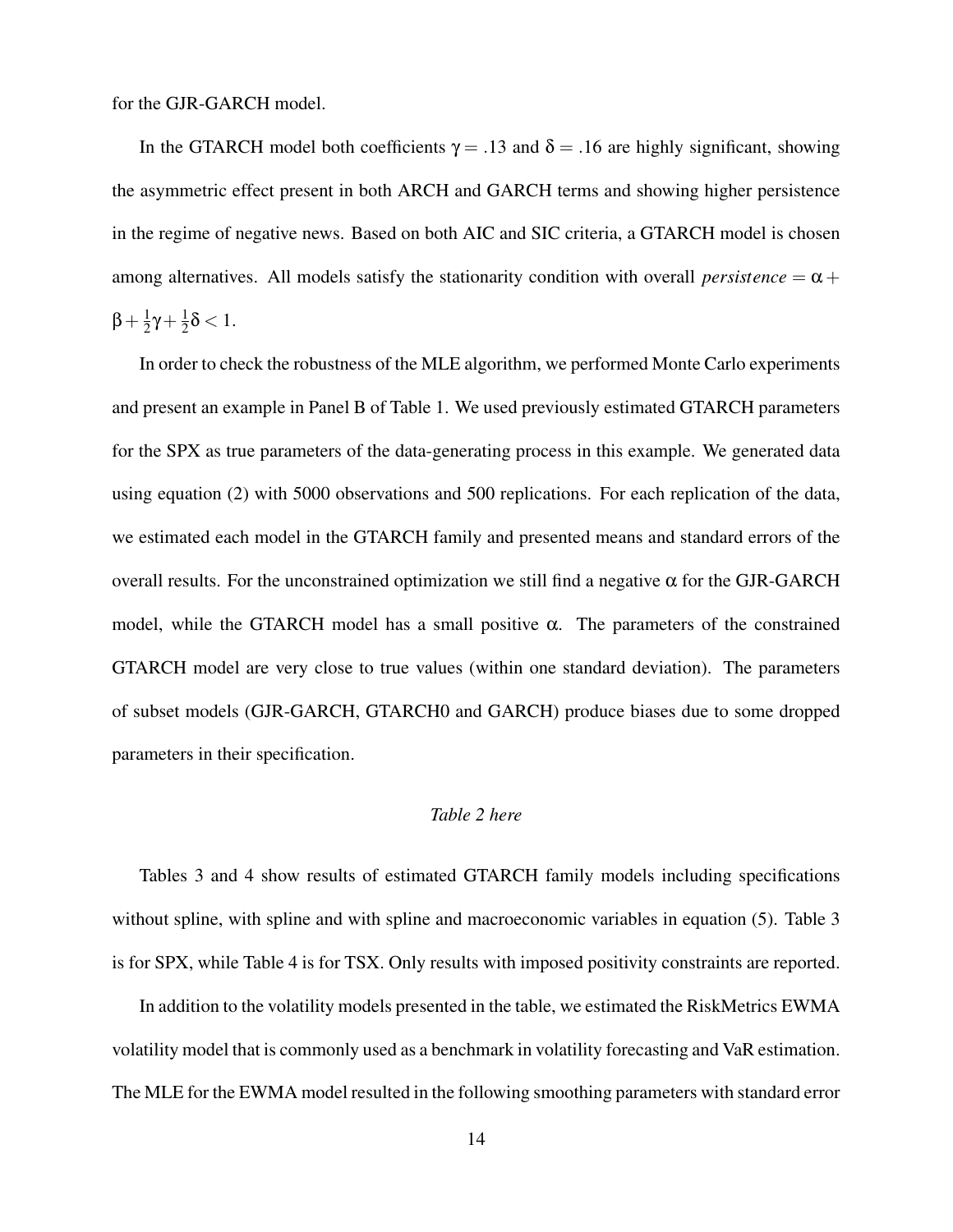for the GJR-GARCH model.

In the GTARCH model both coefficients $\gamma = .13$ and $\delta = .16$ are highly significant, showing the asymmetric effect present in both ARCH and GARCH terms and showing higher persistence in the regime of negative news. Based on both AIC and SIC criteria, a GTARCH model is chosen among alternatives. All models satisfy the stationarity condition with overall $persistence = \alpha + \beta + \frac{1}{2}\gamma + \frac{1}{2}\delta < 1$.

In order to check the robustness of the MLE algorithm, we performed Monte Carlo experiments and present an example in Panel B of Table 1. We used previously estimated GTARCH parameters for the SPX as true parameters of the data-generating process in this example. We generated data using equation (2) with 5000 observations and 500 replications. For each replication of the data, we estimated each model in the GTARCH family and presented means and standard errors of the overall results. For the unconstrained optimization we still find a negative $\alpha$ for the GJR-GARCH model, while the GTARCH model has a small positive $\alpha$. The parameters of the constrained GTARCH model are very close to true values (within one standard deviation). The parameters of subset models (GJR-GARCH, GTARCH0 and GARCH) produce biases due to some dropped parameters in their specification.

*Table 2 here*

Tables 3 and 4 show results of estimated GTARCH family models including specifications without spline, with spline and with spline and macroeconomic variables in equation (5). Table 3 is for SPX, while Table 4 is for TSX. Only results with imposed positivity constraints are reported.

In addition to the volatility models presented in the table, we estimated the RiskMetrics EWMA volatility model that is commonly used as a benchmark in volatility forecasting and VaR estimation. The MLE for the EWMA model resulted in the following smoothing parameters with standard error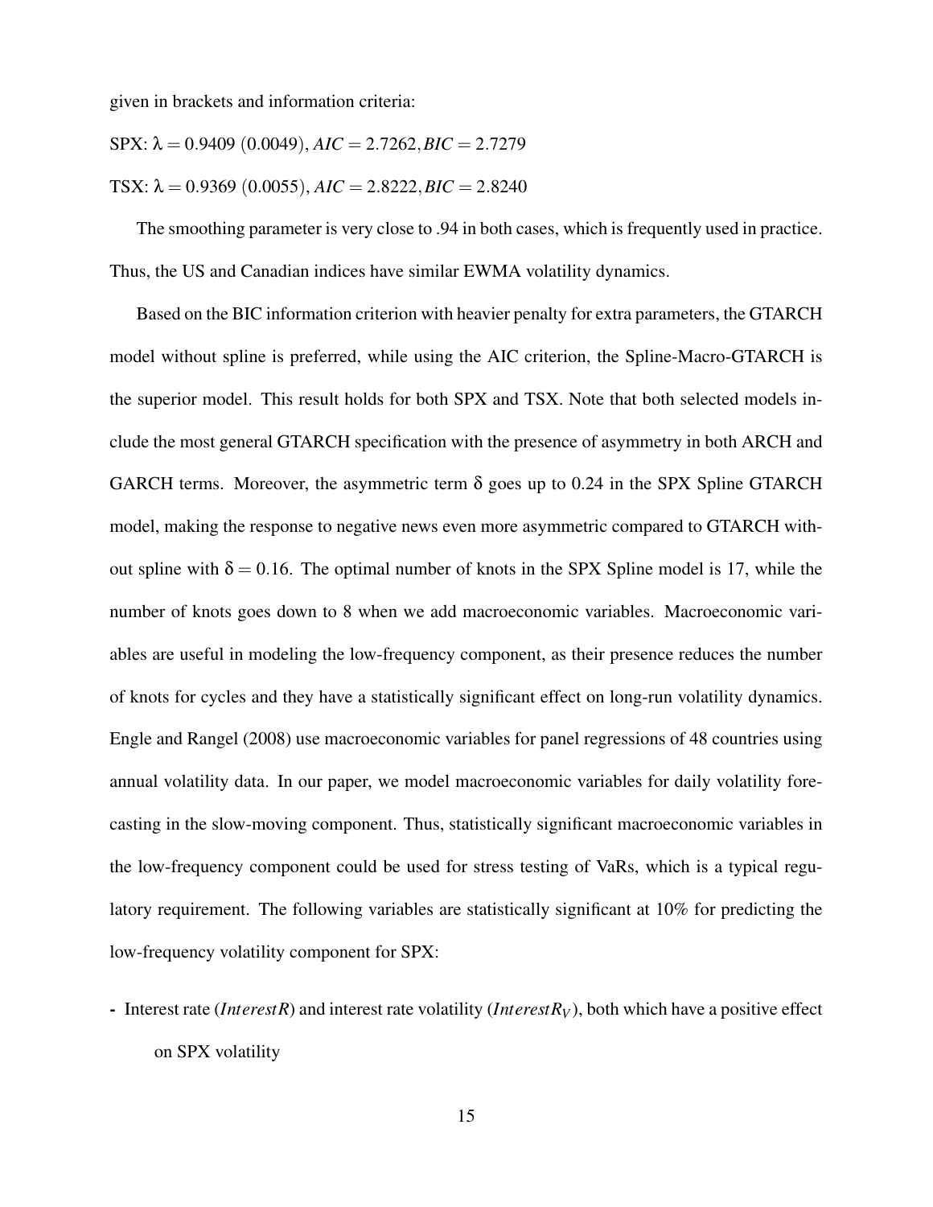given in brackets and information criteria:

SPX: $\lambda = 0.9409$ (0.0049), $AIC = 2.7262, BIC = 2.7279$

TSX: $\lambda = 0.9369$ (0.0055), $AIC = 2.8222, BIC = 2.8240$

The smoothing parameter is very close to .94 in both cases, which is frequently used in practice. Thus, the US and Canadian indices have similar EWMA volatility dynamics.

Based on the BIC information criterion with heavier penalty for extra parameters, the GTARCH model without spline is preferred, while using the AIC criterion, the Spline-Macro-GTARCH is the superior model. This result holds for both SPX and TSX. Note that both selected models include the most general GTARCH specification with the presence of asymmetry in both ARCH and GARCH terms. Moreover, the asymmetric term $\delta$ goes up to 0.24 in the SPX Spline GTARCH model, making the response to negative news even more asymmetric compared to GTARCH without spline with $\delta = 0.16$. The optimal number of knots in the SPX Spline model is 17, while the number of knots goes down to 8 when we add macroeconomic variables. Macroeconomic variables are useful in modeling the low-frequency component, as their presence reduces the number of knots for cycles and they have a statistically significant effect on long-run volatility dynamics. Engle and Rangel (2008) use macroeconomic variables for panel regressions of 48 countries using annual volatility data. In our paper, we model macroeconomic variables for daily volatility forecasting in the slow-moving component. Thus, statistically significant macroeconomic variables in the low-frequency component could be used for stress testing of VaRs, which is a typical regulatory requirement. The following variables are statistically significant at 10% for predicting the low-frequency volatility component for SPX:

- Interest rate ($InterestR$) and interest rate volatility ($InterestR_V$), both which have a positive effect on SPX volatility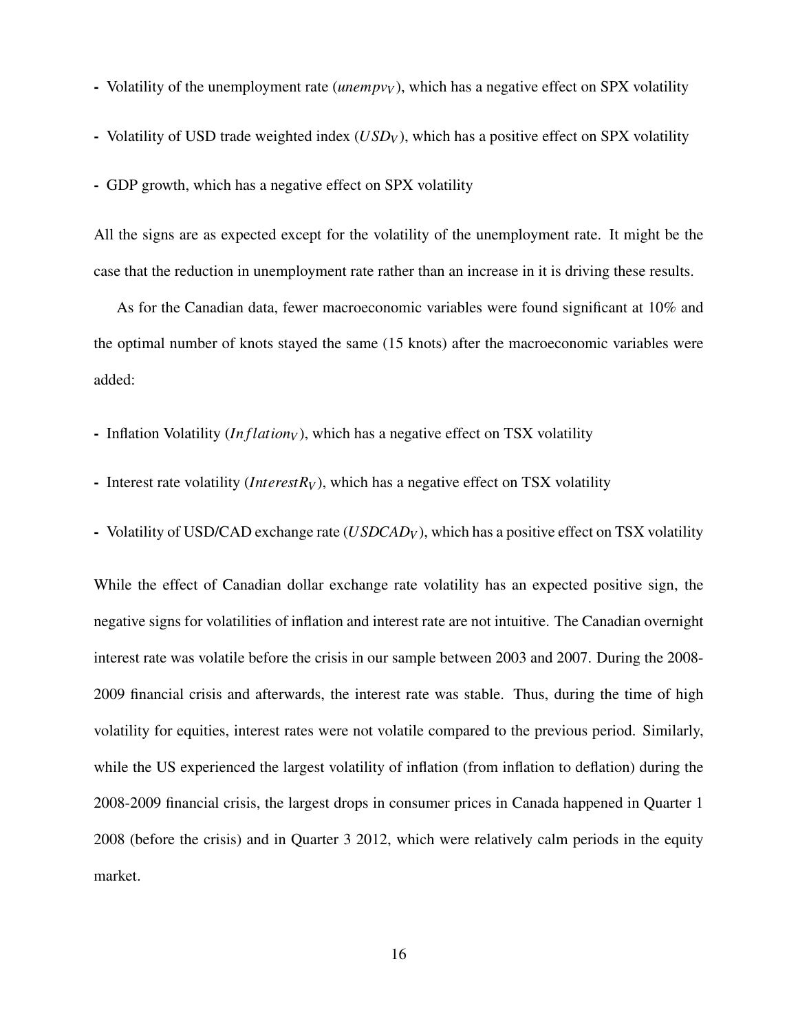- Volatility of the unemployment rate ($unempv_V$), which has a negative effect on SPX volatility

- Volatility of USD trade weighted index ($USD_V$), which has a positive effect on SPX volatility

- GDP growth, which has a negative effect on SPX volatility

All the signs are as expected except for the volatility of the unemployment rate. It might be the case that the reduction in unemployment rate rather than an increase in it is driving these results.

As for the Canadian data, fewer macroeconomic variables were found significant at 10% and the optimal number of knots stayed the same (15 knots) after the macroeconomic variables were added:

- Inflation Volatility ($Inflation_V$), which has a negative effect on TSX volatility

- Interest rate volatility ($InterestR_V$), which has a negative effect on TSX volatility

- Volatility of USD/CAD exchange rate ($USDCAD_V$), which has a positive effect on TSX volatility

While the effect of Canadian dollar exchange rate volatility has an expected positive sign, the negative signs for volatilities of inflation and interest rate are not intuitive. The Canadian overnight interest rate was volatile before the crisis in our sample between 2003 and 2007. During the 2008-2009 financial crisis and afterwards, the interest rate was stable. Thus, during the time of high volatility for equities, interest rates were not volatile compared to the previous period. Similarly, while the US experienced the largest volatility of inflation (from inflation to deflation) during the 2008-2009 financial crisis, the largest drops in consumer prices in Canada happened in Quarter 1 2008 (before the crisis) and in Quarter 3 2012, which were relatively calm periods in the equity market.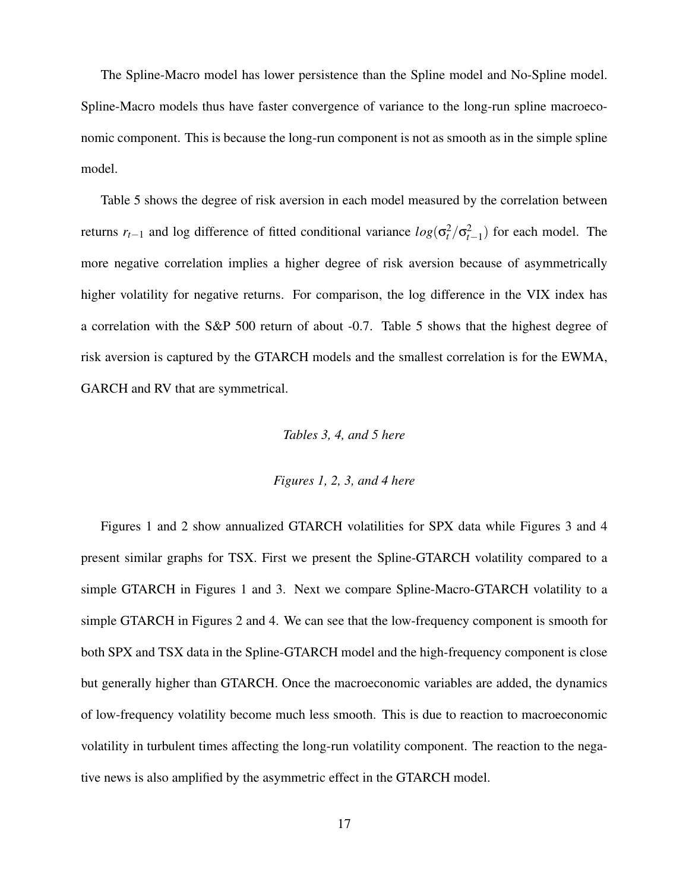The Spline-Macro model has lower persistence than the Spline model and No-Spline model. Spline-Macro models thus have faster convergence of variance to the long-run spline macroeconomic component. This is because the long-run component is not as smooth as in the simple spline model.

Table 5 shows the degree of risk aversion in each model measured by the correlation between returns $r_{t-1}$ and log difference of fitted conditional variance $log(\sigma_t^2/\sigma_{t-1}^2)$ for each model. The more negative correlation implies a higher degree of risk aversion because of asymmetrically higher volatility for negative returns. For comparison, the log difference in the VIX index has a correlation with the S&P 500 return of about -0.7. Table 5 shows that the highest degree of risk aversion is captured by the GTARCH models and the smallest correlation is for the EWMA, GARCH and RV that are symmetrical.

*Tables 3, 4, and 5 here*

*Figures 1, 2, 3, and 4 here*

Figures 1 and 2 show annualized GTARCH volatilities for SPX data while Figures 3 and 4 present similar graphs for TSX. First we present the Spline-GTARCH volatility compared to a simple GTARCH in Figures 1 and 3. Next we compare Spline-Macro-GTARCH volatility to a simple GTARCH in Figures 2 and 4. We can see that the low-frequency component is smooth for both SPX and TSX data in the Spline-GTARCH model and the high-frequency component is close but generally higher than GTARCH. Once the macroeconomic variables are added, the dynamics of low-frequency volatility become much less smooth. This is due to reaction to macroeconomic volatility in turbulent times affecting the long-run volatility component. The reaction to the negative news is also amplified by the asymmetric effect in the GTARCH model.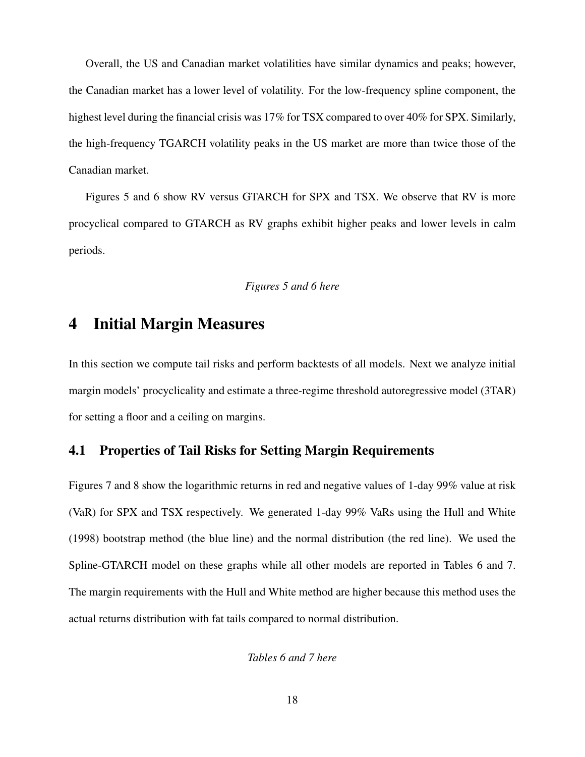Overall, the US and Canadian market volatilities have similar dynamics and peaks; however, the Canadian market has a lower level of volatility. For the low-frequency spline component, the highest level during the financial crisis was 17% for TSX compared to over 40% for SPX. Similarly, the high-frequency TGARCH volatility peaks in the US market are more than twice those of the Canadian market.

Figures 5 and 6 show RV versus GTARCH for SPX and TSX. We observe that RV is more procyclical compared to GTARCH as RV graphs exhibit higher peaks and lower levels in calm periods.

*Figures 5 and 6 here*

# 4 Initial Margin Measures

In this section we compute tail risks and perform backtests of all models. Next we analyze initial margin models' procyclicality and estimate a three-regime threshold autoregressive model (3TAR) for setting a floor and a ceiling on margins.

## 4.1 Properties of Tail Risks for Setting Margin Requirements

Figures 7 and 8 show the logarithmic returns in red and negative values of 1-day 99% value at risk (VaR) for SPX and TSX respectively. We generated 1-day 99% VaRs using the Hull and White (1998) bootstrap method (the blue line) and the normal distribution (the red line). We used the Spline-GTARCH model on these graphs while all other models are reported in Tables 6 and 7. The margin requirements with the Hull and White method are higher because this method uses the actual returns distribution with fat tails compared to normal distribution.

*Tables 6 and 7 here*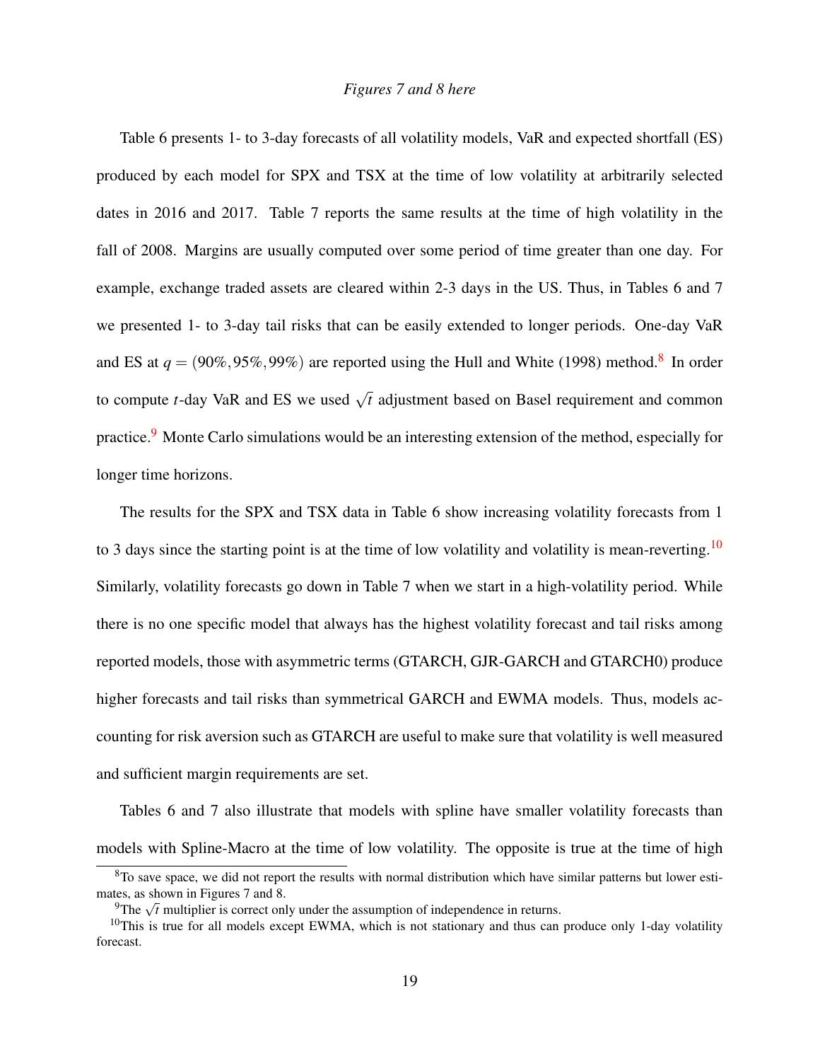*Figures 7 and 8 here*

Table 6 presents 1- to 3-day forecasts of all volatility models, VaR and expected shortfall (ES) produced by each model for SPX and TSX at the time of low volatility at arbitrarily selected dates in 2016 and 2017. Table 7 reports the same results at the time of high volatility in the fall of 2008. Margins are usually computed over some period of time greater than one day. For example, exchange traded assets are cleared within 2-3 days in the US. Thus, in Tables 6 and 7 we presented 1- to 3-day tail risks that can be easily extended to longer periods. One-day VaR and ES at $q = (90\%, 95\%, 99\%)$ are reported using the Hull and White (1998) method.[8] In order to compute $t$-day VaR and ES we used $\sqrt{t}$ adjustment based on Basel requirement and common practice.[9] Monte Carlo simulations would be an interesting extension of the method, especially for longer time horizons.

The results for the SPX and TSX data in Table 6 show increasing volatility forecasts from 1 to 3 days since the starting point is at the time of low volatility and volatility is mean-reverting.[10] Similarly, volatility forecasts go down in Table 7 when we start in a high-volatility period. While there is no one specific model that always has the highest volatility forecast and tail risks among reported models, those with asymmetric terms (GTARCH, GJR-GARCH and GTARCH0) produce higher forecasts and tail risks than symmetrical GARCH and EWMA models. Thus, models accounting for risk aversion such as GTARCH are useful to make sure that volatility is well measured and sufficient margin requirements are set.

Tables 6 and 7 also illustrate that models with spline have smaller volatility forecasts than models with Spline-Macro at the time of low volatility. The opposite is true at the time of high

---

[8] To save space, we did not report the results with normal distribution which have similar patterns but lower estimates, as shown in Figures 7 and 8.

[9] The $\sqrt{t}$ multiplier is correct only under the assumption of independence in returns.

[10] This is true for all models except EWMA, which is not stationary and thus can produce only 1-day volatility forecast.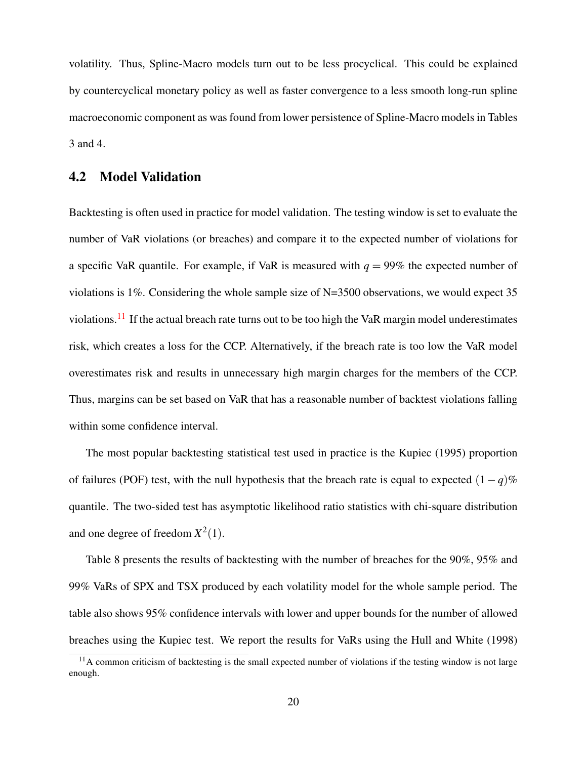volatility. Thus, Spline-Macro models turn out to be less procyclical. This could be explained by countercyclical monetary policy as well as faster convergence to a less smooth long-run spline macroeconomic component as was found from lower persistence of Spline-Macro models in Tables 3 and 4.

## 4.2 Model Validation

Backtesting is often used in practice for model validation. The testing window is set to evaluate the number of VaR violations (or breaches) and compare it to the expected number of violations for a specific VaR quantile. For example, if VaR is measured with $q = 99\%$ the expected number of violations is 1%. Considering the whole sample size of N=3500 observations, we would expect 35 violations.[11] If the actual breach rate turns out to be too high the VaR margin model underestimates risk, which creates a loss for the CCP. Alternatively, if the breach rate is too low the VaR model overestimates risk and results in unnecessary high margin charges for the members of the CCP. Thus, margins can be set based on VaR that has a reasonable number of backtest violations falling within some confidence interval.

The most popular backtesting statistical test used in practice is the Kupiec (1995) proportion of failures (POF) test, with the null hypothesis that the breach rate is equal to expected $(1-q)\%$ quantile. The two-sided test has asymptotic likelihood ratio statistics with chi-square distribution and one degree of freedom $X^2(1)$.

Table 8 presents the results of backtesting with the number of breaches for the 90%, 95% and 99% VaRs of SPX and TSX produced by each volatility model for the whole sample period. The table also shows 95% confidence intervals with lower and upper bounds for the number of allowed breaches using the Kupiec test. We report the results for VaRs using the Hull and White (1998)

[11] A common criticism of backtesting is the small expected number of violations if the testing window is not large enough.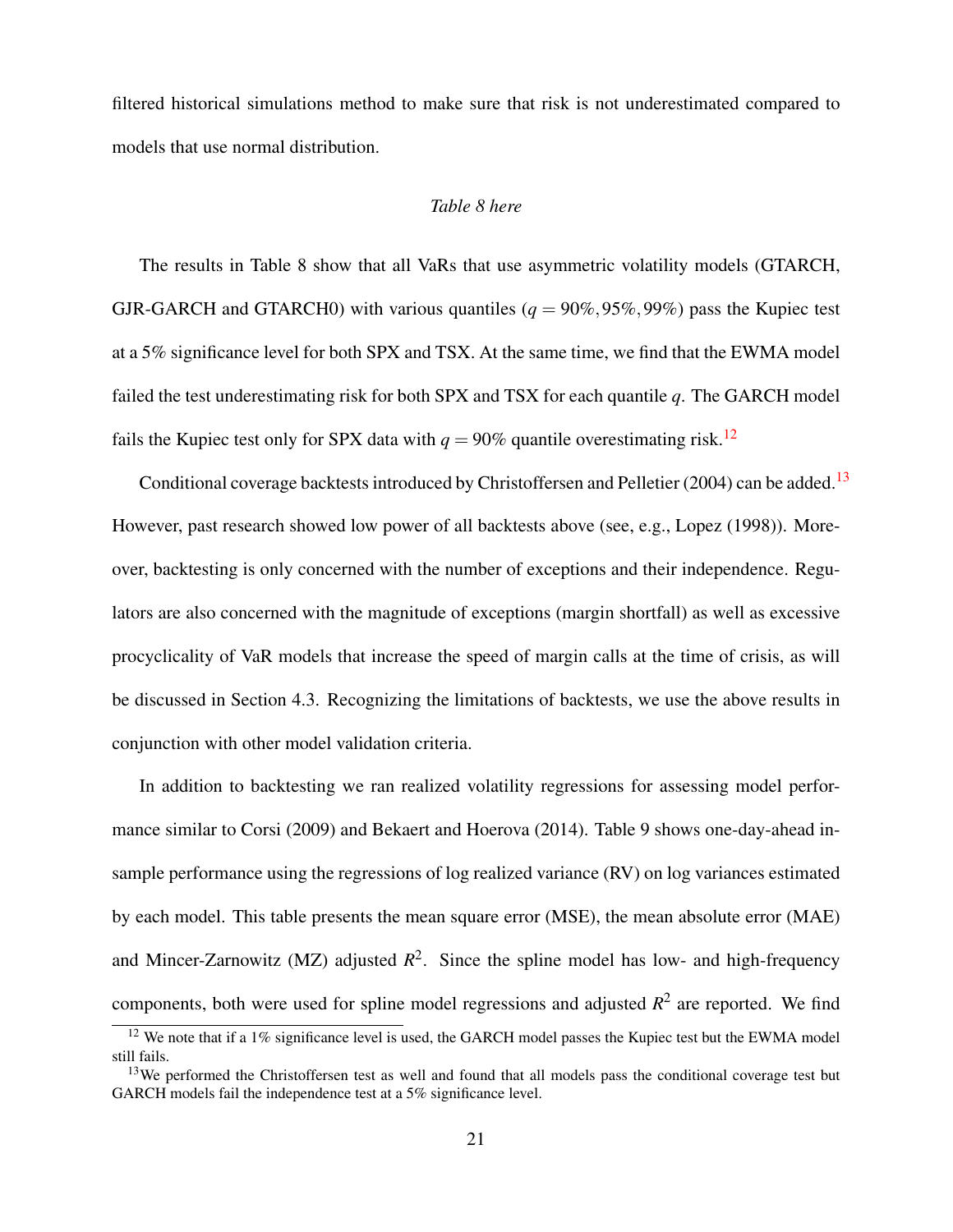filtered historical simulations method to make sure that risk is not underestimated compared to models that use normal distribution.

*Table 8 here*

The results in Table 8 show that all VaRs that use asymmetric volatility models (GTARCH, GJR-GARCH and GTARCH0) with various quantiles ($q = 90\%, 95\%, 99\%$) pass the Kupiec test at a 5% significance level for both SPX and TSX. At the same time, we find that the EWMA model failed the test underestimating risk for both SPX and TSX for each quantile $q$. The GARCH model fails the Kupiec test only for SPX data with $q = 90\%$ quantile overestimating risk.[12]

Conditional coverage backtests introduced by Christoffersen and Pelletier (2004) can be added.[13] However, past research showed low power of all backtests above (see, e.g., Lopez (1998)). Moreover, backtesting is only concerned with the number of exceptions and their independence. Regulators are also concerned with the magnitude of exceptions (margin shortfall) as well as excessive procyclicality of VaR models that increase the speed of margin calls at the time of crisis, as will be discussed in Section 4.3. Recognizing the limitations of backtests, we use the above results in conjunction with other model validation criteria.

In addition to backtesting we ran realized volatility regressions for assessing model performance similar to Corsi (2009) and Bekaert and Hoerova (2014). Table 9 shows one-day-ahead in-sample performance using the regressions of log realized variance (RV) on log variances estimated by each model. This table presents the mean square error (MSE), the mean absolute error (MAE) and Mincer-Zarnowitz (MZ) adjusted $R^2$. Since the spline model has low- and high-frequency components, both were used for spline model regressions and adjusted $R^2$ are reported. We find

[12] We note that if a 1% significance level is used, the GARCH model passes the Kupiec test but the EWMA model still fails.

[13] We performed the Christoffersen test as well and found that all models pass the conditional coverage test but GARCH models fail the independence test at a 5% significance level.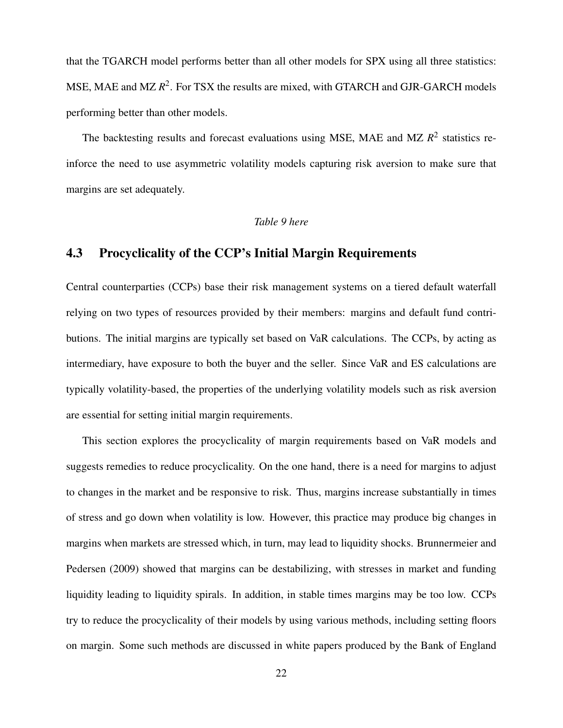that the TGARCH model performs better than all other models for SPX using all three statistics: MSE, MAE and MZ $R^2$. For TSX the results are mixed, with GTARCH and GJR-GARCH models performing better than other models.

The backtesting results and forecast evaluations using MSE, MAE and MZ $R^2$ statistics reinforce the need to use asymmetric volatility models capturing risk aversion to make sure that margins are set adequately.

*Table 9 here*

## 4.3 Procyclicality of the CCP's Initial Margin Requirements

Central counterparties (CCPs) base their risk management systems on a tiered default waterfall relying on two types of resources provided by their members: margins and default fund contributions. The initial margins are typically set based on VaR calculations. The CCPs, by acting as intermediary, have exposure to both the buyer and the seller. Since VaR and ES calculations are typically volatility-based, the properties of the underlying volatility models such as risk aversion are essential for setting initial margin requirements.

This section explores the procyclicality of margin requirements based on VaR models and suggests remedies to reduce procyclicality. On the one hand, there is a need for margins to adjust to changes in the market and be responsive to risk. Thus, margins increase substantially in times of stress and go down when volatility is low. However, this practice may produce big changes in margins when markets are stressed which, in turn, may lead to liquidity shocks. Brunnermeier and Pedersen (2009) showed that margins can be destabilizing, with stresses in market and funding liquidity leading to liquidity spirals. In addition, in stable times margins may be too low. CCPs try to reduce the procyclicality of their models by using various methods, including setting floors on margin. Some such methods are discussed in white papers produced by the Bank of England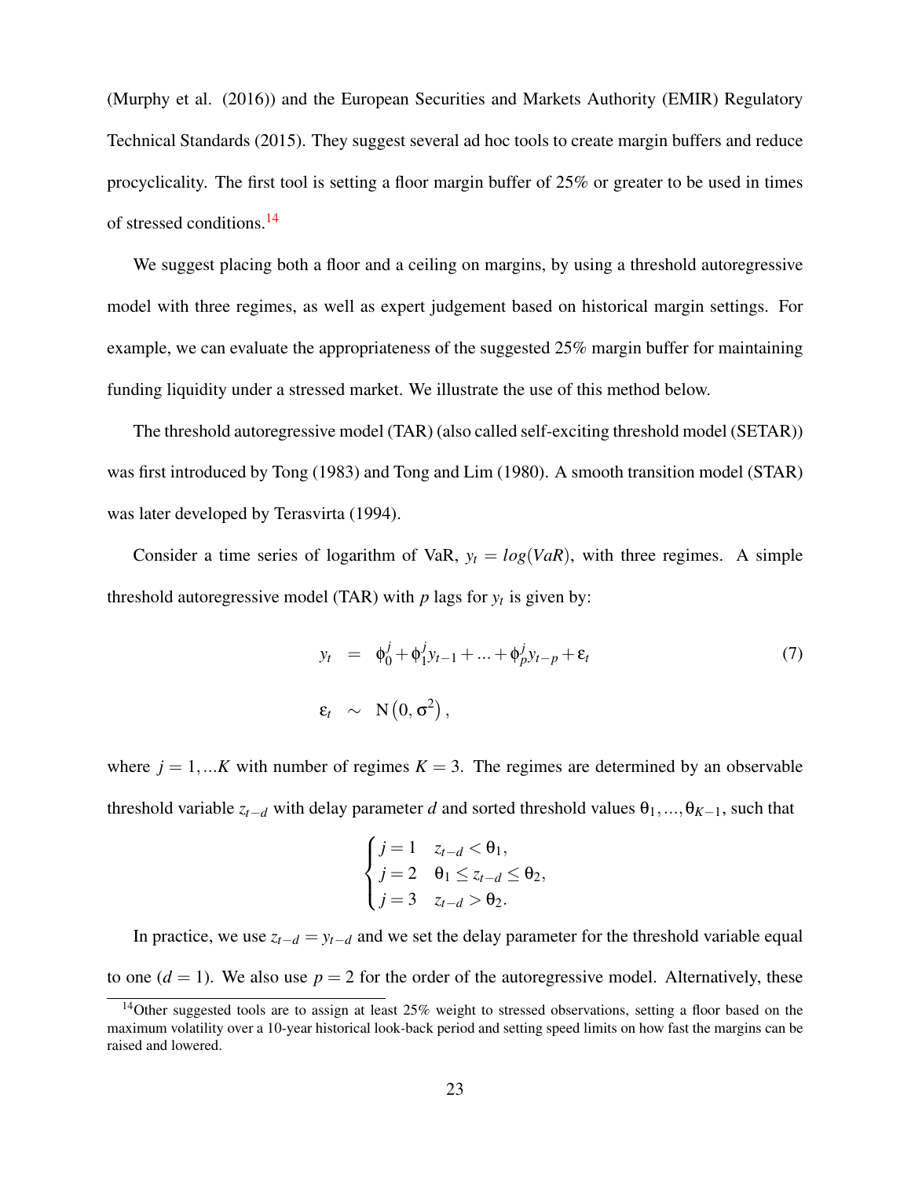(Murphy et al. (2016)) and the European Securities and Markets Authority (EMIR) Regulatory Technical Standards (2015). They suggest several ad hoc tools to create margin buffers and reduce procyclicality. The first tool is setting a floor margin buffer of 25% or greater to be used in times of stressed conditions.[14]

We suggest placing both a floor and a ceiling on margins, by using a threshold autoregressive model with three regimes, as well as expert judgement based on historical margin settings. For example, we can evaluate the appropriateness of the suggested 25% margin buffer for maintaining funding liquidity under a stressed market. We illustrate the use of this method below.

The threshold autoregressive model (TAR) (also called self-exciting threshold model (SETAR)) was first introduced by Tong (1983) and Tong and Lim (1980). A smooth transition model (STAR) was later developed by Terasvirta (1994).

Consider a time series of logarithm of VaR, $y_t = log(VaR)$, with three regimes. A simple threshold autoregressive model (TAR) with $p$ lags for $y_t$ is given by:

$$
\begin{aligned}
y_t &= \phi_0^j + \phi_1^j y_{t-1} + \ldots + \phi_p^j y_{t-p} + \varepsilon_t \qquad (7) \\
\varepsilon_t &\sim N\left(0, \sigma^2\right),
\end{aligned}
$$

where $j = 1, \ldots K$ with number of regimes $K = 3$. The regimes are determined by an observable threshold variable $z_{t-d}$ with delay parameter $d$ and sorted threshold values $\theta_1, \ldots, \theta_{K-1}$, such that

$$
\begin{cases}
j = 1 & z_{t-d} < \theta_1, \\
j = 2 & \theta_1 \leq z_{t-d} \leq \theta_2, \\
j = 3 & z_{t-d} > \theta_2.
\end{cases}
$$

In practice, we use $z_{t-d} = y_{t-d}$ and we set the delay parameter for the threshold variable equal to one ($d = 1$). We also use $p = 2$ for the order of the autoregressive model. Alternatively, these

[14] Other suggested tools are to assign at least 25% weight to stressed observations, setting a floor based on the maximum volatility over a 10-year historical look-back period and setting speed limits on how fast the margins can be raised and lowered.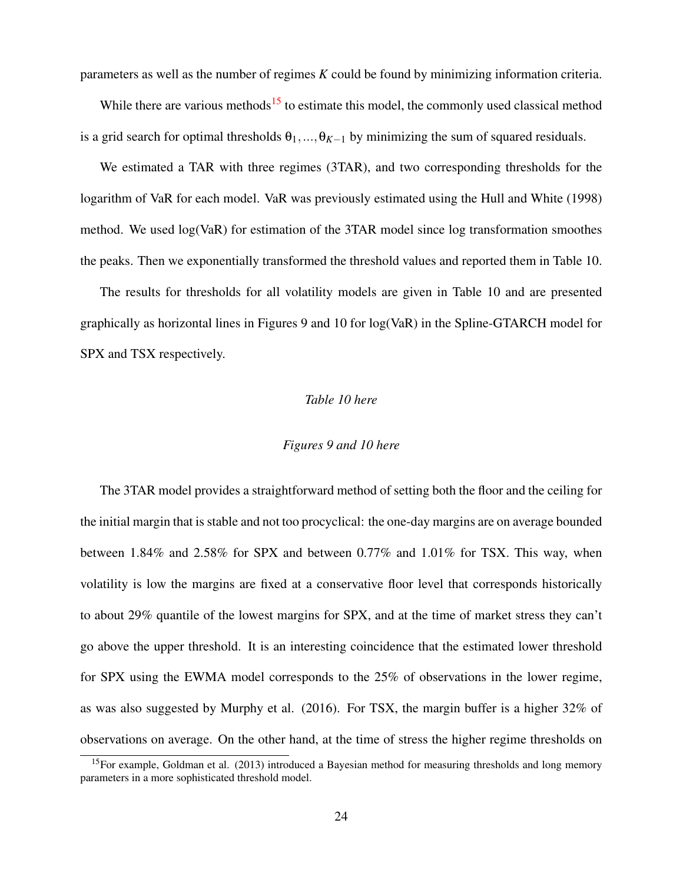parameters as well as the number of regimes $K$ could be found by minimizing information criteria.

While there are various methods[15] to estimate this model, the commonly used classical method is a grid search for optimal thresholds $\theta_1, ..., \theta_{K-1}$ by minimizing the sum of squared residuals.

We estimated a TAR with three regimes (3TAR), and two corresponding thresholds for the logarithm of VaR for each model. VaR was previously estimated using the Hull and White (1998) method. We used log(VaR) for estimation of the 3TAR model since log transformation smoothes the peaks. Then we exponentially transformed the threshold values and reported them in Table 10.

The results for thresholds for all volatility models are given in Table 10 and are presented graphically as horizontal lines in Figures 9 and 10 for log(VaR) in the Spline-GTARCH model for SPX and TSX respectively.

*Table 10 here*

*Figures 9 and 10 here*

The 3TAR model provides a straightforward method of setting both the floor and the ceiling for the initial margin that is stable and not too procyclical: the one-day margins are on average bounded between 1.84% and 2.58% for SPX and between 0.77% and 1.01% for TSX. This way, when volatility is low the margins are fixed at a conservative floor level that corresponds historically to about 29% quantile of the lowest margins for SPX, and at the time of market stress they can't go above the upper threshold. It is an interesting coincidence that the estimated lower threshold for SPX using the EWMA model corresponds to the 25% of observations in the lower regime, as was also suggested by Murphy et al. (2016). For TSX, the margin buffer is a higher 32% of observations on average. On the other hand, at the time of stress the higher regime thresholds on

[15] For example, Goldman et al. (2013) introduced a Bayesian method for measuring thresholds and long memory parameters in a more sophisticated threshold model.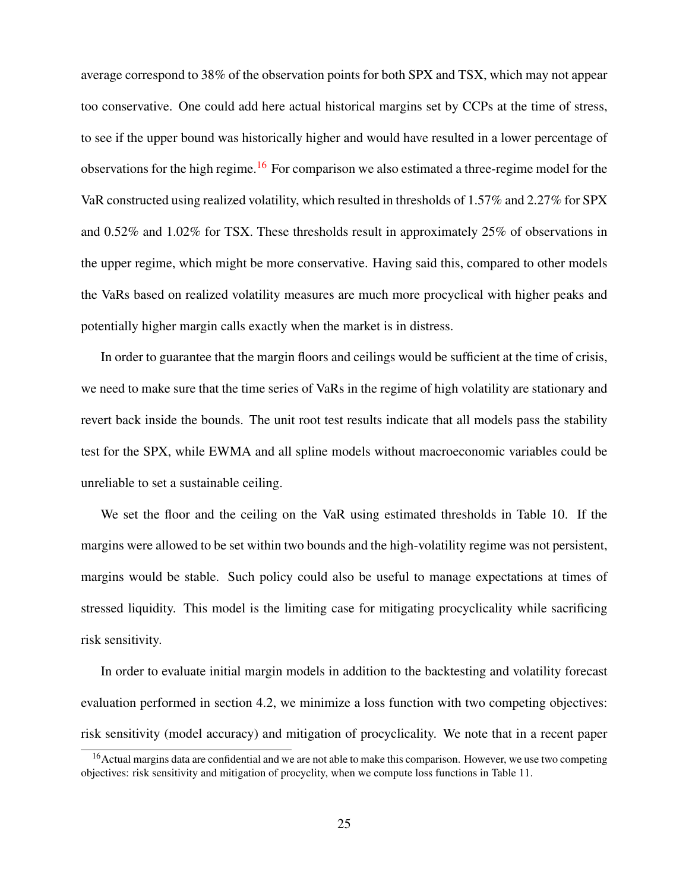average correspond to 38% of the observation points for both SPX and TSX, which may not appear too conservative. One could add here actual historical margins set by CCPs at the time of stress, to see if the upper bound was historically higher and would have resulted in a lower percentage of observations for the high regime.[16] For comparison we also estimated a three-regime model for the VaR constructed using realized volatility, which resulted in thresholds of 1.57% and 2.27% for SPX and 0.52% and 1.02% for TSX. These thresholds result in approximately 25% of observations in the upper regime, which might be more conservative. Having said this, compared to other models the VaRs based on realized volatility measures are much more procyclical with higher peaks and potentially higher margin calls exactly when the market is in distress.

In order to guarantee that the margin floors and ceilings would be sufficient at the time of crisis, we need to make sure that the time series of VaRs in the regime of high volatility are stationary and revert back inside the bounds. The unit root test results indicate that all models pass the stability test for the SPX, while EWMA and all spline models without macroeconomic variables could be unreliable to set a sustainable ceiling.

We set the floor and the ceiling on the VaR using estimated thresholds in Table 10. If the margins were allowed to be set within two bounds and the high-volatility regime was not persistent, margins would be stable. Such policy could also be useful to manage expectations at times of stressed liquidity. This model is the limiting case for mitigating procyclicality while sacrificing risk sensitivity.

In order to evaluate initial margin models in addition to the backtesting and volatility forecast evaluation performed in section 4.2, we minimize a loss function with two competing objectives: risk sensitivity (model accuracy) and mitigation of procyclicality. We note that in a recent paper

[16] Actual margins data are confidential and we are not able to make this comparison. However, we use two competing objectives: risk sensitivity and mitigation of procyclity, when we compute loss functions in Table 11.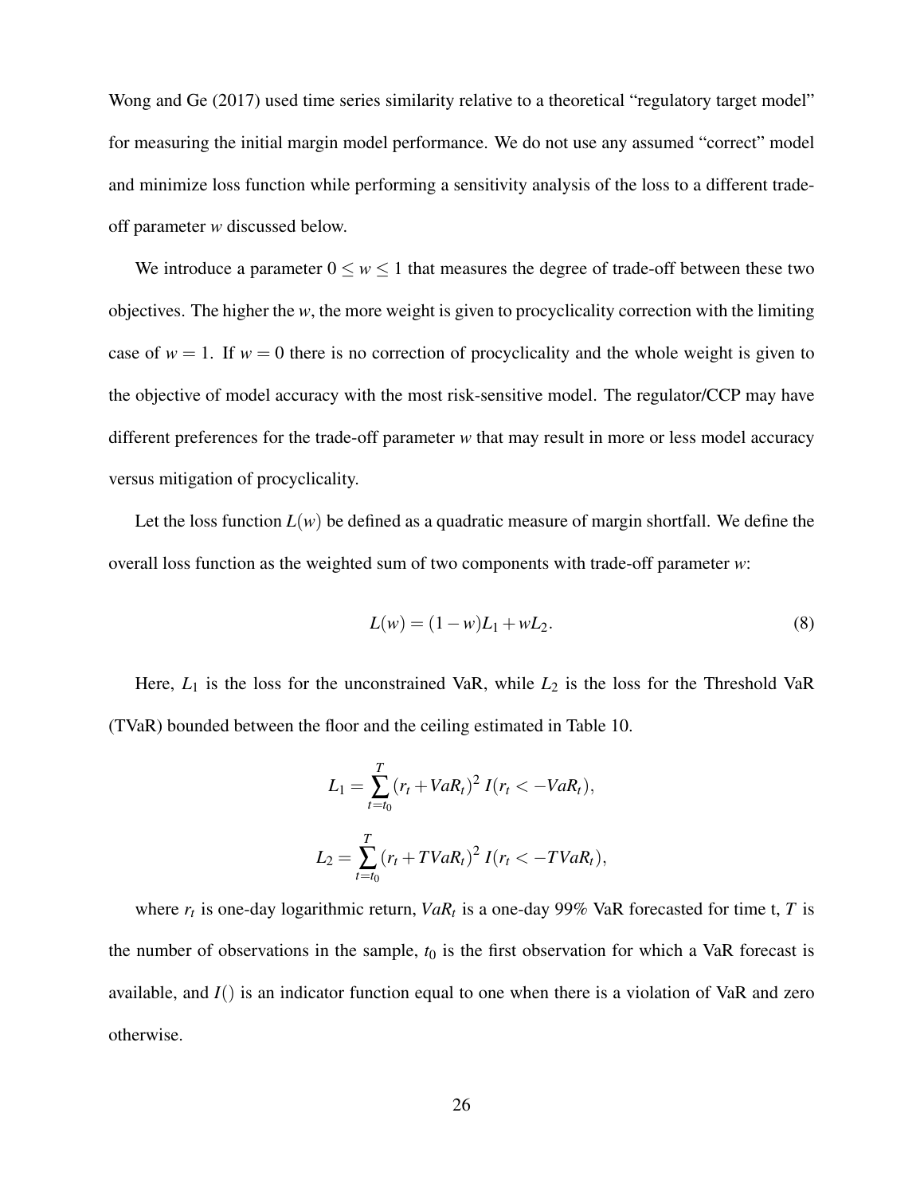Wong and Ge (2017) used time series similarity relative to a theoretical "regulatory target model" for measuring the initial margin model performance. We do not use any assumed "correct" model and minimize loss function while performing a sensitivity analysis of the loss to a different trade-off parameter $w$ discussed below.

We introduce a parameter $0 \leq w \leq 1$ that measures the degree of trade-off between these two objectives. The higher the $w$, the more weight is given to procyclicality correction with the limiting case of $w = 1$. If $w = 0$ there is no correction of procyclicality and the whole weight is given to the objective of model accuracy with the most risk-sensitive model. The regulator/CCP may have different preferences for the trade-off parameter $w$ that may result in more or less model accuracy versus mitigation of procyclicality.

Let the loss function $L(w)$ be defined as a quadratic measure of margin shortfall. We define the overall loss function as the weighted sum of two components with trade-off parameter $w$:

$$L(w) = (1 - w)L_1 + wL_2. \tag{8}$$

Here, $L_1$ is the loss for the unconstrained VaR, while $L_2$ is the loss for the Threshold VaR (TVaR) bounded between the floor and the ceiling estimated in Table 10.

$$L_1 = \sum_{t=t_0}^{T} (r_t + VaR_t)^2 \, I(r_t < -VaR_t),$$

$$L_2 = \sum_{t=t_0}^{T} (r_t + TVaR_t)^2 \, I(r_t < -TVaR_t),$$

where $r_t$ is one-day logarithmic return, $VaR_t$ is a one-day 99% VaR forecasted for time t, $T$ is the number of observations in the sample, $t_0$ is the first observation for which a VaR forecast is available, and $I()$ is an indicator function equal to one when there is a violation of VaR and zero otherwise.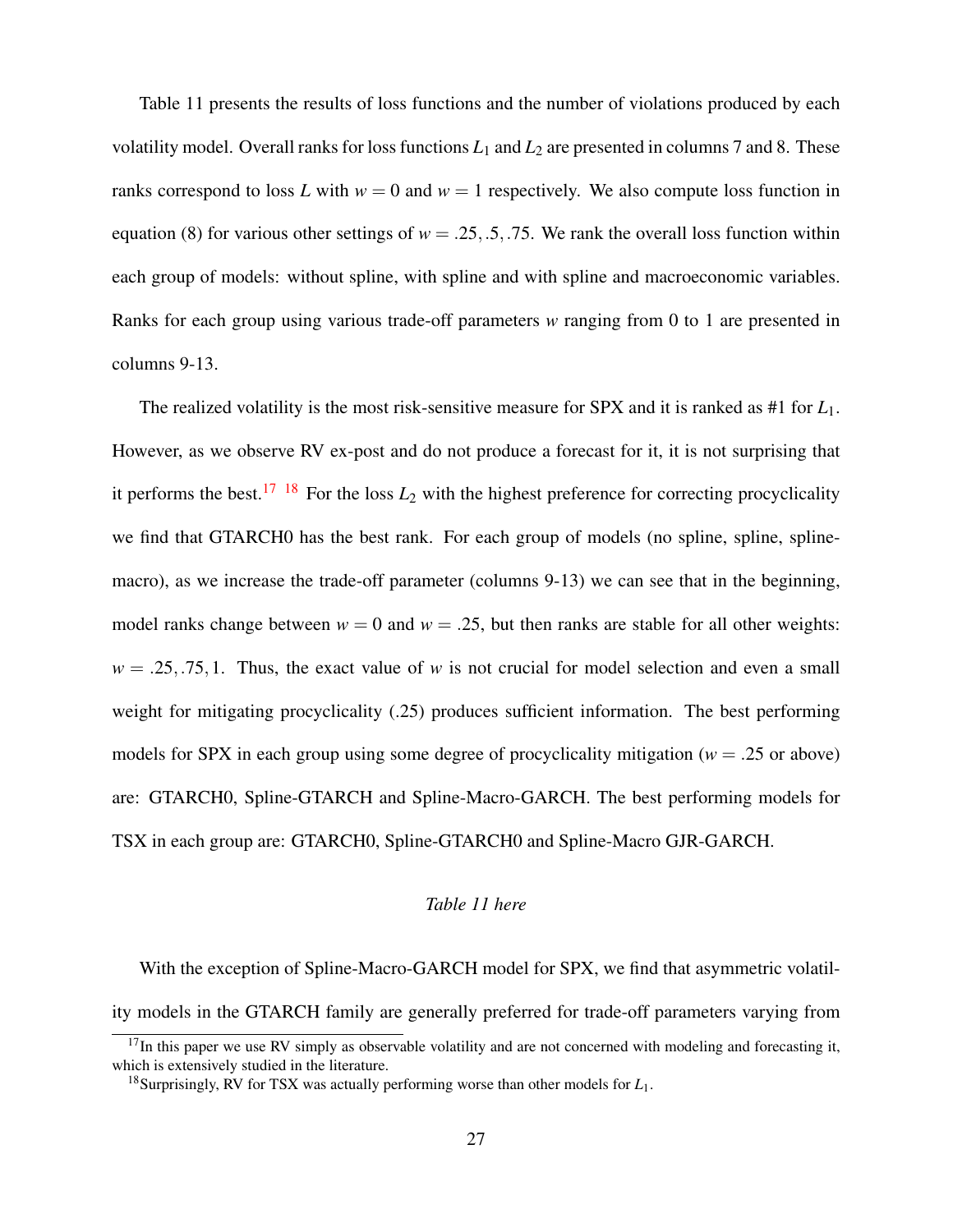Table 11 presents the results of loss functions and the number of violations produced by each volatility model. Overall ranks for loss functions $L_1$ and $L_2$ are presented in columns 7 and 8. These ranks correspond to loss $L$ with $w = 0$ and $w = 1$ respectively. We also compute loss function in equation (8) for various other settings of $w = .25, .5, .75$. We rank the overall loss function within each group of models: without spline, with spline and with spline and macroeconomic variables. Ranks for each group using various trade-off parameters $w$ ranging from 0 to 1 are presented in columns 9-13.

The realized volatility is the most risk-sensitive measure for SPX and it is ranked as #1 for $L_1$. However, as we observe RV ex-post and do not produce a forecast for it, it is not surprising that it performs the best.[17] [18] For the loss $L_2$ with the highest preference for correcting procyclicality we find that GTARCH0 has the best rank. For each group of models (no spline, spline, spline-macro), as we increase the trade-off parameter (columns 9-13) we can see that in the beginning, model ranks change between $w = 0$ and $w = .25$, but then ranks are stable for all other weights: $w = .25, .75, 1$. Thus, the exact value of $w$ is not crucial for model selection and even a small weight for mitigating procyclicality (.25) produces sufficient information. The best performing models for SPX in each group using some degree of procyclicality mitigation ($w = .25$ or above) are: GTARCH0, Spline-GTARCH and Spline-Macro-GARCH. The best performing models for TSX in each group are: GTARCH0, Spline-GTARCH0 and Spline-Macro GJR-GARCH.

*Table 11 here*

With the exception of Spline-Macro-GARCH model for SPX, we find that asymmetric volatility models in the GTARCH family are generally preferred for trade-off parameters varying from

[17] In this paper we use RV simply as observable volatility and are not concerned with modeling and forecasting it, which is extensively studied in the literature.

[18] Surprisingly, RV for TSX was actually performing worse than other models for $L_1$.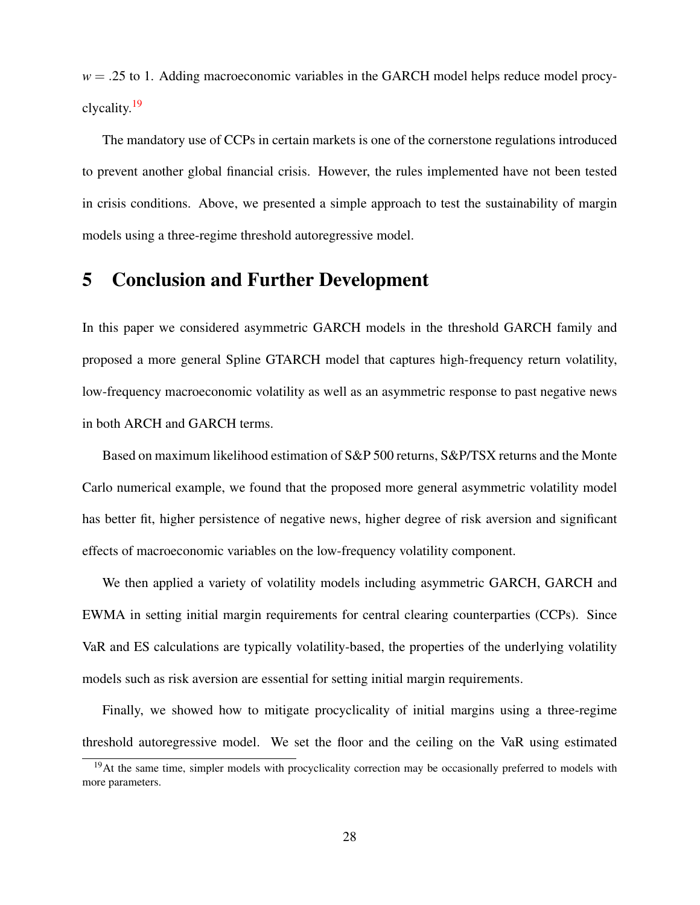$w = .25$ to 1. Adding macroeconomic variables in the GARCH model helps reduce model procyclicality.[19]

The mandatory use of CCPs in certain markets is one of the cornerstone regulations introduced to prevent another global financial crisis. However, the rules implemented have not been tested in crisis conditions. Above, we presented a simple approach to test the sustainability of margin models using a three-regime threshold autoregressive model.

# 5 Conclusion and Further Development

In this paper we considered asymmetric GARCH models in the threshold GARCH family and proposed a more general Spline GTARCH model that captures high-frequency return volatility, low-frequency macroeconomic volatility as well as an asymmetric response to past negative news in both ARCH and GARCH terms.

Based on maximum likelihood estimation of S&P 500 returns, S&P/TSX returns and the Monte Carlo numerical example, we found that the proposed more general asymmetric volatility model has better fit, higher persistence of negative news, higher degree of risk aversion and significant effects of macroeconomic variables on the low-frequency volatility component.

We then applied a variety of volatility models including asymmetric GARCH, GARCH and EWMA in setting initial margin requirements for central clearing counterparties (CCPs). Since VaR and ES calculations are typically volatility-based, the properties of the underlying volatility models such as risk aversion are essential for setting initial margin requirements.

Finally, we showed how to mitigate procyclicality of initial margins using a three-regime threshold autoregressive model. We set the floor and the ceiling on the VaR using estimated

[19] At the same time, simpler models with procyclicality correction may be occasionally preferred to models with more parameters.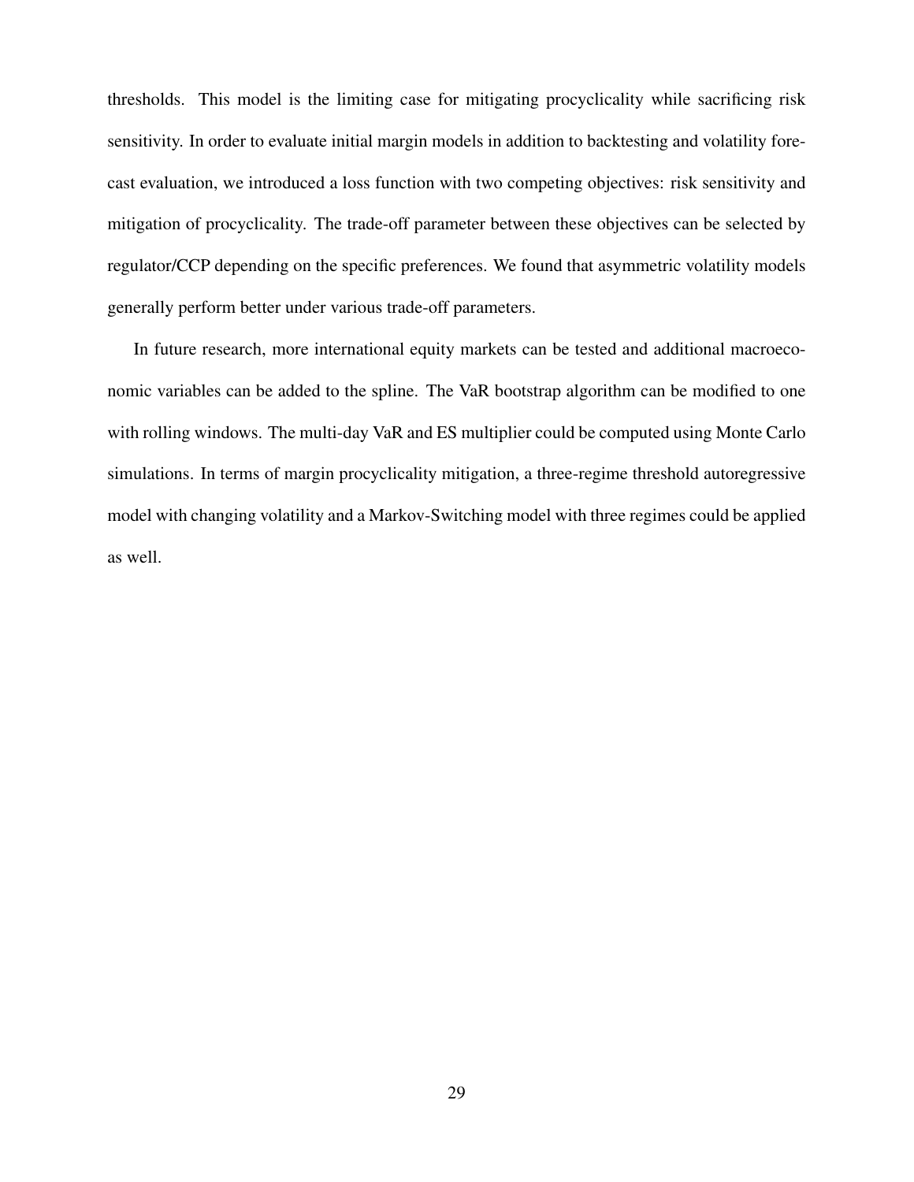thresholds. This model is the limiting case for mitigating procyclicality while sacrificing risk sensitivity. In order to evaluate initial margin models in addition to backtesting and volatility forecast evaluation, we introduced a loss function with two competing objectives: risk sensitivity and mitigation of procyclicality. The trade-off parameter between these objectives can be selected by regulator/CCP depending on the specific preferences. We found that asymmetric volatility models generally perform better under various trade-off parameters.

In future research, more international equity markets can be tested and additional macroeconomic variables can be added to the spline. The VaR bootstrap algorithm can be modified to one with rolling windows. The multi-day VaR and ES multiplier could be computed using Monte Carlo simulations. In terms of margin procyclicality mitigation, a three-regime threshold autoregressive model with changing volatility and a Markov-Switching model with three regimes could be applied as well.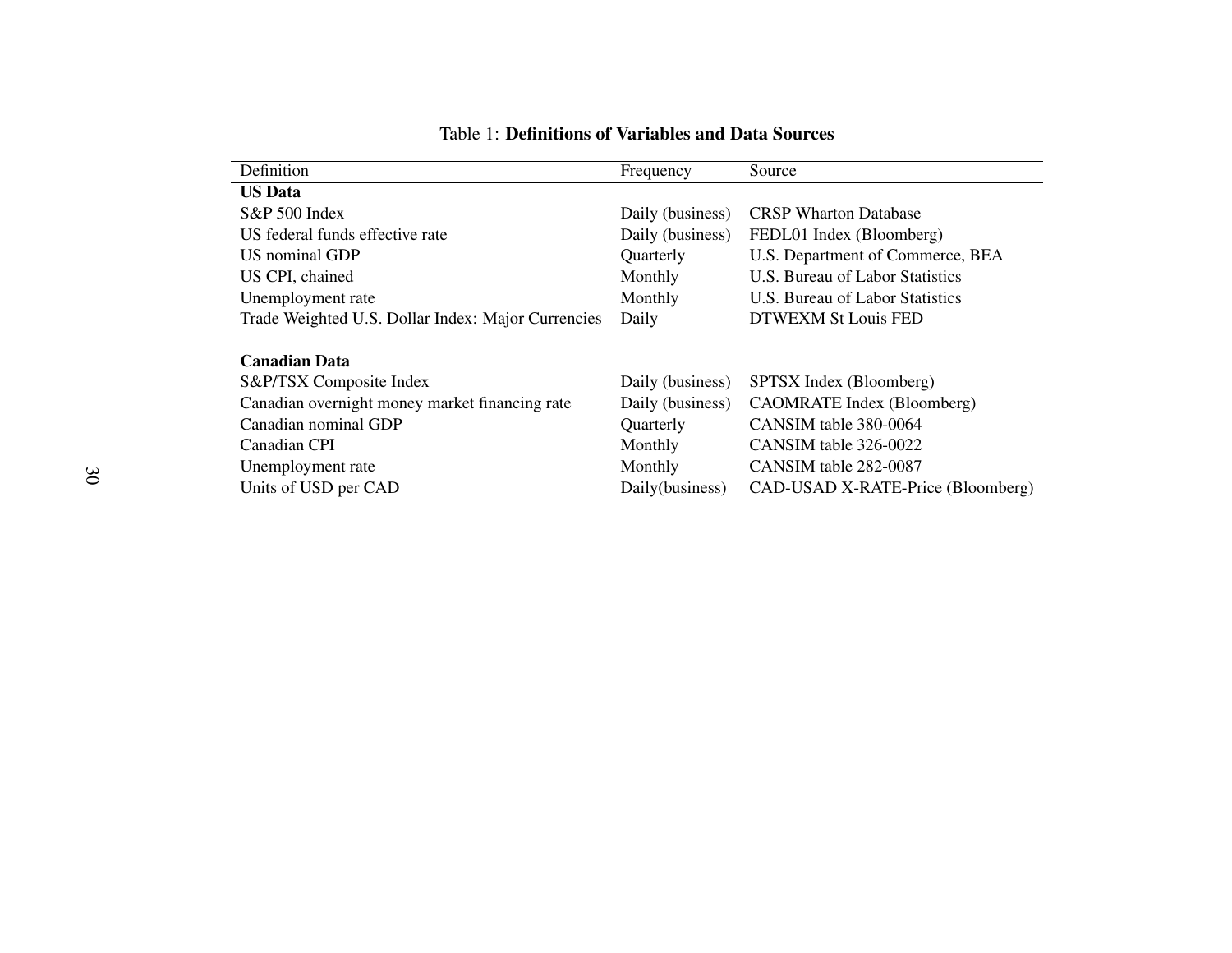Table 1: **Definitions of Variables and Data Sources**

| Definition | Frequency | Source |
|---|---|---|
| **US Data** | | |
| S&P 500 Index | Daily (business) | CRSP Wharton Database |
| US federal funds effective rate | Daily (business) | FEDL01 Index (Bloomberg) |
| US nominal GDP | Quarterly | U.S. Department of Commerce, BEA |
| US CPI, chained | Monthly | U.S. Bureau of Labor Statistics |
| Unemployment rate | Monthly | U.S. Bureau of Labor Statistics |
| Trade Weighted U.S. Dollar Index: Major Currencies | Daily | DTWEXM St Louis FED |
| | | |
| **Canadian Data** | | |
| S&P/TSX Composite Index | Daily (business) | SPTSX Index (Bloomberg) |
| Canadian overnight money market financing rate | Daily (business) | CAOMRATE Index (Bloomberg) |
| Canadian nominal GDP | Quarterly | CANSIM table 380-0064 |
| Canadian CPI | Monthly | CANSIM table 326-0022 |
| Unemployment rate | Monthly | CANSIM table 282-0087 |
| Units of USD per CAD | Daily(business) | CAD-USAD X-RATE-Price (Bloomberg) |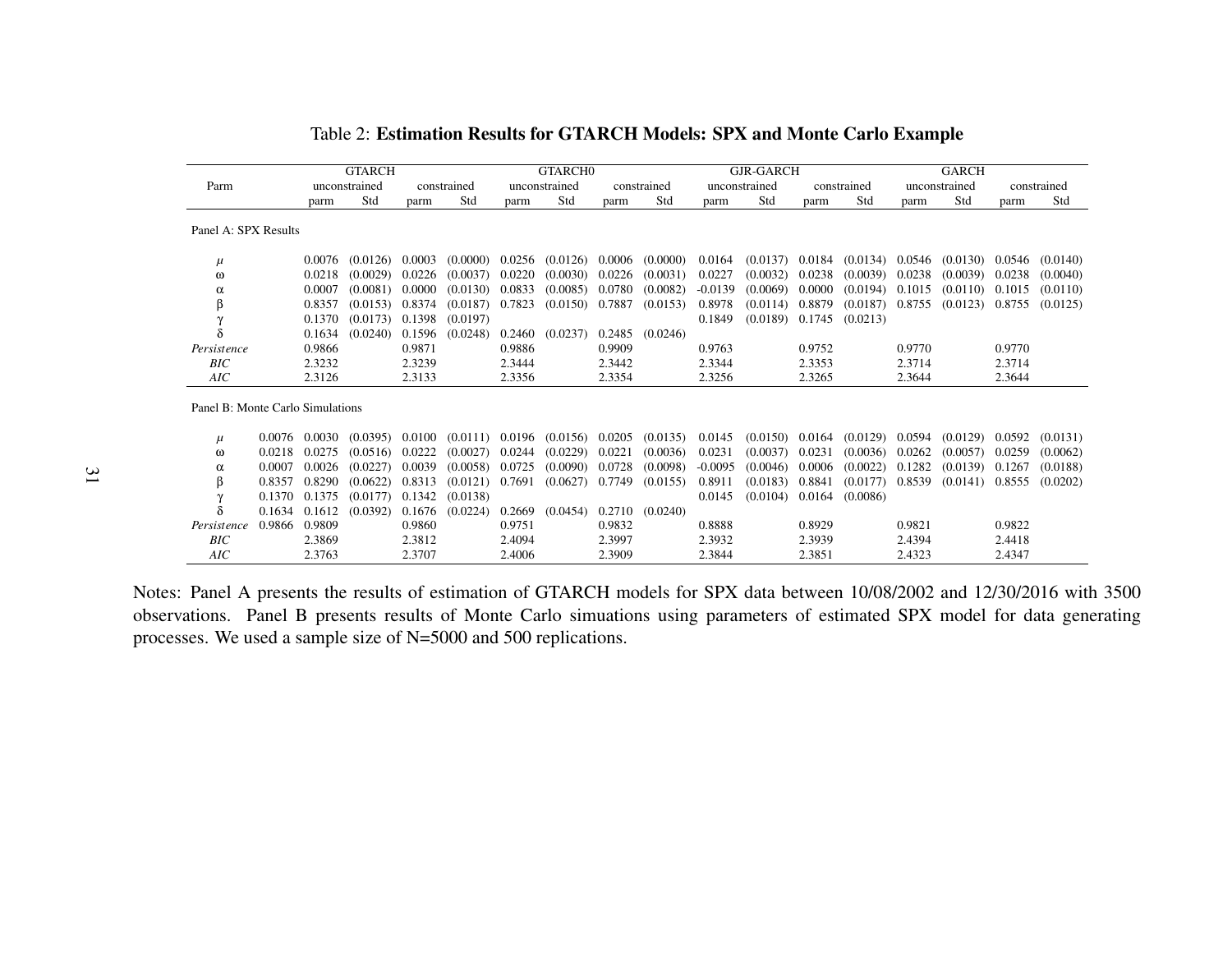Table 2: **Estimation Results for GTARCH Models: SPX and Monte Carlo Example**

| Parm | | GTARCH | | | | GTARCH0 | | | | GJR-GARCH | | | | GARCH | | | |
|---|---|---|---|---|---|---|---|---|---|---|---|---|---|---|---|---|---|
| | | unconstrained | | constrained | | unconstrained | | constrained | | unconstrained | | constrained | | unconstrained | | constrained | |
| | | parm | Std | parm | Std | parm | Std | parm | Std | parm | Std | parm | Std | parm | Std | parm | Std |
| Panel A: SPX Results | | | | | | | | | | | | | | | | | |
| $\mu$ | | 0.0076 | (0.0126) | 0.0003 | (0.0000) | 0.0256 | (0.0126) | 0.0006 | (0.0000) | 0.0164 | (0.0137) | 0.0184 | (0.0134) | 0.0546 | (0.0130) | 0.0546 | (0.0140) |
| $\omega$ | | 0.0218 | (0.0029) | 0.0226 | (0.0037) | 0.0220 | (0.0030) | 0.0226 | (0.0031) | 0.0227 | (0.0032) | 0.0238 | (0.0039) | 0.0238 | (0.0039) | 0.0238 | (0.0040) |
| $\alpha$ | | 0.0007 | (0.0081) | 0.0000 | (0.0130) | 0.0833 | (0.0085) | 0.0780 | (0.0082) | -0.0139 | (0.0069) | 0.0000 | (0.0194) | 0.1015 | (0.0110) | 0.1015 | (0.0110) |
| $\beta$ | | 0.8357 | (0.0153) | 0.8374 | (0.0187) | 0.7823 | (0.0150) | 0.7887 | (0.0153) | 0.8978 | (0.0114) | 0.8879 | (0.0187) | 0.8755 | (0.0123) | 0.8755 | (0.0125) |
| $\gamma$ | | 0.1370 | (0.0173) | 0.1398 | (0.0197) | | | | | 0.1849 | (0.0189) | 0.1745 | (0.0213) | | | | |
| $\delta$ | | 0.1634 | (0.0240) | 0.1596 | (0.0248) | 0.2460 | (0.0237) | 0.2485 | (0.0246) | | | | | | | | |
| *Persistence* | | 0.9866 | | 0.9871 | | 0.9886 | | 0.9909 | | 0.9763 | | 0.9752 | | 0.9770 | | 0.9770 | |
| *BIC* | | 2.3232 | | 2.3239 | | 2.3444 | | 2.3442 | | 2.3344 | | 2.3353 | | 2.3714 | | 2.3714 | |
| *AIC* | | 2.3126 | | 2.3133 | | 2.3356 | | 2.3354 | | 2.3256 | | 2.3265 | | 2.3644 | | 2.3644 | |
| Panel B: Monte Carlo Simulations | | | | | | | | | | | | | | | | | |
| $\mu$ | 0.0076 | 0.0030 | (0.0395) | 0.0100 | (0.0111) | 0.0196 | (0.0156) | 0.0205 | (0.0135) | 0.0145 | (0.0150) | 0.0164 | (0.0129) | 0.0594 | (0.0129) | 0.0592 | (0.0131) |
| $\omega$ | 0.0218 | 0.0275 | (0.0516) | 0.0222 | (0.0027) | 0.0244 | (0.0229) | 0.0221 | (0.0036) | 0.0231 | (0.0037) | 0.0231 | (0.0036) | 0.0262 | (0.0057) | 0.0259 | (0.0062) |
| $\alpha$ | 0.0007 | 0.0026 | (0.0227) | 0.0039 | (0.0058) | 0.0725 | (0.0090) | 0.0728 | (0.0098) | -0.0095 | (0.0046) | 0.0006 | (0.0022) | 0.1282 | (0.0139) | 0.1267 | (0.0188) |
| $\beta$ | 0.8357 | 0.8290 | (0.0622) | 0.8313 | (0.0121) | 0.7691 | (0.0627) | 0.7749 | (0.0155) | 0.8911 | (0.0183) | 0.8841 | (0.0177) | 0.8539 | (0.0141) | 0.8555 | (0.0202) |
| $\gamma$ | 0.1370 | 0.1375 | (0.0177) | 0.1342 | (0.0138) | | | | | 0.0145 | (0.0104) | 0.0164 | (0.0086) | | | | |
| $\delta$ | 0.1634 | 0.1612 | (0.0392) | 0.1676 | (0.0224) | 0.2669 | (0.0454) | 0.2710 | (0.0240) | | | | | | | | |
| *Persistence* | 0.9866 | 0.9809 | | 0.9860 | | 0.9751 | | 0.9832 | | 0.8888 | | 0.8929 | | 0.9821 | | 0.9822 | |
| *BIC* | | 2.3869 | | 2.3812 | | 2.4094 | | 2.3997 | | 2.3932 | | 2.3939 | | 2.4394 | | 2.4418 | |
| *AIC* | | 2.3763 | | 2.3707 | | 2.4006 | | 2.3909 | | 2.3844 | | 2.3851 | | 2.4323 | | 2.4347 | |

Notes: Panel A presents the results of estimation of GTARCH models for SPX data between 10/08/2002 and 12/30/2016 with 3500 observations. Panel B presents results of Monte Carlo simuations using parameters of estimated SPX model for data generating processes. We used a sample size of N=5000 and 500 replications.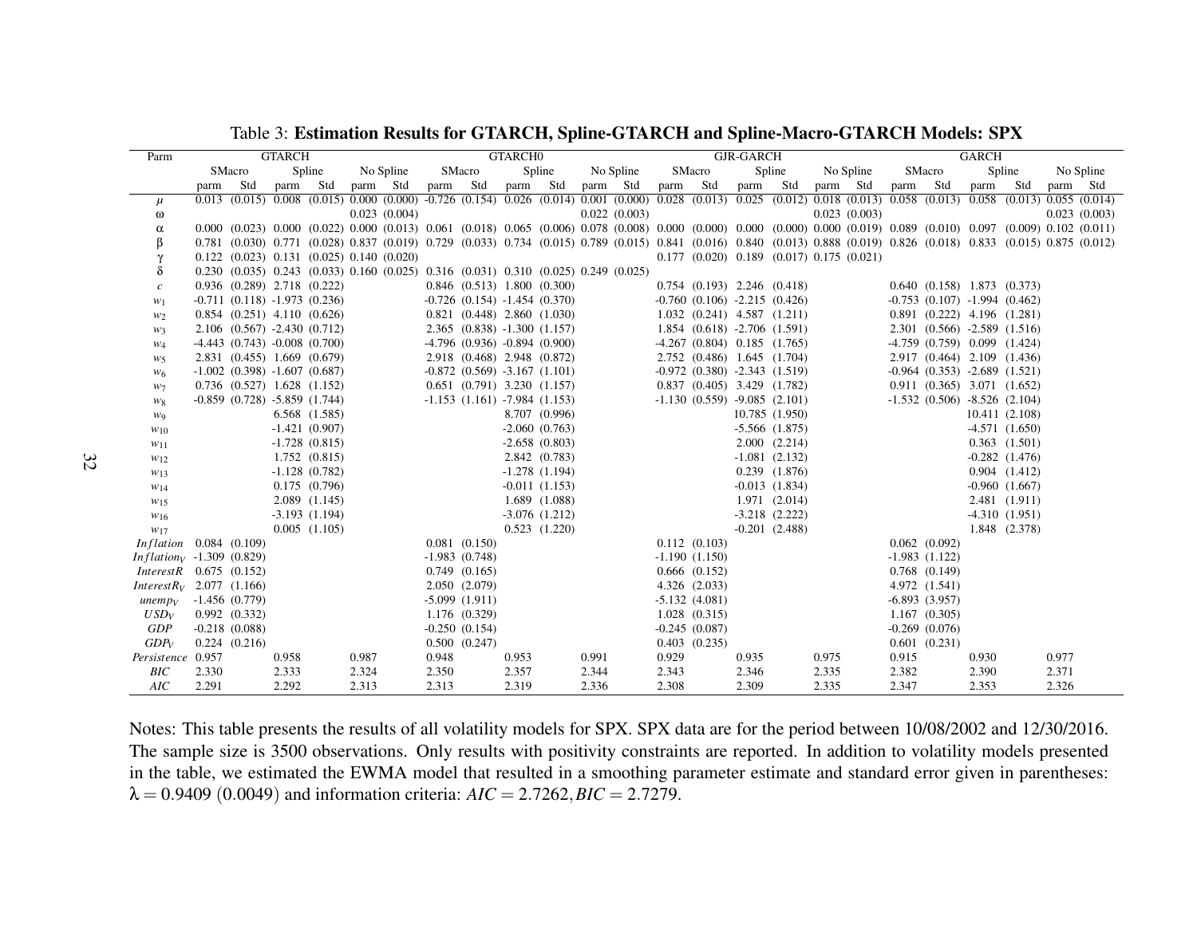Table 3: **Estimation Results for GTARCH, Spline-GTARCH and Spline-Macro-GTARCH Models: SPX**

| Parm | GTARCH | | | | | | GTARCH0 | | | | | | GJR-GARCH | | | | | | GARCH | | | | | |
|---|---|---|---|---|---|---|---|---|---|---|---|---|---|---|---|---|---|---|---|---|---|---|---|---|
| | SMacro | | Spline | | No Spline | | SMacro | | Spline | | No Spline | | SMacro | | Spline | | No Spline | | SMacro | | Spline | | No Spline | |
| | parm | Std | parm | Std | parm | Std | parm | Std | parm | Std | parm | Std | parm | Std | parm | Std | parm | Std | parm | Std | parm | Std | parm | Std |
| $\mu$ | 0.013 | (0.015) | 0.008 | (0.015) | 0.000 | (0.000) | -0.726 | (0.154) | 0.026 | (0.014) | 0.001 | (0.000) | 0.028 | (0.013) | 0.025 | (0.012) | 0.018 | (0.013) | 0.058 | (0.013) | 0.058 | (0.013) | 0.055 | (0.014) |
| $\omega$ | | | | | 0.023 | (0.004) | | | | | 0.022 | (0.003) | | | | | 0.023 | (0.003) | | | | | 0.023 | (0.003) |
| $\alpha$ | 0.000 | (0.023) | 0.000 | (0.022) | 0.000 | (0.013) | 0.061 | (0.018) | 0.065 | (0.006) | 0.078 | (0.008) | 0.000 | (0.000) | 0.000 | (0.000) | 0.000 | (0.019) | 0.089 | (0.010) | 0.097 | (0.009) | 0.102 | (0.011) |
| $\beta$ | 0.781 | (0.030) | 0.771 | (0.028) | 0.837 | (0.019) | 0.729 | (0.033) | 0.734 | (0.015) | 0.789 | (0.015) | 0.841 | (0.016) | 0.840 | (0.013) | 0.888 | (0.019) | 0.826 | (0.018) | 0.833 | (0.015) | 0.875 | (0.012) |
| $\gamma$ | 0.122 | (0.023) | 0.131 | (0.025) | 0.140 | (0.020) | | | | | | | 0.177 | (0.020) | 0.189 | (0.017) | 0.175 | (0.021) | | | | | | |
| $\delta$ | 0.230 | (0.035) | 0.243 | (0.033) | 0.160 | (0.025) | 0.316 | (0.031) | 0.310 | (0.025) | 0.249 | (0.025) | | | | | | | | | | | | |
| $c$ | 0.936 | (0.289) | 2.718 | (0.222) | | | 0.846 | (0.513) | 1.800 | (0.300) | | | 0.754 | (0.193) | 2.246 | (0.418) | | | 0.640 | (0.158) | 1.873 | (0.373) | | |
| $w_1$ | -0.711 | (0.118) | -1.973 | (0.236) | | | -0.726 | (0.154) | -1.454 | (0.370) | | | -0.760 | (0.106) | -2.215 | (0.426) | | | -0.753 | (0.107) | -1.994 | (0.462) | | |
| $w_2$ | 0.854 | (0.251) | 4.110 | (0.626) | | | 0.821 | (0.448) | 2.860 | (1.030) | | | 1.032 | (0.241) | 4.587 | (1.211) | | | 0.891 | (0.222) | 4.196 | (1.281) | | |
| $w_3$ | 2.106 | (0.567) | -2.430 | (0.712) | | | 2.365 | (0.838) | -1.300 | (1.157) | | | 1.854 | (0.618) | -2.706 | (1.591) | | | 2.301 | (0.566) | -2.589 | (1.516) | | |
| $w_4$ | -4.443 | (0.743) | -0.008 | (0.700) | | | -4.796 | (0.936) | -0.894 | (0.900) | | | -4.267 | (0.804) | 0.185 | (1.765) | | | -4.759 | (0.759) | 0.099 | (1.424) | | |
| $w_5$ | 2.831 | (0.455) | 1.669 | (0.679) | | | 2.918 | (0.468) | 2.948 | (0.872) | | | 2.752 | (0.486) | 1.645 | (1.704) | | | 2.917 | (0.464) | 2.109 | (1.436) | | |
| $w_6$ | -1.002 | (0.398) | -1.607 | (0.687) | | | -0.872 | (0.569) | -3.167 | (1.101) | | | -0.972 | (0.380) | -2.343 | (1.519) | | | -0.964 | (0.353) | -2.689 | (1.521) | | |
| $w_7$ | 0.736 | (0.527) | 1.628 | (1.152) | | | 0.651 | (0.791) | 3.230 | (1.157) | | | 0.837 | (0.405) | 3.429 | (1.782) | | | 0.911 | (0.365) | 3.071 | (1.652) | | |
| $w_8$ | -0.859 | (0.728) | -5.859 | (1.744) | | | -1.153 | (1.161) | -7.984 | (1.153) | | | -1.130 | (0.559) | -9.085 | (2.101) | | | -1.532 | (0.506) | -8.526 | (2.104) | | |
| $w_9$ | | | 6.568 | (1.585) | | | | | 8.707 | (0.996) | | | | | 10.785 | (1.950) | | | | | 10.411 | (2.108) | | |
| $w_{10}$ | | | -1.421 | (0.907) | | | | | -2.060 | (0.763) | | | | | -5.566 | (1.875) | | | | | -4.571 | (1.650) | | |
| $w_{11}$ | | | -1.728 | (0.815) | | | | | -2.658 | (0.803) | | | | | 2.000 | (2.214) | | | | | 0.363 | (1.501) | | |
| $w_{12}$ | | | 1.752 | (0.815) | | | | | 2.842 | (0.783) | | | | | -1.081 | (2.132) | | | | | -0.282 | (1.476) | | |
| $w_{13}$ | | | -1.128 | (0.782) | | | | | -1.278 | (1.194) | | | | | 0.239 | (1.876) | | | | | 0.904 | (1.412) | | |
| $w_{14}$ | | | 0.175 | (0.796) | | | | | -0.011 | (1.153) | | | | | -0.013 | (1.834) | | | | | -0.960 | (1.667) | | |
| $w_{15}$ | | | 2.089 | (1.145) | | | | | 1.689 | (1.088) | | | | | 1.971 | (2.014) | | | | | 2.481 | (1.911) | | |
| $w_{16}$ | | | -3.193 | (1.194) | | | | | -3.076 | (1.212) | | | | | -3.218 | (2.222) | | | | | -4.310 | (1.951) | | |
| $w_{17}$ | | | 0.005 | (1.105) | | | | | 0.523 | (1.220) | | | | | -0.201 | (2.488) | | | | | 1.848 | (2.378) | | |
| $Inflation$ | 0.084 | (0.109) | | | | | 0.081 | (0.150) | | | | | 0.112 | (0.103) | | | | | 0.062 | (0.092) | | | | |
| $Inflation_V$ | -1.309 | (0.829) | | | | | -1.983 | (0.748) | | | | | -1.190 | (1.150) | | | | | -1.983 | (1.122) | | | | |
| $InterestR$ | 0.675 | (0.152) | | | | | 0.749 | (0.165) | | | | | 0.666 | (0.152) | | | | | 0.768 | (0.149) | | | | |
| $InterestR_V$ | 2.077 | (1.166) | | | | | 2.050 | (2.079) | | | | | 4.326 | (2.033) | | | | | 4.972 | (1.541) | | | | |
| $unemp_V$ | -1.456 | (0.779) | | | | | -5.099 | (1.911) | | | | | -5.132 | (4.081) | | | | | -6.893 | (3.957) | | | | |
| $USD_V$ | 0.992 | (0.332) | | | | | 1.176 | (0.329) | | | | | 1.028 | (0.315) | | | | | 1.167 | (0.305) | | | | |
| $GDP$ | -0.218 | (0.088) | | | | | -0.250 | (0.154) | | | | | -0.245 | (0.087) | | | | | -0.269 | (0.076) | | | | |
| $GDP_V$ | 0.224 | (0.216) | | | | | 0.500 | (0.247) | | | | | 0.403 | (0.235) | | | | | 0.601 | (0.231) | | | | |
| $Persistence$ | 0.957 | | 0.958 | | 0.987 | | 0.948 | | 0.953 | | 0.991 | | 0.929 | | 0.935 | | 0.975 | | 0.915 | | 0.930 | | 0.977 | |
| $BIC$ | 2.330 | | 2.333 | | 2.324 | | 2.350 | | 2.357 | | 2.344 | | 2.343 | | 2.346 | | 2.335 | | 2.382 | | 2.390 | | 2.371 | |
| $AIC$ | 2.291 | | 2.292 | | 2.313 | | 2.313 | | 2.319 | | 2.336 | | 2.308 | | 2.309 | | 2.335 | | 2.347 | | 2.353 | | 2.326 | |

Notes: This table presents the results of all volatility models for SPX. SPX data are for the period between 10/08/2002 and 12/30/2016. The sample size is 3500 observations. Only results with positivity constraints are reported. In addition to volatility models presented in the table, we estimated the EWMA model that resulted in a smoothing parameter estimate and standard error given in parentheses: $\lambda = 0.9409\ (0.0049)$ and information criteria: $AIC = 2.7262, BIC = 2.7279$.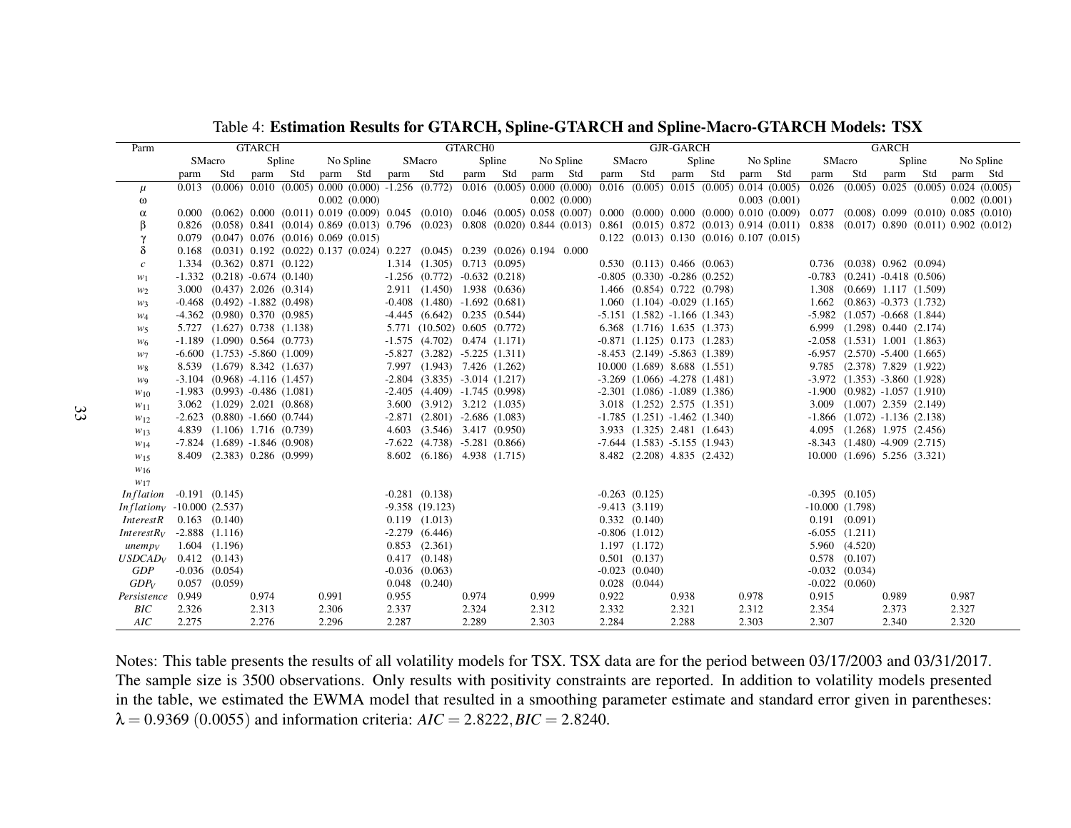Table 4: **Estimation Results for GTARCH, Spline-GTARCH and Spline-Macro-GTARCH Models: TSX**

| Parm | GTARCH | | | | | | GTARCH0 | | | | | | GJR-GARCH | | | | | | GARCH | | | | | |
|---|---|---|---|---|---|---|---|---|---|---|---|---|---|---|---|---|---|---|---|---|---|---|---|---|
| | SMacro | | Spline | | No Spline | | SMacro | | Spline | | No Spline | | SMacro | | Spline | | No Spline | | SMacro | | Spline | | No Spline | |
| | parm | Std | parm | Std | parm | Std | parm | Std | parm | Std | parm | Std | parm | Std | parm | Std | parm | Std | parm | Std | parm | Std | parm | Std |
| $\mu$ | 0.013 | (0.006) | 0.010 | (0.005) | 0.000 | (0.000) | -1.256 | (0.772) | 0.016 | (0.005) | 0.000 | (0.000) | 0.016 | (0.005) | 0.015 | (0.005) | 0.014 | (0.005) | 0.026 | (0.005) | 0.025 | (0.005) | 0.024 | (0.005) |
| $\omega$ | | | | | 0.002 | (0.000) | | | | | 0.002 | (0.000) | | | | | 0.003 | (0.001) | | | | | 0.002 | (0.001) |
| $\alpha$ | 0.000 | (0.062) | 0.000 | (0.011) | 0.019 | (0.009) | 0.045 | (0.010) | 0.046 | (0.005) | 0.058 | (0.007) | 0.000 | (0.000) | 0.000 | (0.000) | 0.010 | (0.009) | 0.077 | (0.008) | 0.099 | (0.010) | 0.085 | (0.010) |
| $\beta$ | 0.826 | (0.058) | 0.841 | (0.014) | 0.869 | (0.013) | 0.796 | (0.023) | 0.808 | (0.020) | 0.844 | (0.013) | 0.861 | (0.015) | 0.872 | (0.013) | 0.914 | (0.011) | 0.838 | (0.017) | 0.890 | (0.011) | 0.902 | (0.012) |
| $\gamma$ | 0.079 | (0.047) | 0.076 | (0.016) | 0.069 | (0.015) | | | | | | | 0.122 | (0.013) | 0.130 | (0.016) | 0.107 | (0.015) | | | | | | |
| $\delta$ | 0.168 | (0.031) | 0.192 | (0.022) | 0.137 | (0.024) | 0.227 | (0.045) | 0.239 | (0.026) | 0.194 | 0.000 | | | | | | | | | | | | |
| $c$ | 1.334 | (0.362) | 0.871 | (0.122) | | | 1.314 | (1.305) | 0.713 | (0.095) | | | 0.530 | (0.113) | 0.466 | (0.063) | | | 0.736 | (0.038) | 0.962 | (0.094) | | |
| $w_1$ | -1.332 | (0.218) | -0.674 | (0.140) | | | -1.256 | (0.772) | -0.632 | (0.218) | | | -0.805 | (0.330) | -0.286 | (0.252) | | | -0.783 | (0.241) | -0.418 | (0.506) | | |
| $w_2$ | 3.000 | (0.437) | 2.026 | (0.314) | | | 2.911 | (1.450) | 1.938 | (0.636) | | | 1.466 | (0.854) | 0.722 | (0.798) | | | 1.308 | (0.669) | 1.117 | (1.509) | | |
| $w_3$ | -0.468 | (0.492) | -1.882 | (0.498) | | | -0.408 | (1.480) | -1.692 | (0.681) | | | 1.060 | (1.104) | -0.029 | (1.165) | | | 1.662 | (0.863) | -0.373 | (1.732) | | |
| $w_4$ | -4.362 | (0.980) | 0.370 | (0.985) | | | -4.445 | (6.642) | 0.235 | (0.544) | | | -5.151 | (1.582) | -1.166 | (1.343) | | | -5.982 | (1.057) | -0.668 | (1.844) | | |
| $w_5$ | 5.727 | (1.627) | 0.738 | (1.138) | | | 5.771 | (10.502) | 0.605 | (0.772) | | | 6.368 | (1.716) | 1.635 | (1.373) | | | 6.999 | (1.298) | 0.440 | (2.174) | | |
| $w_6$ | -1.189 | (1.090) | 0.564 | (0.773) | | | -1.575 | (4.702) | 0.474 | (1.171) | | | -0.871 | (1.125) | 0.173 | (1.283) | | | -2.058 | (1.531) | 1.001 | (1.863) | | |
| $w_7$ | -6.600 | (1.753) | -5.860 | (1.009) | | | -5.827 | (3.282) | -5.225 | (1.311) | | | -8.453 | (2.149) | -5.863 | (1.389) | | | -6.957 | (2.570) | -5.400 | (1.665) | | |
| $w_8$ | 8.539 | (1.679) | 8.342 | (1.637) | | | 7.997 | (1.943) | 7.426 | (1.262) | | | 10.000 | (1.689) | 8.688 | (1.551) | | | 9.785 | (2.378) | 7.829 | (1.922) | | |
| $w_9$ | -3.104 | (0.968) | -4.116 | (1.457) | | | -2.804 | (3.835) | -3.014 | (1.217) | | | -3.269 | (1.066) | -4.278 | (1.481) | | | -3.972 | (1.353) | -3.860 | (1.928) | | |
| $w_{10}$ | -1.983 | (0.993) | -0.486 | (1.081) | | | -2.405 | (4.409) | -1.745 | (0.998) | | | -2.301 | (1.086) | -1.089 | (1.386) | | | -1.900 | (0.982) | -1.057 | (1.910) | | |
| $w_{11}$ | 3.062 | (1.029) | 2.021 | (0.868) | | | 3.600 | (3.912) | 3.212 | (1.035) | | | 3.018 | (1.252) | 2.575 | (1.351) | | | 3.009 | (1.007) | 2.359 | (2.149) | | |
| $w_{12}$ | -2.623 | (0.880) | -1.660 | (0.744) | | | -2.871 | (2.801) | -2.686 | (1.083) | | | -1.785 | (1.251) | -1.462 | (1.340) | | | -1.866 | (1.072) | -1.136 | (2.138) | | |
| $w_{13}$ | 4.839 | (1.106) | 1.716 | (0.739) | | | 4.603 | (3.546) | 3.417 | (0.950) | | | 3.933 | (1.325) | 2.481 | (1.643) | | | 4.095 | (1.268) | 1.975 | (2.456) | | |
| $w_{14}$ | -7.824 | (1.689) | -1.846 | (0.908) | | | -7.622 | (4.738) | -5.281 | (0.866) | | | -7.644 | (1.583) | -5.155 | (1.943) | | | -8.343 | (1.480) | -4.909 | (2.715) | | |
| $w_{15}$ | 8.409 | (2.383) | 0.286 | (0.999) | | | 8.602 | (6.186) | 4.938 | (1.715) | | | 8.482 | (2.208) | 4.835 | (2.432) | | | 10.000 | (1.696) | 5.256 | (3.321) | | |
| $w_{16}$ | | | | | | | | | | | | | | | | | | | | | | | | |
| $w_{17}$ | | | | | | | | | | | | | | | | | | | | | | | | |
| $Inflation$ | -0.191 | (0.145) | | | | | -0.281 | (0.138) | | | | | -0.263 | (0.125) | | | | | -0.395 | (0.105) | | | | |
| $Inflation_V$ | -10.000 | (2.537) | | | | | -9.358 | (19.123) | | | | | -9.413 | (3.119) | | | | | -10.000 | (1.798) | | | | |
| $InterestR$ | 0.163 | (0.140) | | | | | 0.119 | (1.013) | | | | | 0.332 | (0.140) | | | | | 0.191 | (0.091) | | | | |
| $InterestR_V$ | -2.888 | (1.116) | | | | | -2.279 | (6.446) | | | | | -0.806 | (1.012) | | | | | -6.055 | (1.211) | | | | |
| $unemp_V$ | 1.604 | (1.196) | | | | | 0.853 | (2.361) | | | | | 1.197 | (1.172) | | | | | 5.960 | (4.520) | | | | |
| $USDCAD_V$ | 0.412 | (0.143) | | | | | 0.417 | (0.148) | | | | | 0.501 | (0.137) | | | | | 0.578 | (0.107) | | | | |
| $GDP$ | -0.036 | (0.054) | | | | | -0.036 | (0.063) | | | | | -0.023 | (0.040) | | | | | -0.032 | (0.034) | | | | |
| $GDP_V$ | 0.057 | (0.059) | | | | | 0.048 | (0.240) | | | | | 0.028 | (0.044) | | | | | -0.022 | (0.060) | | | | |
| $Persistence$ | 0.949 | | 0.974 | | 0.991 | | 0.955 | | 0.974 | | 0.999 | | 0.922 | | 0.938 | | 0.978 | | 0.915 | | 0.989 | | 0.987 | |
| $BIC$ | 2.326 | | 2.313 | | 2.306 | | 2.337 | | 2.324 | | 2.312 | | 2.332 | | 2.321 | | 2.312 | | 2.354 | | 2.373 | | 2.327 | |
| $AIC$ | 2.275 | | 2.276 | | 2.296 | | 2.287 | | 2.289 | | 2.303 | | 2.284 | | 2.288 | | 2.303 | | 2.307 | | 2.340 | | 2.320 | |

Notes: This table presents the results of all volatility models for TSX. TSX data are for the period between 03/17/2003 and 03/31/2017. The sample size is 3500 observations. Only results with positivity constraints are reported. In addition to volatility models presented in the table, we estimated the EWMA model that resulted in a smoothing parameter estimate and standard error given in parentheses: $\lambda = 0.9369$ $(0.0055)$ and information criteria: $AIC = 2.8222, BIC = 2.8240$.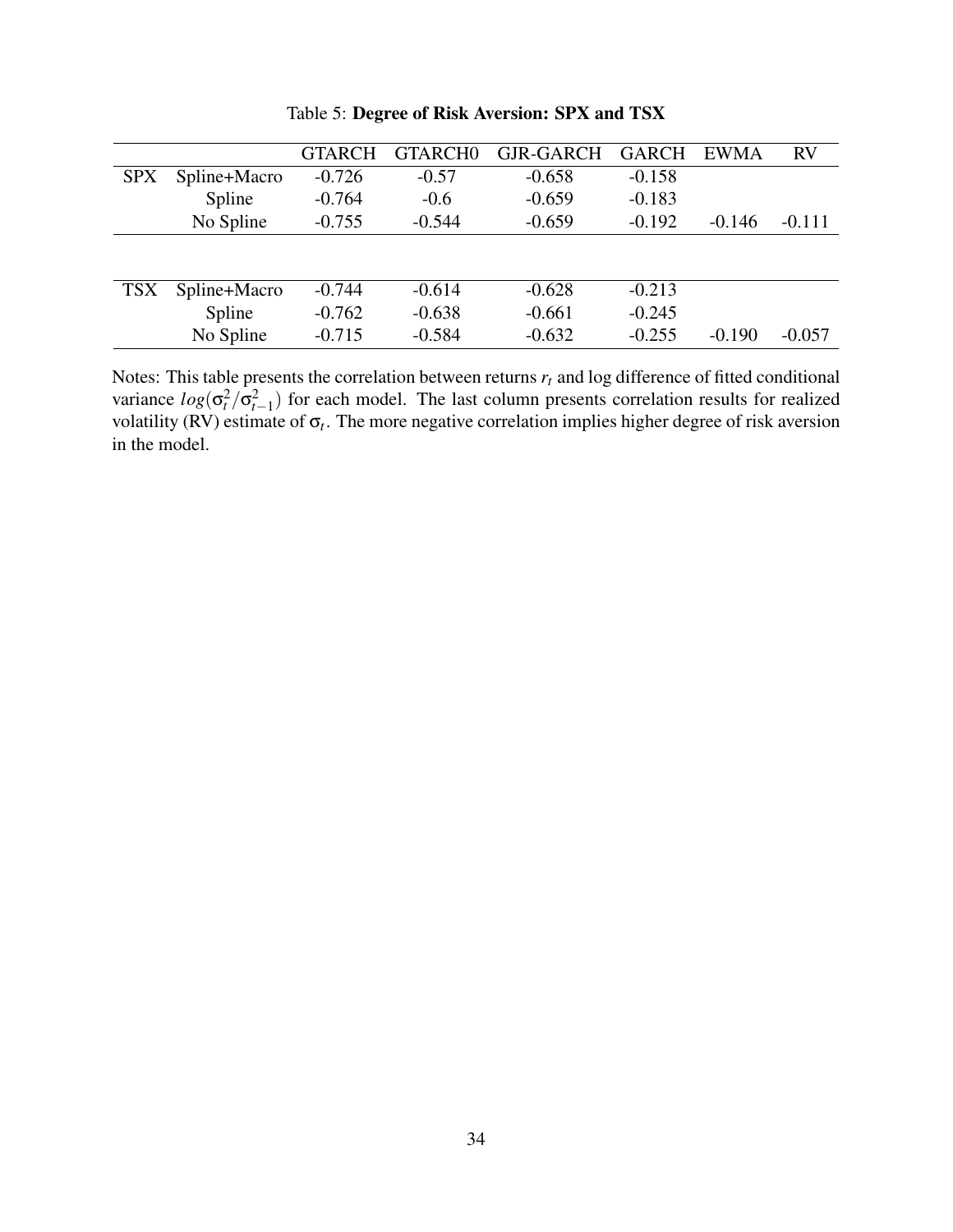Table 5: **Degree of Risk Aversion: SPX and TSX**

| | | GTARCH | GTARCH0 | GJR-GARCH | GARCH | EWMA | RV |
|---|---|---|---|---|---|---|---|
| SPX | Spline+Macro | -0.726 | -0.57 | -0.658 | -0.158 | | |
| | Spline | -0.764 | -0.6 | -0.659 | -0.183 | | |
| | No Spline | -0.755 | -0.544 | -0.659 | -0.192 | -0.146 | -0.111 |
| TSX | Spline+Macro | -0.744 | -0.614 | -0.628 | -0.213 | | |
| | Spline | -0.762 | -0.638 | -0.661 | -0.245 | | |
| | No Spline | -0.715 | -0.584 | -0.632 | -0.255 | -0.190 | -0.057 |

Notes: This table presents the correlation between returns $r_t$ and log difference of fitted conditional variance $log(\sigma_t^2/\sigma_{t-1}^2)$ for each model. The last column presents correlation results for realized volatility (RV) estimate of $\sigma_t$. The more negative correlation implies higher degree of risk aversion in the model.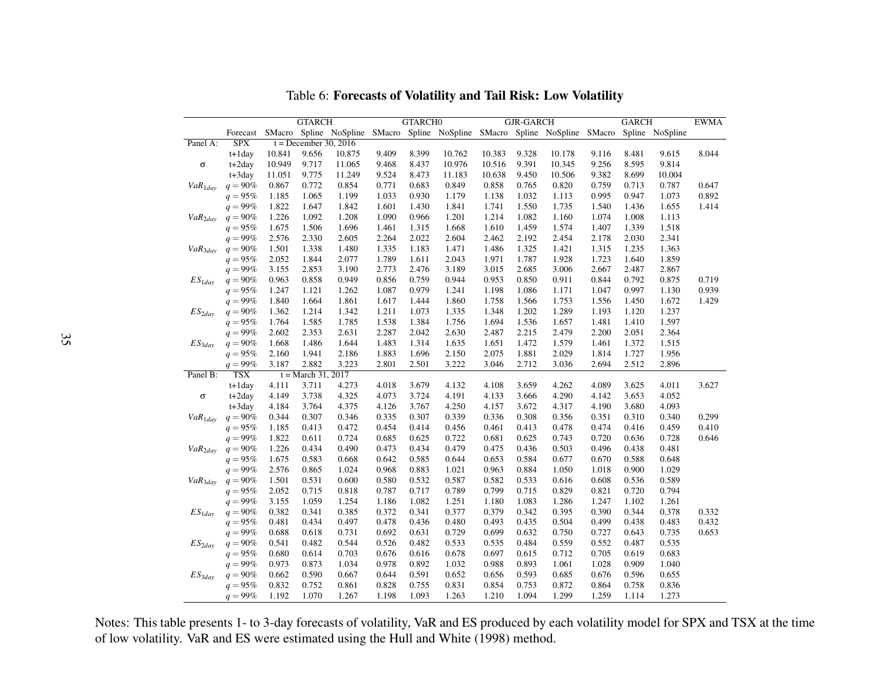Table 6: **Forecasts of Volatility and Tail Risk: Low Volatility**

| | | GTARCH | | | GTARCH0 | | | GJR-GARCH | | | GARCH | | | EWMA |
|---|---|---|---|---|---|---|---|---|---|---|---|---|---|---|
| | Forecast | SMacro | Spline | NoSpline | SMacro | Spline | NoSpline | SMacro | Spline | NoSpline | SMacro | Spline | NoSpline | |
| Panel A: | SPX | t = December 30, 2016 | | | | | | | | | | | | |
| | t+1day | 10.841 | 9.656 | 10.875 | 9.409 | 8.399 | 10.762 | 10.383 | 9.328 | 10.178 | 9.116 | 8.481 | 9.615 | 8.044 |
| σ | t+2day | 10.949 | 9.717 | 11.065 | 9.468 | 8.437 | 10.976 | 10.516 | 9.391 | 10.345 | 9.256 | 8.595 | 9.814 | |
| | t+3day | 11.051 | 9.775 | 11.249 | 9.524 | 8.473 | 11.183 | 10.638 | 9.450 | 10.506 | 9.382 | 8.699 | 10.004 | |
| $VaR_{1day}$ | $q = 90\%$ | 0.867 | 0.772 | 0.854 | 0.771 | 0.683 | 0.849 | 0.858 | 0.765 | 0.820 | 0.759 | 0.713 | 0.787 | 0.647 |
| | $q = 95\%$ | 1.185 | 1.065 | 1.199 | 1.033 | 0.930 | 1.179 | 1.138 | 1.032 | 1.113 | 0.995 | 0.947 | 1.073 | 0.892 |
| | $q = 99\%$ | 1.822 | 1.647 | 1.842 | 1.601 | 1.430 | 1.841 | 1.741 | 1.550 | 1.735 | 1.540 | 1.436 | 1.655 | 1.414 |
| $VaR_{2day}$ | $q = 90\%$ | 1.226 | 1.092 | 1.208 | 1.090 | 0.966 | 1.201 | 1.214 | 1.082 | 1.160 | 1.074 | 1.008 | 1.113 | |
| | $q = 95\%$ | 1.675 | 1.506 | 1.696 | 1.461 | 1.315 | 1.668 | 1.610 | 1.459 | 1.574 | 1.407 | 1.339 | 1.518 | |
| | $q = 99\%$ | 2.576 | 2.330 | 2.605 | 2.264 | 2.022 | 2.604 | 2.462 | 2.192 | 2.454 | 2.178 | 2.030 | 2.341 | |
| $VaR_{3day}$ | $q = 90\%$ | 1.501 | 1.338 | 1.480 | 1.335 | 1.183 | 1.471 | 1.486 | 1.325 | 1.421 | 1.315 | 1.235 | 1.363 | |
| | $q = 95\%$ | 2.052 | 1.844 | 2.077 | 1.789 | 1.611 | 2.043 | 1.971 | 1.787 | 1.928 | 1.723 | 1.640 | 1.859 | |
| | $q = 99\%$ | 3.155 | 2.853 | 3.190 | 2.773 | 2.476 | 3.189 | 3.015 | 2.685 | 3.006 | 2.667 | 2.487 | 2.867 | |
| $ES_{1day}$ | $q = 90\%$ | 0.963 | 0.858 | 0.949 | 0.856 | 0.759 | 0.944 | 0.953 | 0.850 | 0.911 | 0.844 | 0.792 | 0.875 | 0.719 |
| | $q = 95\%$ | 1.247 | 1.121 | 1.262 | 1.087 | 0.979 | 1.241 | 1.198 | 1.086 | 1.171 | 1.047 | 0.997 | 1.130 | 0.939 |
| | $q = 99\%$ | 1.840 | 1.664 | 1.861 | 1.617 | 1.444 | 1.860 | 1.758 | 1.566 | 1.753 | 1.556 | 1.450 | 1.672 | 1.429 |
| $ES_{2day}$ | $q = 90\%$ | 1.362 | 1.214 | 1.342 | 1.211 | 1.073 | 1.335 | 1.348 | 1.202 | 1.289 | 1.193 | 1.120 | 1.237 | |
| | $q = 95\%$ | 1.764 | 1.585 | 1.785 | 1.538 | 1.384 | 1.756 | 1.694 | 1.536 | 1.657 | 1.481 | 1.410 | 1.597 | |
| | $q = 99\%$ | 2.602 | 2.353 | 2.631 | 2.287 | 2.042 | 2.630 | 2.487 | 2.215 | 2.479 | 2.200 | 2.051 | 2.364 | |
| $ES_{3day}$ | $q = 90\%$ | 1.668 | 1.486 | 1.644 | 1.483 | 1.314 | 1.635 | 1.651 | 1.472 | 1.579 | 1.461 | 1.372 | 1.515 | |
| | $q = 95\%$ | 2.160 | 1.941 | 2.186 | 1.883 | 1.696 | 2.150 | 2.075 | 1.881 | 2.029 | 1.814 | 1.727 | 1.956 | |
| | $q = 99\%$ | 3.187 | 2.882 | 3.223 | 2.801 | 2.501 | 3.222 | 3.046 | 2.712 | 3.036 | 2.694 | 2.512 | 2.896 | |
| Panel B: | TSX | t = March 31, 2017 | | | | | | | | | | | | |
| | t+1day | 4.111 | 3.711 | 4.273 | 4.018 | 3.679 | 4.132 | 4.108 | 3.659 | 4.262 | 4.089 | 3.625 | 4.011 | 3.627 |
| σ | t+2day | 4.149 | 3.738 | 4.325 | 4.073 | 3.724 | 4.191 | 4.133 | 3.666 | 4.290 | 4.142 | 3.653 | 4.052 | |
| | t+3day | 4.184 | 3.764 | 4.375 | 4.126 | 3.767 | 4.250 | 4.157 | 3.672 | 4.317 | 4.190 | 3.680 | 4.093 | |
| $VaR_{1day}$ | $q = 90\%$ | 0.344 | 0.307 | 0.346 | 0.335 | 0.307 | 0.339 | 0.336 | 0.308 | 0.356 | 0.351 | 0.310 | 0.340 | 0.299 |
| | $q = 95\%$ | 1.185 | 0.413 | 0.472 | 0.454 | 0.414 | 0.456 | 0.461 | 0.413 | 0.478 | 0.474 | 0.416 | 0.459 | 0.410 |
| | $q = 99\%$ | 1.822 | 0.611 | 0.724 | 0.685 | 0.625 | 0.722 | 0.681 | 0.625 | 0.743 | 0.720 | 0.636 | 0.728 | 0.646 |
| $VaR_{2day}$ | $q = 90\%$ | 1.226 | 0.434 | 0.490 | 0.473 | 0.434 | 0.479 | 0.475 | 0.436 | 0.503 | 0.496 | 0.438 | 0.481 | |
| | $q = 95\%$ | 1.675 | 0.583 | 0.668 | 0.642 | 0.585 | 0.644 | 0.653 | 0.584 | 0.677 | 0.670 | 0.588 | 0.648 | |
| | $q = 99\%$ | 2.576 | 0.865 | 1.024 | 0.968 | 0.883 | 1.021 | 0.963 | 0.884 | 1.050 | 1.018 | 0.900 | 1.029 | |
| $VaR_{3day}$ | $q = 90\%$ | 1.501 | 0.531 | 0.600 | 0.580 | 0.532 | 0.587 | 0.582 | 0.533 | 0.616 | 0.608 | 0.536 | 0.589 | |
| | $q = 95\%$ | 2.052 | 0.715 | 0.818 | 0.787 | 0.717 | 0.789 | 0.799 | 0.715 | 0.829 | 0.821 | 0.720 | 0.794 | |
| | $q = 99\%$ | 3.155 | 1.059 | 1.254 | 1.186 | 1.082 | 1.251 | 1.180 | 1.083 | 1.286 | 1.247 | 1.102 | 1.261 | |
| $ES_{1day}$ | $q = 90\%$ | 0.382 | 0.341 | 0.385 | 0.372 | 0.341 | 0.377 | 0.379 | 0.342 | 0.395 | 0.390 | 0.344 | 0.378 | 0.332 |
| | $q = 95\%$ | 0.481 | 0.434 | 0.497 | 0.478 | 0.436 | 0.480 | 0.493 | 0.435 | 0.504 | 0.499 | 0.438 | 0.483 | 0.432 |
| | $q = 99\%$ | 0.688 | 0.618 | 0.731 | 0.692 | 0.631 | 0.729 | 0.699 | 0.632 | 0.750 | 0.727 | 0.643 | 0.735 | 0.653 |
| $ES_{2day}$ | $q = 90\%$ | 0.541 | 0.482 | 0.544 | 0.526 | 0.482 | 0.533 | 0.535 | 0.484 | 0.559 | 0.552 | 0.487 | 0.535 | |
| | $q = 95\%$ | 0.680 | 0.614 | 0.703 | 0.676 | 0.616 | 0.678 | 0.697 | 0.615 | 0.712 | 0.705 | 0.619 | 0.683 | |
| | $q = 99\%$ | 0.973 | 0.873 | 1.034 | 0.978 | 0.892 | 1.032 | 0.988 | 0.893 | 1.061 | 1.028 | 0.909 | 1.040 | |
| $ES_{3day}$ | $q = 90\%$ | 0.662 | 0.590 | 0.667 | 0.644 | 0.591 | 0.652 | 0.656 | 0.593 | 0.685 | 0.676 | 0.596 | 0.655 | |
| | $q = 95\%$ | 0.832 | 0.752 | 0.861 | 0.828 | 0.755 | 0.831 | 0.854 | 0.753 | 0.872 | 0.864 | 0.758 | 0.836 | |
| | $q = 99\%$ | 1.192 | 1.070 | 1.267 | 1.198 | 1.093 | 1.263 | 1.210 | 1.094 | 1.299 | 1.259 | 1.114 | 1.273 | |

Notes: This table presents 1- to 3-day forecasts of volatility, VaR and ES produced by each volatility model for SPX and TSX at the time of low volatility. VaR and ES were estimated using the Hull and White (1998) method.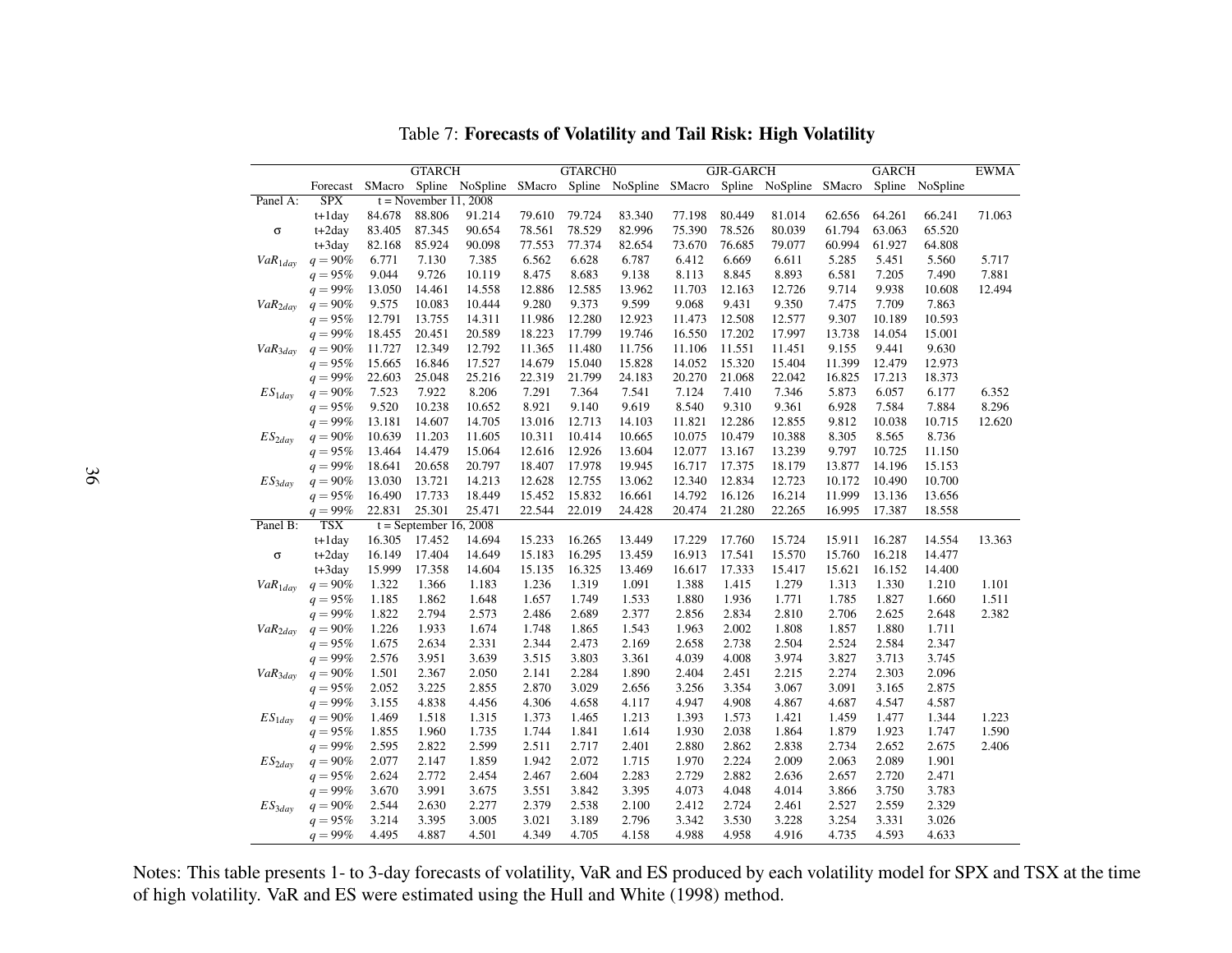Table 7: **Forecasts of Volatility and Tail Risk: High Volatility**

| | | GTARCH | | | GTARCH0 | | | GJR-GARCH | | | GARCH | | | EWMA |
|---|---|---|---|---|---|---|---|---|---|---|---|---|---|---|
| | Forecast | SMacro | Spline | NoSpline | SMacro | Spline | NoSpline | SMacro | Spline | NoSpline | SMacro | Spline | NoSpline | |
| Panel A: | SPX | t = November 11, 2008 | | | | | | | | | | | | |
| σ | t+1day | 84.678 | 88.806 | 91.214 | 79.610 | 79.724 | 83.340 | 77.198 | 80.449 | 81.014 | 62.656 | 64.261 | 66.241 | 71.063 |
| | t+2day | 83.405 | 87.345 | 90.654 | 78.561 | 78.529 | 82.996 | 75.390 | 78.526 | 80.039 | 61.794 | 63.063 | 65.520 | |
| | t+3day | 82.168 | 85.924 | 90.098 | 77.553 | 77.374 | 82.654 | 73.670 | 76.685 | 79.077 | 60.994 | 61.927 | 64.808 | |
| $VaR_{1day}$ | $q = 90\%$ | 6.771 | 7.130 | 7.385 | 6.562 | 6.628 | 6.787 | 6.412 | 6.669 | 6.611 | 5.285 | 5.451 | 5.560 | 5.717 |
| | $q = 95\%$ | 9.044 | 9.726 | 10.119 | 8.475 | 8.683 | 9.138 | 8.113 | 8.845 | 8.893 | 6.581 | 7.205 | 7.490 | 7.881 |
| | $q = 99\%$ | 13.050 | 14.461 | 14.558 | 12.886 | 12.585 | 13.962 | 11.703 | 12.163 | 12.726 | 9.714 | 9.938 | 10.608 | 12.494 |
| $VaR_{2day}$ | $q = 90\%$ | 9.575 | 10.083 | 10.444 | 9.280 | 9.373 | 9.599 | 9.068 | 9.431 | 9.350 | 7.475 | 7.709 | 7.863 | |
| | $q = 95\%$ | 12.791 | 13.755 | 14.311 | 11.986 | 12.280 | 12.923 | 11.473 | 12.508 | 12.577 | 9.307 | 10.189 | 10.593 | |
| | $q = 99\%$ | 18.455 | 20.451 | 20.589 | 18.223 | 17.799 | 19.746 | 16.550 | 17.202 | 17.997 | 13.738 | 14.054 | 15.001 | |
| $VaR_{3day}$ | $q = 90\%$ | 11.727 | 12.349 | 12.792 | 11.365 | 11.480 | 11.756 | 11.106 | 11.551 | 11.451 | 9.155 | 9.441 | 9.630 | |
| | $q = 95\%$ | 15.665 | 16.846 | 17.527 | 14.679 | 15.040 | 15.828 | 14.052 | 15.320 | 15.404 | 11.399 | 12.479 | 12.973 | |
| | $q = 99\%$ | 22.603 | 25.048 | 25.216 | 22.319 | 21.799 | 24.183 | 20.270 | 21.068 | 22.042 | 16.825 | 17.213 | 18.373 | |
| $ES_{1day}$ | $q = 90\%$ | 7.523 | 7.922 | 8.206 | 7.291 | 7.364 | 7.541 | 7.124 | 7.410 | 7.346 | 5.873 | 6.057 | 6.177 | 6.352 |
| | $q = 95\%$ | 9.520 | 10.238 | 10.652 | 8.921 | 9.140 | 9.619 | 8.540 | 9.310 | 9.361 | 6.928 | 7.584 | 7.884 | 8.296 |
| | $q = 99\%$ | 13.181 | 14.607 | 14.705 | 13.016 | 12.713 | 14.103 | 11.821 | 12.286 | 12.855 | 9.812 | 10.038 | 10.715 | 12.620 |
| $ES_{2day}$ | $q = 90\%$ | 10.639 | 11.203 | 11.605 | 10.311 | 10.414 | 10.665 | 10.075 | 10.479 | 10.388 | 8.305 | 8.565 | 8.736 | |
| | $q = 95\%$ | 13.464 | 14.479 | 15.064 | 12.616 | 12.926 | 13.604 | 12.077 | 13.167 | 13.239 | 9.797 | 10.725 | 11.150 | |
| | $q = 99\%$ | 18.641 | 20.658 | 20.797 | 18.407 | 17.978 | 19.945 | 16.717 | 17.375 | 18.179 | 13.877 | 14.196 | 15.153 | |
| $ES_{3day}$ | $q = 90\%$ | 13.030 | 13.721 | 14.213 | 12.628 | 12.755 | 13.062 | 12.340 | 12.834 | 12.723 | 10.172 | 10.490 | 10.700 | |
| | $q = 95\%$ | 16.490 | 17.733 | 18.449 | 15.452 | 15.832 | 16.661 | 14.792 | 16.126 | 16.214 | 11.999 | 13.136 | 13.656 | |
| | $q = 99\%$ | 22.831 | 25.301 | 25.471 | 22.544 | 22.019 | 24.428 | 20.474 | 21.280 | 22.265 | 16.995 | 17.387 | 18.558 | |
| Panel B: | TSX | t = September 16, 2008 | | | | | | | | | | | | |
| σ | t+1day | 16.305 | 17.452 | 14.694 | 15.233 | 16.265 | 13.449 | 17.229 | 17.760 | 15.724 | 15.911 | 16.287 | 14.554 | 13.363 |
| | t+2day | 16.149 | 17.404 | 14.649 | 15.183 | 16.295 | 13.459 | 16.913 | 17.541 | 15.570 | 15.760 | 16.218 | 14.477 | |
| | t+3day | 15.999 | 17.358 | 14.604 | 15.135 | 16.325 | 13.469 | 16.617 | 17.333 | 15.417 | 15.621 | 16.152 | 14.400 | |
| $VaR_{1day}$ | $q = 90\%$ | 1.322 | 1.366 | 1.183 | 1.236 | 1.319 | 1.091 | 1.388 | 1.415 | 1.279 | 1.313 | 1.330 | 1.210 | 1.101 |
| | $q = 95\%$ | 1.185 | 1.862 | 1.648 | 1.657 | 1.749 | 1.533 | 1.880 | 1.936 | 1.771 | 1.785 | 1.827 | 1.660 | 1.511 |
| | $q = 99\%$ | 1.822 | 2.794 | 2.573 | 2.486 | 2.689 | 2.377 | 2.856 | 2.834 | 2.810 | 2.706 | 2.625 | 2.648 | 2.382 |
| $VaR_{2day}$ | $q = 90\%$ | 1.226 | 1.933 | 1.674 | 1.748 | 1.865 | 1.543 | 1.963 | 2.002 | 1.808 | 1.857 | 1.880 | 1.711 | |
| | $q = 95\%$ | 1.675 | 2.634 | 2.331 | 2.344 | 2.473 | 2.169 | 2.658 | 2.738 | 2.504 | 2.524 | 2.584 | 2.347 | |
| | $q = 99\%$ | 2.576 | 3.951 | 3.639 | 3.515 | 3.803 | 3.361 | 4.039 | 4.008 | 3.974 | 3.827 | 3.713 | 3.745 | |
| $VaR_{3day}$ | $q = 90\%$ | 1.501 | 2.367 | 2.050 | 2.141 | 2.284 | 1.890 | 2.404 | 2.451 | 2.215 | 2.274 | 2.303 | 2.096 | |
| | $q = 95\%$ | 2.052 | 3.225 | 2.855 | 2.870 | 3.029 | 2.656 | 3.256 | 3.354 | 3.067 | 3.091 | 3.165 | 2.875 | |
| | $q = 99\%$ | 3.155 | 4.838 | 4.456 | 4.306 | 4.658 | 4.117 | 4.947 | 4.908 | 4.867 | 4.687 | 4.547 | 4.587 | |
| $ES_{1day}$ | $q = 90\%$ | 1.469 | 1.518 | 1.315 | 1.373 | 1.465 | 1.213 | 1.393 | 1.573 | 1.421 | 1.459 | 1.477 | 1.344 | 1.223 |
| | $q = 95\%$ | 1.855 | 1.960 | 1.735 | 1.744 | 1.841 | 1.614 | 1.930 | 2.038 | 1.864 | 1.879 | 1.923 | 1.747 | 1.590 |
| | $q = 99\%$ | 2.595 | 2.822 | 2.599 | 2.511 | 2.717 | 2.401 | 2.880 | 2.862 | 2.838 | 2.734 | 2.652 | 2.675 | 2.406 |
| $ES_{2day}$ | $q = 90\%$ | 2.077 | 2.147 | 1.859 | 1.942 | 2.072 | 1.715 | 1.970 | 2.224 | 2.009 | 2.063 | 2.089 | 1.901 | |
| | $q = 95\%$ | 2.624 | 2.772 | 2.454 | 2.467 | 2.604 | 2.283 | 2.729 | 2.882 | 2.636 | 2.657 | 2.720 | 2.471 | |
| | $q = 99\%$ | 3.670 | 3.991 | 3.675 | 3.551 | 3.842 | 3.395 | 4.073 | 4.048 | 4.014 | 3.866 | 3.750 | 3.783 | |
| $ES_{3day}$ | $q = 90\%$ | 2.544 | 2.630 | 2.277 | 2.379 | 2.538 | 2.100 | 2.412 | 2.724 | 2.461 | 2.527 | 2.559 | 2.329 | |
| | $q = 95\%$ | 3.214 | 3.395 | 3.005 | 3.021 | 3.189 | 2.796 | 3.342 | 3.530 | 3.228 | 3.254 | 3.331 | 3.026 | |
| | $q = 99\%$ | 4.495 | 4.887 | 4.501 | 4.349 | 4.705 | 4.158 | 4.988 | 4.958 | 4.916 | 4.735 | 4.593 | 4.633 | |

Notes: This table presents 1- to 3-day forecasts of volatility, VaR and ES produced by each volatility model for SPX and TSX at the time of high volatility. VaR and ES were estimated using the Hull and White (1998) method.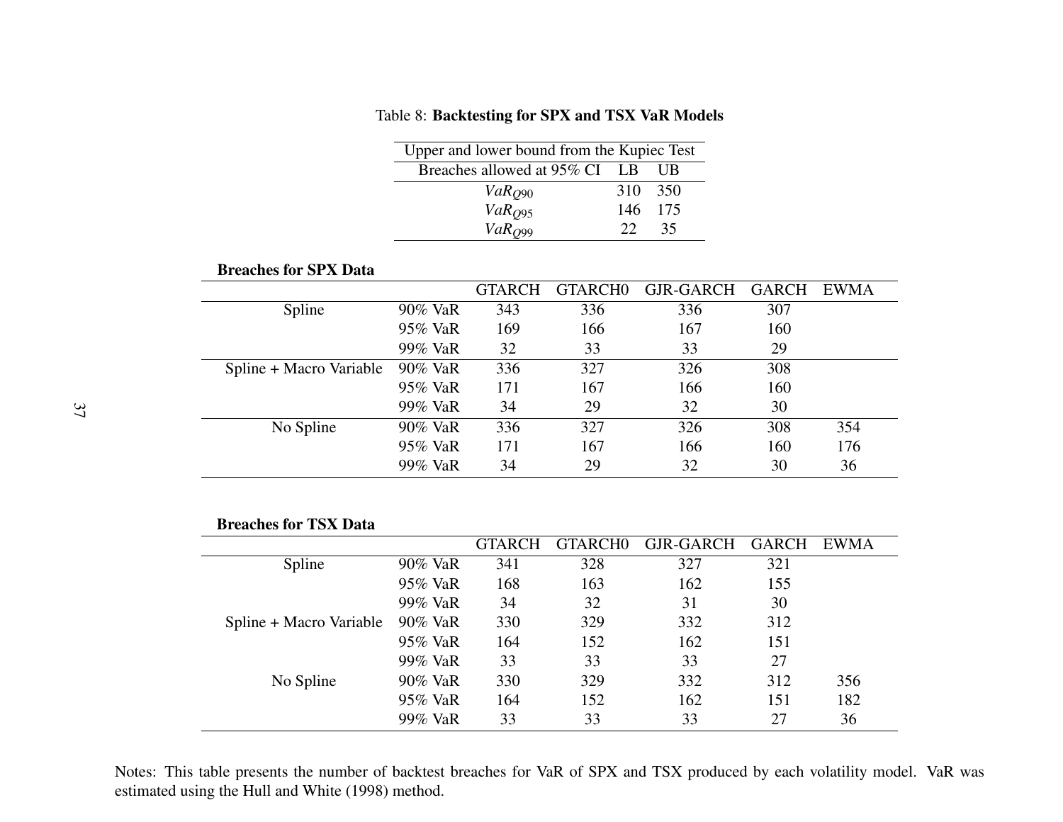Table 8: **Backtesting for SPX and TSX VaR Models**

| Upper and lower bound from the Kupiec Test | | |
|---|---|---|
| Breaches allowed at 95% CI | LB | UB |
| $VaR_{Q90}$ | 310 | 350 |
| $VaR_{Q95}$ | 146 | 175 |
| $VaR_{Q99}$ | 22 | 35 |

**Breaches for SPX Data**

| | | GTARCH | GTARCH0 | GJR-GARCH | GARCH | EWMA |
|---|---|---|---|---|---|---|
| Spline | 90% VaR | 343 | 336 | 336 | 307 | |
| | 95% VaR | 169 | 166 | 167 | 160 | |
| | 99% VaR | 32 | 33 | 33 | 29 | |
| Spline + Macro Variable | 90% VaR | 336 | 327 | 326 | 308 | |
| | 95% VaR | 171 | 167 | 166 | 160 | |
| | 99% VaR | 34 | 29 | 32 | 30 | |
| No Spline | 90% VaR | 336 | 327 | 326 | 308 | 354 |
| | 95% VaR | 171 | 167 | 166 | 160 | 176 |
| | 99% VaR | 34 | 29 | 32 | 30 | 36 |

**Breaches for TSX Data**

| | | GTARCH | GTARCH0 | GJR-GARCH | GARCH | EWMA |
|---|---|---|---|---|---|---|
| Spline | 90% VaR | 341 | 328 | 327 | 321 | |
| | 95% VaR | 168 | 163 | 162 | 155 | |
| | 99% VaR | 34 | 32 | 31 | 30 | |
| Spline + Macro Variable | 90% VaR | 330 | 329 | 332 | 312 | |
| | 95% VaR | 164 | 152 | 162 | 151 | |
| | 99% VaR | 33 | 33 | 33 | 27 | |
| No Spline | 90% VaR | 330 | 329 | 332 | 312 | 356 |
| | 95% VaR | 164 | 152 | 162 | 151 | 182 |
| | 99% VaR | 33 | 33 | 33 | 27 | 36 |

Notes: This table presents the number of backtest breaches for VaR of SPX and TSX produced by each volatility model. VaR was estimated using the Hull and White (1998) method.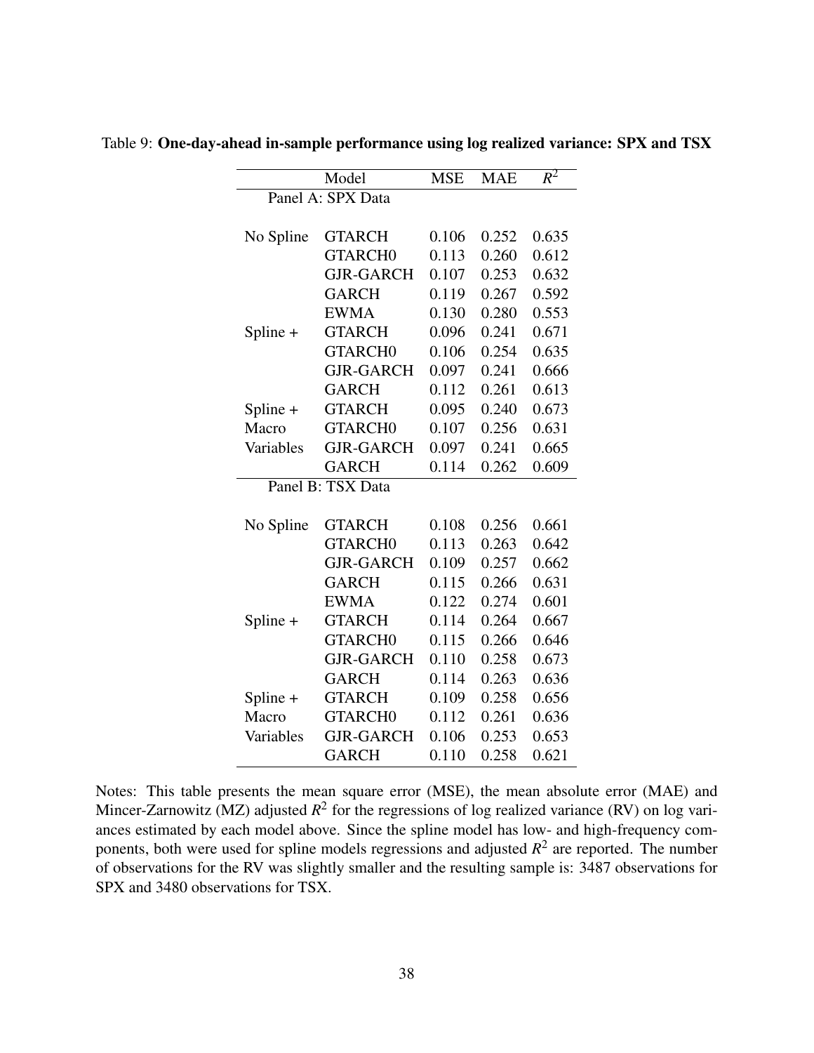Table 9: **One-day-ahead in-sample performance using log realized variance: SPX and TSX**

| | Model | MSE | MAE | $R^2$ |
|---|---|---|---|---|
| Panel A: SPX Data | | | | |
| No Spline | GTARCH | 0.106 | 0.252 | 0.635 |
| | GTARCH0 | 0.113 | 0.260 | 0.612 |
| | GJR-GARCH | 0.107 | 0.253 | 0.632 |
| | GARCH | 0.119 | 0.267 | 0.592 |
| | EWMA | 0.130 | 0.280 | 0.553 |
| Spline + | GTARCH | 0.096 | 0.241 | 0.671 |
| | GTARCH0 | 0.106 | 0.254 | 0.635 |
| | GJR-GARCH | 0.097 | 0.241 | 0.666 |
| | GARCH | 0.112 | 0.261 | 0.613 |
| Spline + | GTARCH | 0.095 | 0.240 | 0.673 |
| Macro | GTARCH0 | 0.107 | 0.256 | 0.631 |
| Variables | GJR-GARCH | 0.097 | 0.241 | 0.665 |
| | GARCH | 0.114 | 0.262 | 0.609 |
| Panel B: TSX Data | | | | |
| No Spline | GTARCH | 0.108 | 0.256 | 0.661 |
| | GTARCH0 | 0.113 | 0.263 | 0.642 |
| | GJR-GARCH | 0.109 | 0.257 | 0.662 |
| | GARCH | 0.115 | 0.266 | 0.631 |
| | EWMA | 0.122 | 0.274 | 0.601 |
| Spline + | GTARCH | 0.114 | 0.264 | 0.667 |
| | GTARCH0 | 0.115 | 0.266 | 0.646 |
| | GJR-GARCH | 0.110 | 0.258 | 0.673 |
| | GARCH | 0.114 | 0.263 | 0.636 |
| Spline + | GTARCH | 0.109 | 0.258 | 0.656 |
| Macro | GTARCH0 | 0.112 | 0.261 | 0.636 |
| Variables | GJR-GARCH | 0.106 | 0.253 | 0.653 |
| | GARCH | 0.110 | 0.258 | 0.621 |

Notes: This table presents the mean square error (MSE), the mean absolute error (MAE) and Mincer-Zarnowitz (MZ) adjusted $R^2$ for the regressions of log realized variance (RV) on log variances estimated by each model above. Since the spline model has low- and high-frequency components, both were used for spline models regressions and adjusted $R^2$ are reported. The number of observations for the RV was slightly smaller and the resulting sample is: 3487 observations for SPX and 3480 observations for TSX.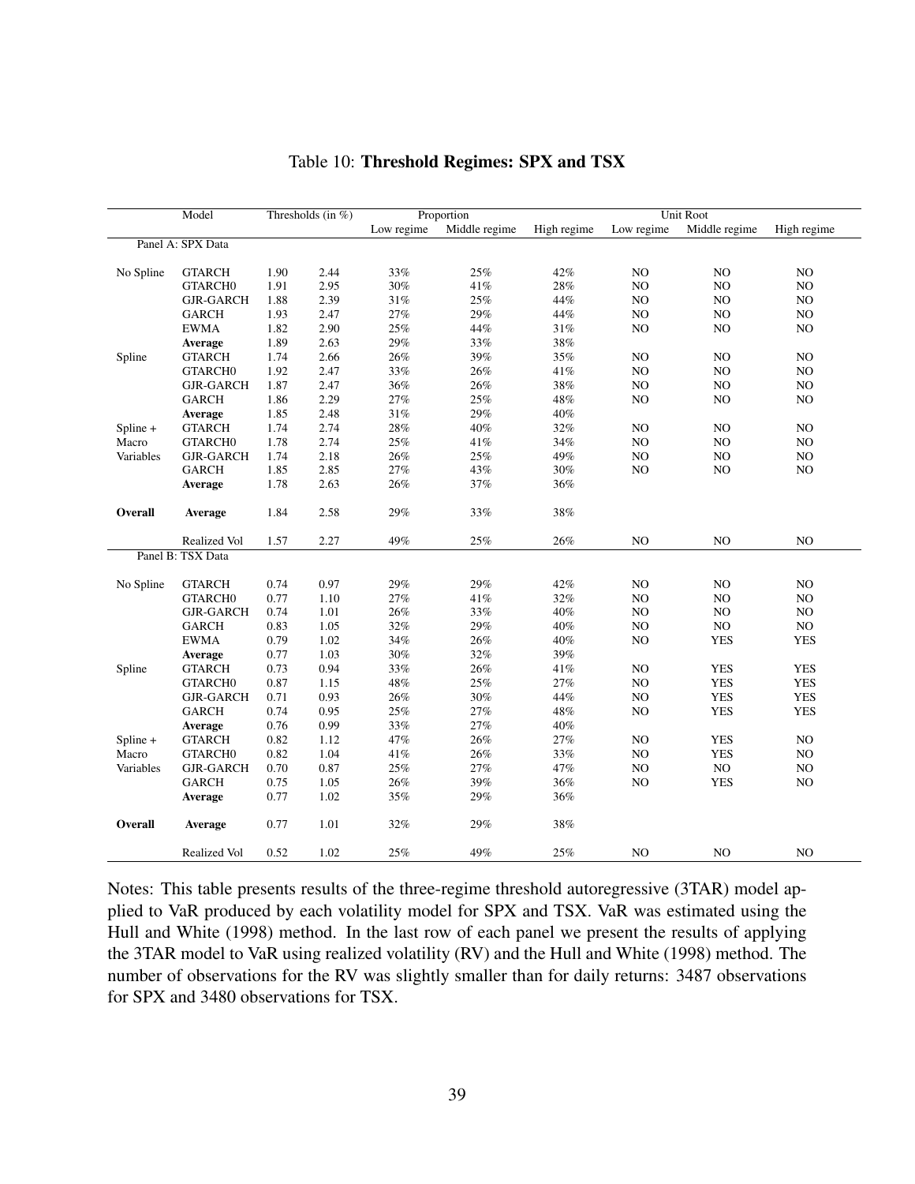Table 10: **Threshold Regimes: SPX and TSX**

| | Model | Thresholds (in %) | | Proportion | | | Unit Root | | |
|---|---|---|---|---|---|---|---|---|---|
| | | | | Low regime | Middle regime | High regime | Low regime | Middle regime | High regime |
| Panel A: SPX Data | | | | | | | | | |
| No Spline | GTARCH | 1.90 | 2.44 | 33% | 25% | 42% | NO | NO | NO |
| | GTARCH0 | 1.91 | 2.95 | 30% | 41% | 28% | NO | NO | NO |
| | GJR-GARCH | 1.88 | 2.39 | 31% | 25% | 44% | NO | NO | NO |
| | GARCH | 1.93 | 2.47 | 27% | 29% | 44% | NO | NO | NO |
| | EWMA | 1.82 | 2.90 | 25% | 44% | 31% | NO | NO | NO |
| | **Average** | 1.89 | 2.63 | 29% | 33% | 38% | | | |
| Spline | GTARCH | 1.74 | 2.66 | 26% | 39% | 35% | NO | NO | NO |
| | GTARCH0 | 1.92 | 2.47 | 33% | 26% | 41% | NO | NO | NO |
| | GJR-GARCH | 1.87 | 2.47 | 36% | 26% | 38% | NO | NO | NO |
| | GARCH | 1.86 | 2.29 | 27% | 25% | 48% | NO | NO | NO |
| | **Average** | 1.85 | 2.48 | 31% | 29% | 40% | | | |
| Spline + Macro Variables | GTARCH | 1.74 | 2.74 | 28% | 40% | 32% | NO | NO | NO |
| | GTARCH0 | 1.78 | 2.74 | 25% | 41% | 34% | NO | NO | NO |
| | GJR-GARCH | 1.74 | 2.18 | 26% | 25% | 49% | NO | NO | NO |
| | GARCH | 1.85 | 2.85 | 27% | 43% | 30% | NO | NO | NO |
| | **Average** | 1.78 | 2.63 | 26% | 37% | 36% | | | |
| **Overall** | **Average** | 1.84 | 2.58 | 29% | 33% | 38% | | | |
| | Realized Vol | 1.57 | 2.27 | 49% | 25% | 26% | NO | NO | NO |
| Panel B: TSX Data | | | | | | | | | |
| No Spline | GTARCH | 0.74 | 0.97 | 29% | 29% | 42% | NO | NO | NO |
| | GTARCH0 | 0.77 | 1.10 | 27% | 41% | 32% | NO | NO | NO |
| | GJR-GARCH | 0.74 | 1.01 | 26% | 33% | 40% | NO | NO | NO |
| | GARCH | 0.83 | 1.05 | 32% | 29% | 40% | NO | NO | NO |
| | EWMA | 0.79 | 1.02 | 34% | 26% | 40% | NO | YES | YES |
| | **Average** | 0.77 | 1.03 | 30% | 32% | 39% | | | |
| Spline | GTARCH | 0.73 | 0.94 | 33% | 26% | 41% | NO | YES | YES |
| | GTARCH0 | 0.87 | 1.15 | 48% | 25% | 27% | NO | YES | YES |
| | GJR-GARCH | 0.71 | 0.93 | 26% | 30% | 44% | NO | YES | YES |
| | GARCH | 0.74 | 0.95 | 25% | 27% | 48% | NO | YES | YES |
| | **Average** | 0.76 | 0.99 | 33% | 27% | 40% | | | |
| Spline + Macro Variables | GTARCH | 0.82 | 1.12 | 47% | 26% | 27% | NO | YES | NO |
| | GTARCH0 | 0.82 | 1.04 | 41% | 26% | 33% | NO | YES | NO |
| | GJR-GARCH | 0.70 | 0.87 | 25% | 27% | 47% | NO | NO | NO |
| | GARCH | 0.75 | 1.05 | 26% | 39% | 36% | NO | YES | NO |
| | **Average** | 0.77 | 1.02 | 35% | 29% | 36% | | | |
| **Overall** | **Average** | 0.77 | 1.01 | 32% | 29% | 38% | | | |
| | Realized Vol | 0.52 | 1.02 | 25% | 49% | 25% | NO | NO | NO |

Notes: This table presents results of the three-regime threshold autoregressive (3TAR) model applied to VaR produced by each volatility model for SPX and TSX. VaR was estimated using the Hull and White (1998) method. In the last row of each panel we present the results of applying the 3TAR model to VaR using realized volatility (RV) and the Hull and White (1998) method. The number of observations for the RV was slightly smaller than for daily returns: 3487 observations for SPX and 3480 observations for TSX.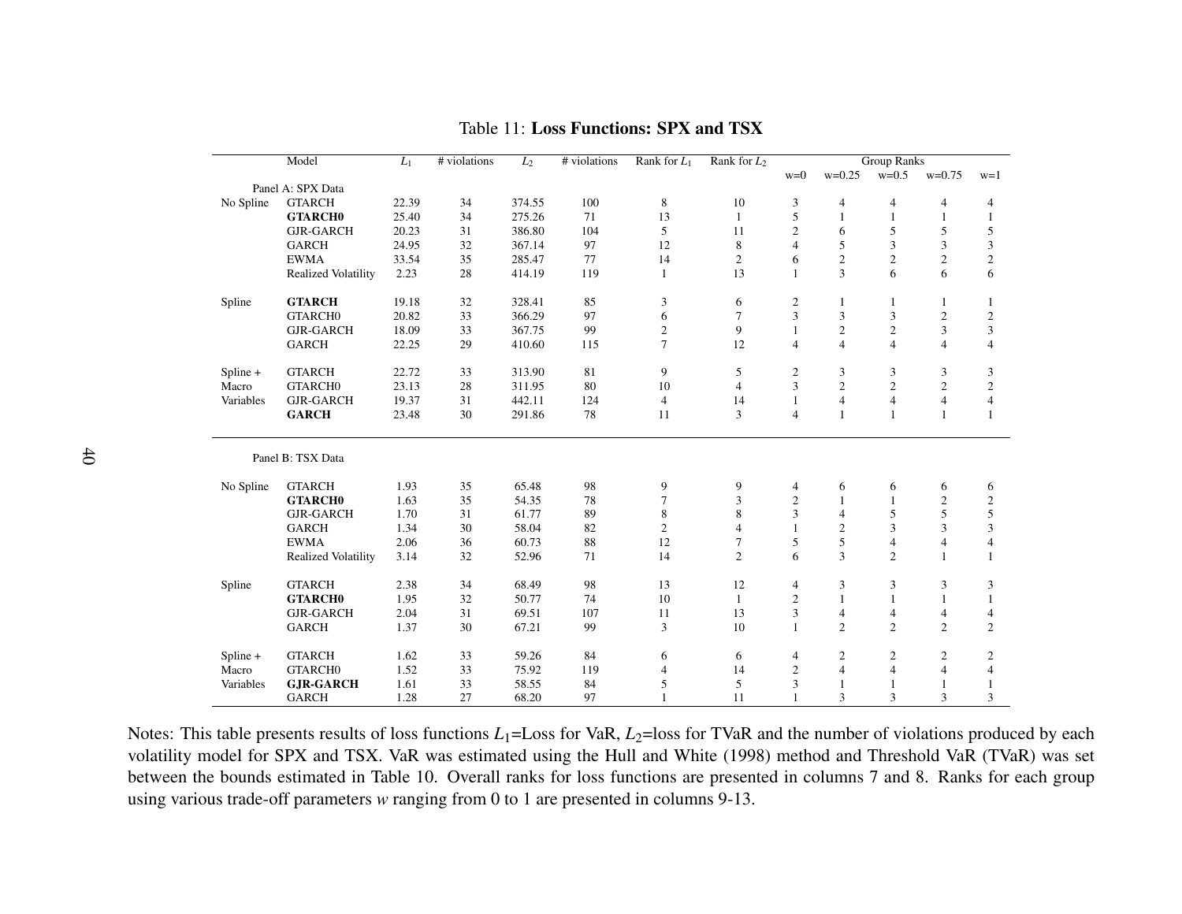Table 11: **Loss Functions: SPX and TSX**

| | Model | $L_1$ | # violations | $L_2$ | # violations | Rank for $L_1$ | Rank for $L_2$ | Group Ranks | | | | |
|---|---|---|---|---|---|---|---|---|---|---|---|---|
| | | | | | | | | w=0 | w=0.25 | w=0.5 | w=0.75 | w=1 |
| Panel A: SPX Data | | | | | | | | | | | | |
| No Spline | GTARCH | 22.39 | 34 | 374.55 | 100 | 8 | 10 | 3 | 4 | 4 | 4 | 4 |
| | **GTARCH0** | 25.40 | 34 | 275.26 | 71 | 13 | 1 | 5 | 1 | 1 | 1 | 1 |
| | GJR-GARCH | 20.23 | 31 | 386.80 | 104 | 5 | 11 | 2 | 6 | 5 | 5 | 5 |
| | GARCH | 24.95 | 32 | 367.14 | 97 | 12 | 8 | 4 | 5 | 3 | 3 | 3 |
| | EWMA | 33.54 | 35 | 285.47 | 77 | 14 | 2 | 6 | 2 | 2 | 2 | 2 |
| | Realized Volatility | 2.23 | 28 | 414.19 | 119 | 1 | 13 | 1 | 3 | 6 | 6 | 6 |
| Spline | **GTARCH** | 19.18 | 32 | 328.41 | 85 | 3 | 6 | 2 | 1 | 1 | 1 | 1 |
| | GTARCH0 | 20.82 | 33 | 366.29 | 97 | 6 | 7 | 3 | 3 | 3 | 2 | 2 |
| | GJR-GARCH | 18.09 | 33 | 367.75 | 99 | 2 | 9 | 1 | 2 | 2 | 3 | 3 |
| | GARCH | 22.25 | 29 | 410.60 | 115 | 7 | 12 | 4 | 4 | 4 | 4 | 4 |
| Spline + Macro Variables | GTARCH | 22.72 | 33 | 313.90 | 81 | 9 | 5 | 2 | 3 | 3 | 3 | 3 |
| | GTARCH0 | 23.13 | 28 | 311.95 | 80 | 10 | 4 | 3 | 2 | 2 | 2 | 2 |
| | GJR-GARCH | 19.37 | 31 | 442.11 | 124 | 4 | 14 | 1 | 4 | 4 | 4 | 4 |
| | **GARCH** | 23.48 | 30 | 291.86 | 78 | 11 | 3 | 4 | 1 | 1 | 1 | 1 |
| Panel B: TSX Data | | | | | | | | | | | | |
| No Spline | GTARCH | 1.93 | 35 | 65.48 | 98 | 9 | 9 | 4 | 6 | 6 | 6 | 6 |
| | **GTARCH0** | 1.63 | 35 | 54.35 | 78 | 7 | 3 | 2 | 1 | 1 | 2 | 2 |
| | GJR-GARCH | 1.70 | 31 | 61.77 | 89 | 8 | 8 | 3 | 4 | 5 | 5 | 5 |
| | GARCH | 1.34 | 30 | 58.04 | 82 | 2 | 4 | 1 | 2 | 3 | 3 | 3 |
| | EWMA | 2.06 | 36 | 60.73 | 88 | 12 | 7 | 5 | 5 | 4 | 4 | 4 |
| | Realized Volatility | 3.14 | 32 | 52.96 | 71 | 14 | 2 | 6 | 3 | 2 | 1 | 1 |
| Spline | GTARCH | 2.38 | 34 | 68.49 | 98 | 13 | 12 | 4 | 3 | 3 | 3 | 3 |
| | **GTARCH0** | 1.95 | 32 | 50.77 | 74 | 10 | 1 | 2 | 1 | 1 | 1 | 1 |
| | GJR-GARCH | 2.04 | 31 | 69.51 | 107 | 11 | 13 | 3 | 4 | 4 | 4 | 4 |
| | GARCH | 1.37 | 30 | 67.21 | 99 | 3 | 10 | 1 | 2 | 2 | 2 | 2 |
| Spline + Macro Variables | GTARCH | 1.62 | 33 | 59.26 | 84 | 6 | 6 | 4 | 2 | 2 | 2 | 2 |
| | GTARCH0 | 1.52 | 33 | 75.92 | 119 | 4 | 14 | 2 | 4 | 4 | 4 | 4 |
| | **GJR-GARCH** | 1.61 | 33 | 58.55 | 84 | 5 | 5 | 3 | 1 | 1 | 1 | 1 |
| | GARCH | 1.28 | 27 | 68.20 | 97 | 1 | 11 | 1 | 3 | 3 | 3 | 3 |

Notes: This table presents results of loss functions $L_1$=Loss for VaR, $L_2$=loss for TVaR and the number of violations produced by each volatility model for SPX and TSX. VaR was estimated using the Hull and White (1998) method and Threshold VaR (TVaR) was set between the bounds estimated in Table 10. Overall ranks for loss functions are presented in columns 7 and 8. Ranks for each group using various trade-off parameters $w$ ranging from 0 to 1 are presented in columns 9-13.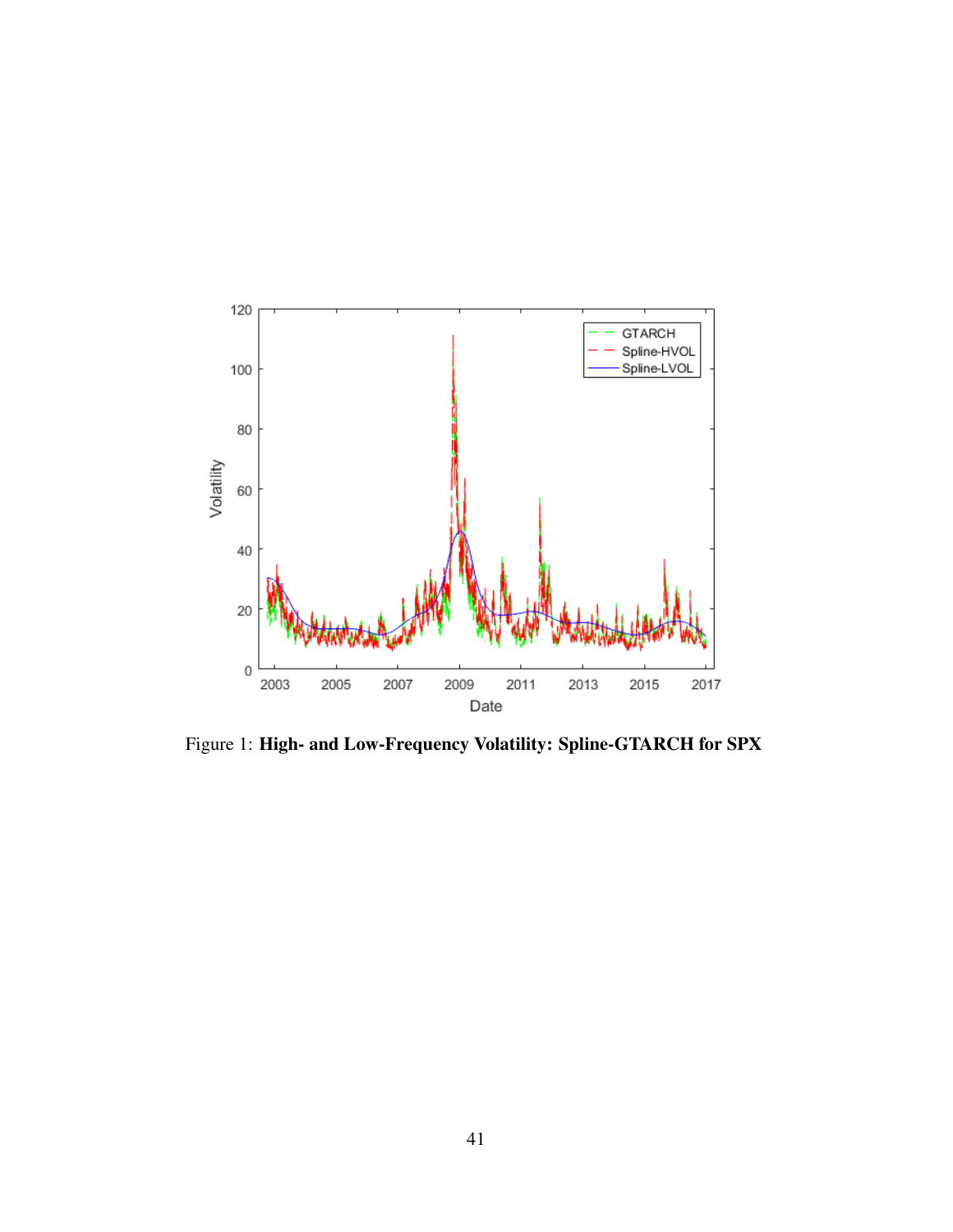Figure 1: **High- and Low-Frequency Volatility: Spline-GTARCH for SPX**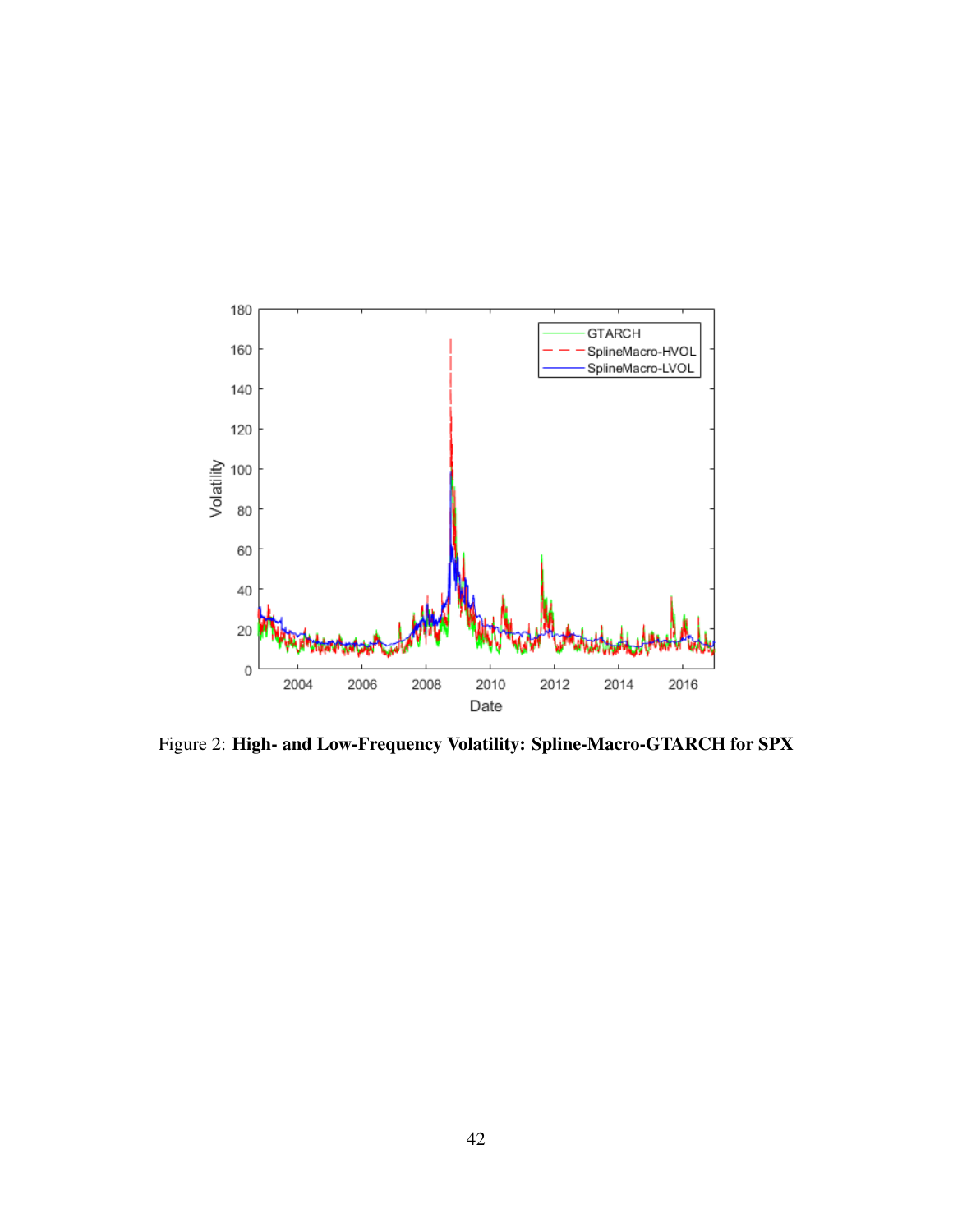Figure 2: **High- and Low-Frequency Volatility: Spline-Macro-GTARCH for SPX**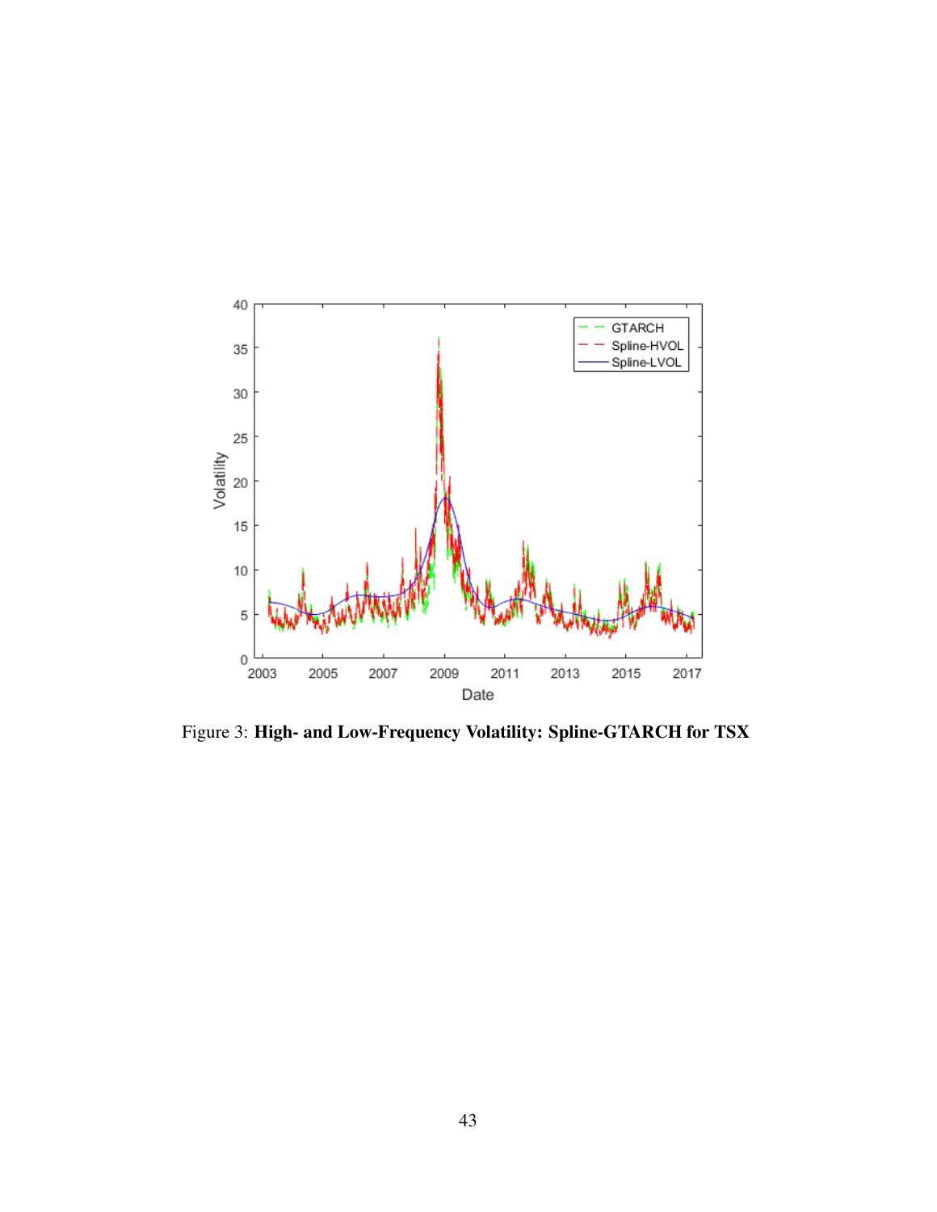Figure 3: **High- and Low-Frequency Volatility: Spline-GTARCH for TSX**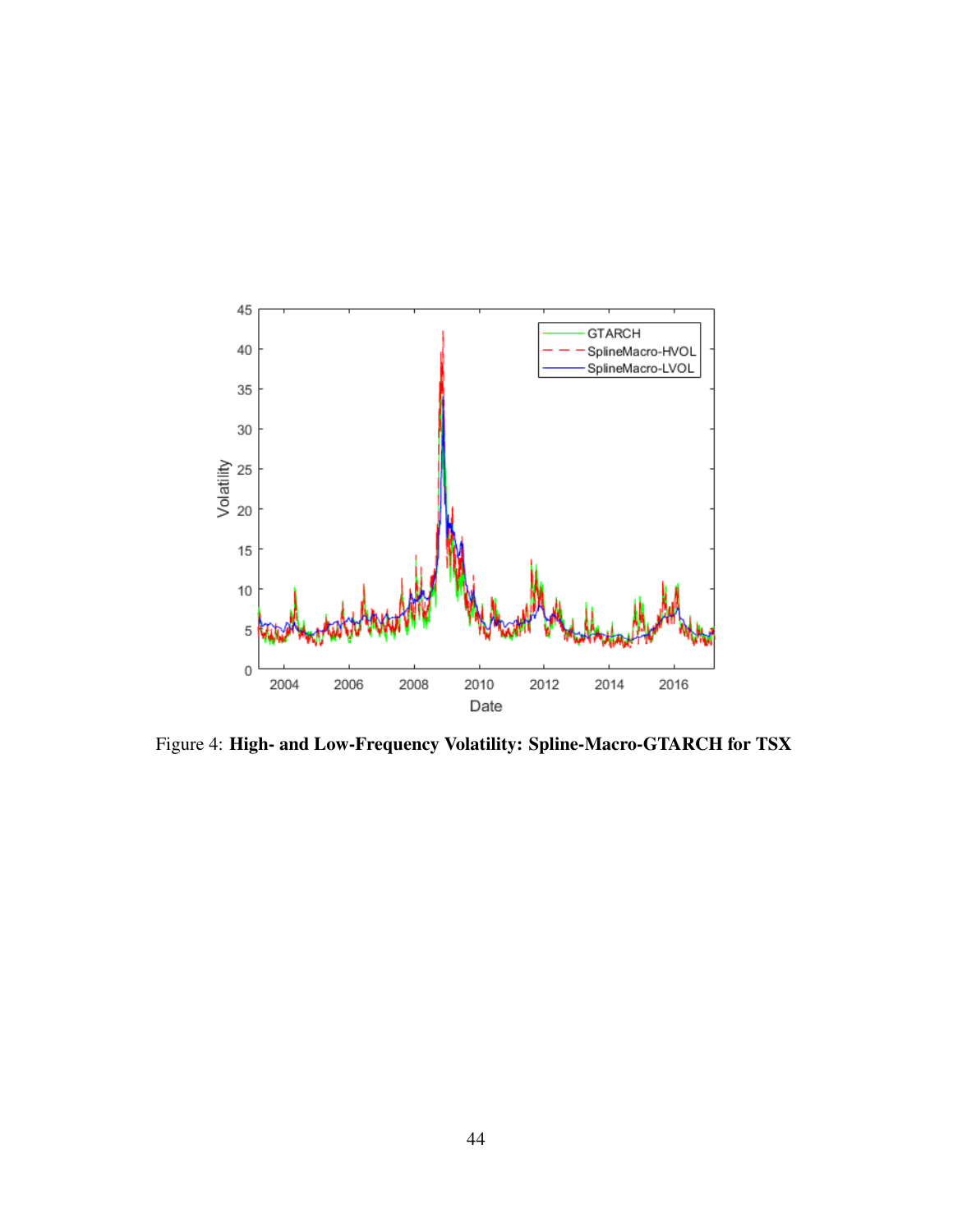Figure 4: **High- and Low-Frequency Volatility: Spline-Macro-GTARCH for TSX**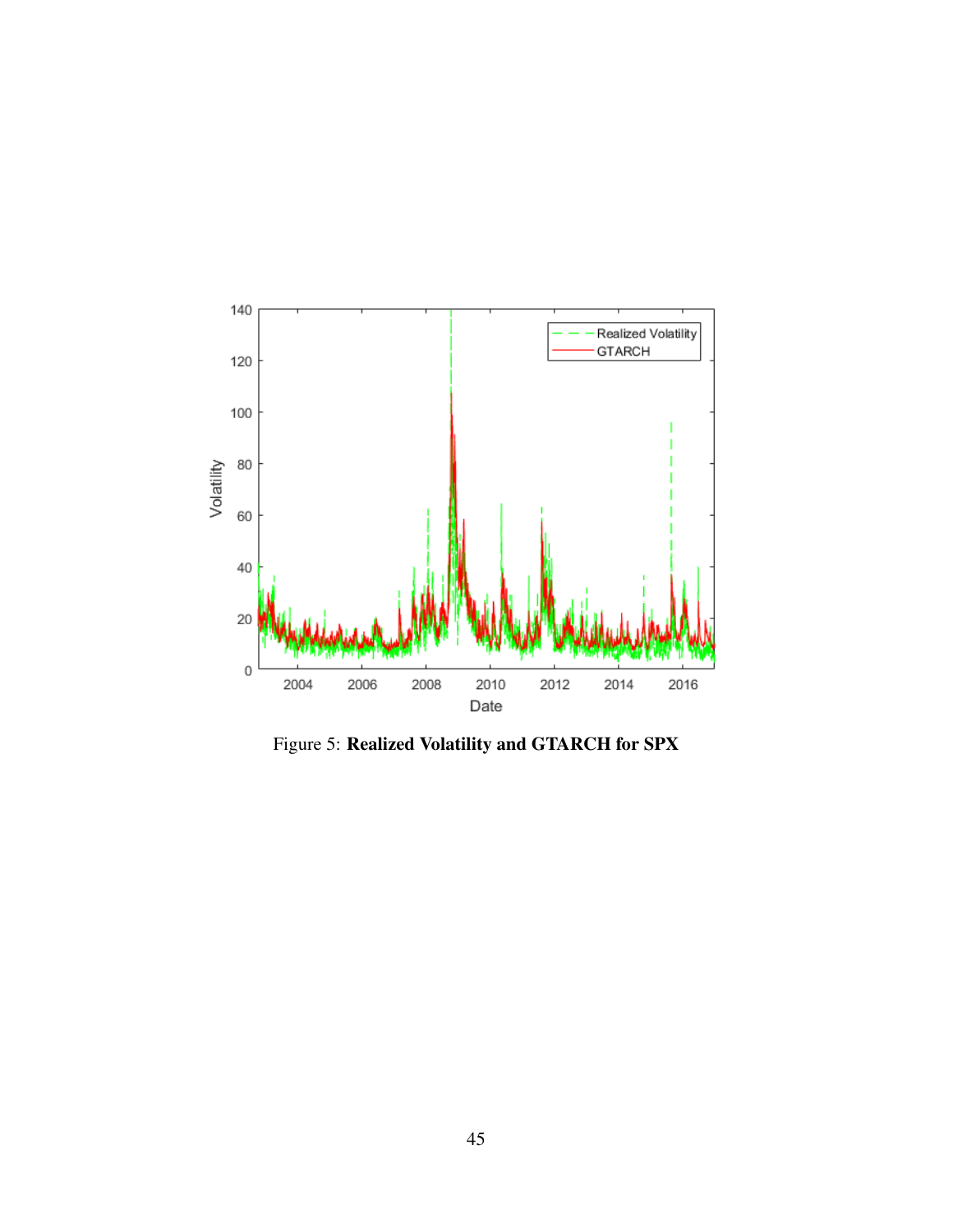Figure 5: **Realized Volatility and GTARCH for SPX**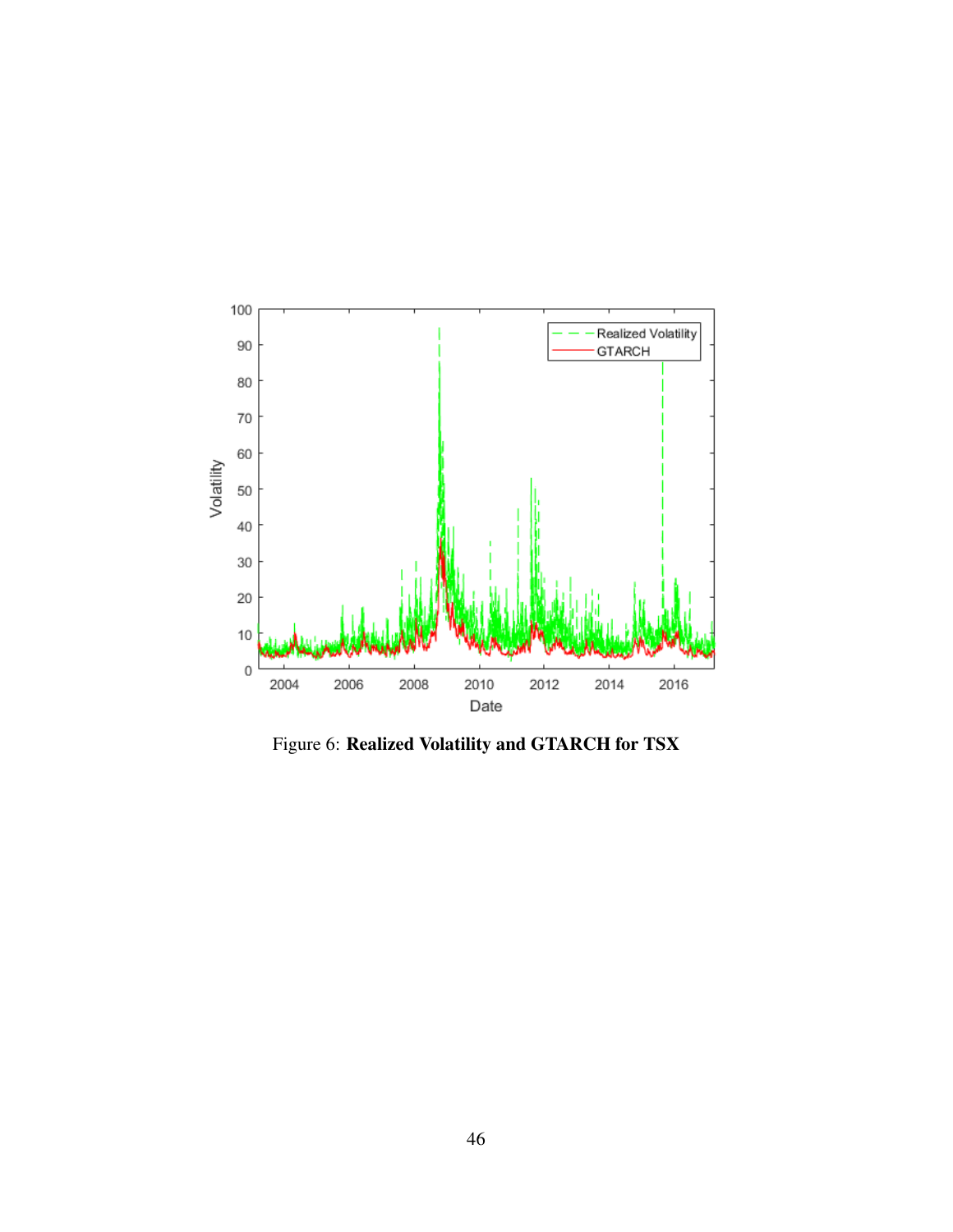Figure 6: **Realized Volatility and GTARCH for TSX**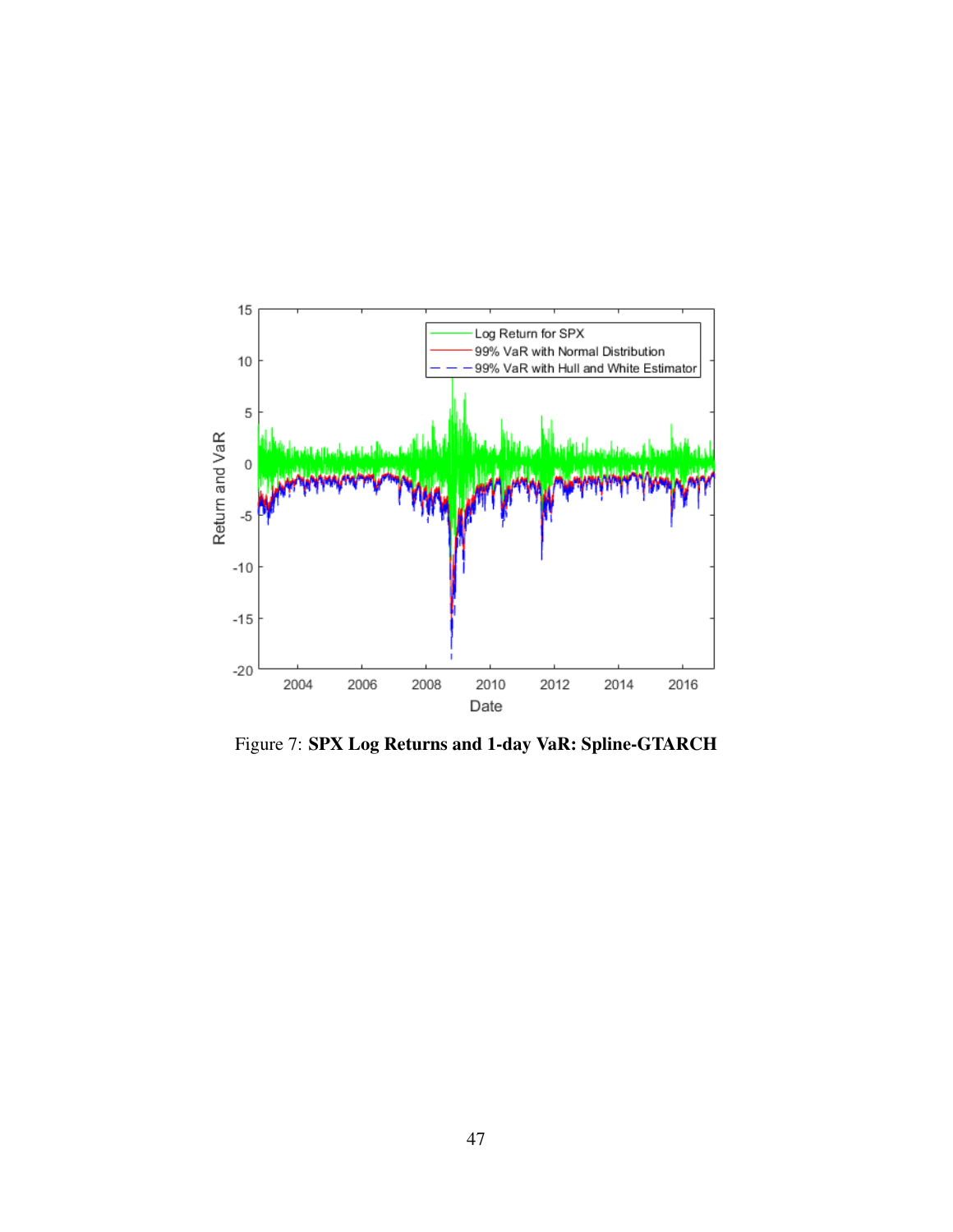Figure 7: **SPX Log Returns and 1-day VaR: Spline-GTARCH**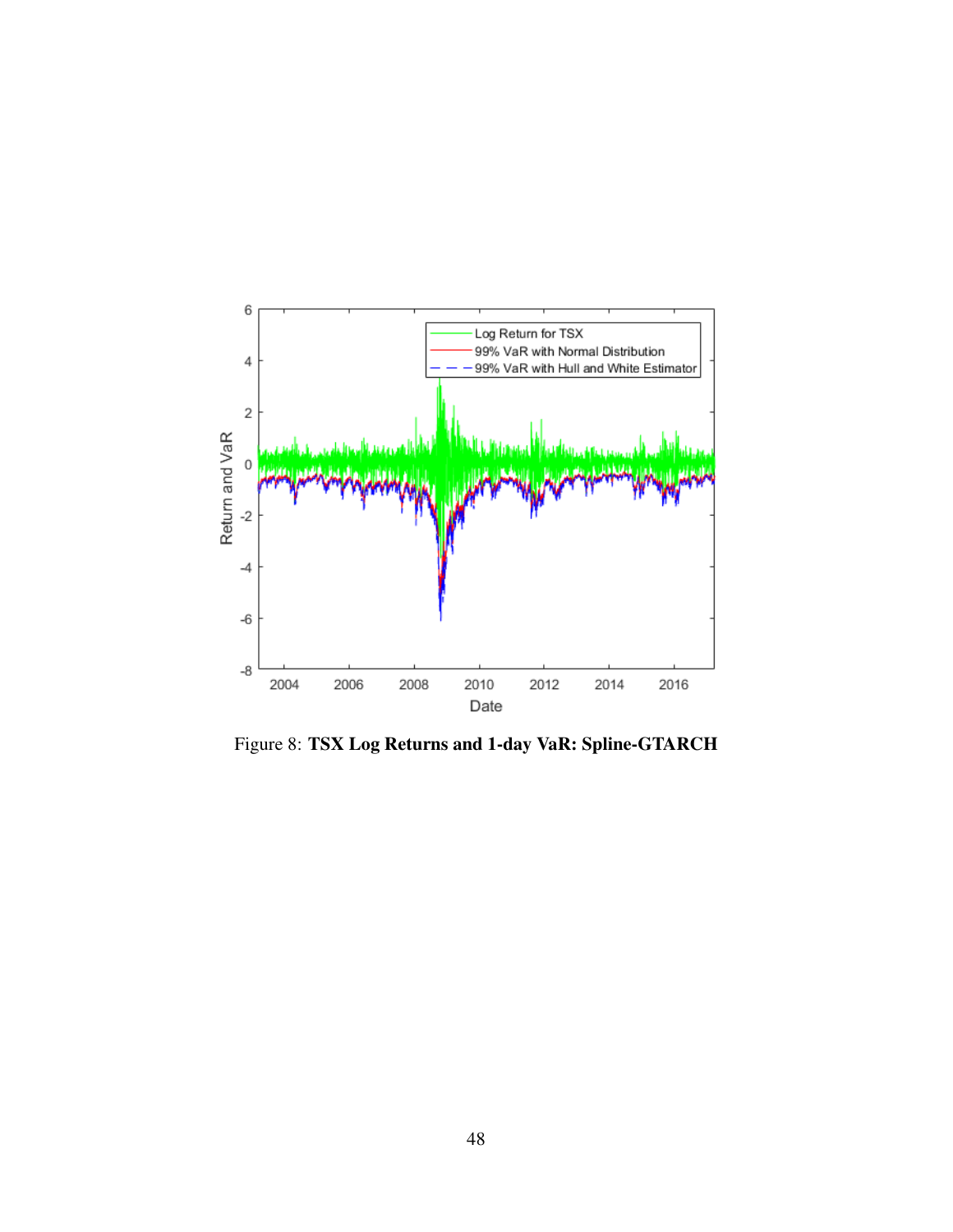Figure 8: **TSX Log Returns and 1-day VaR: Spline-GTARCH**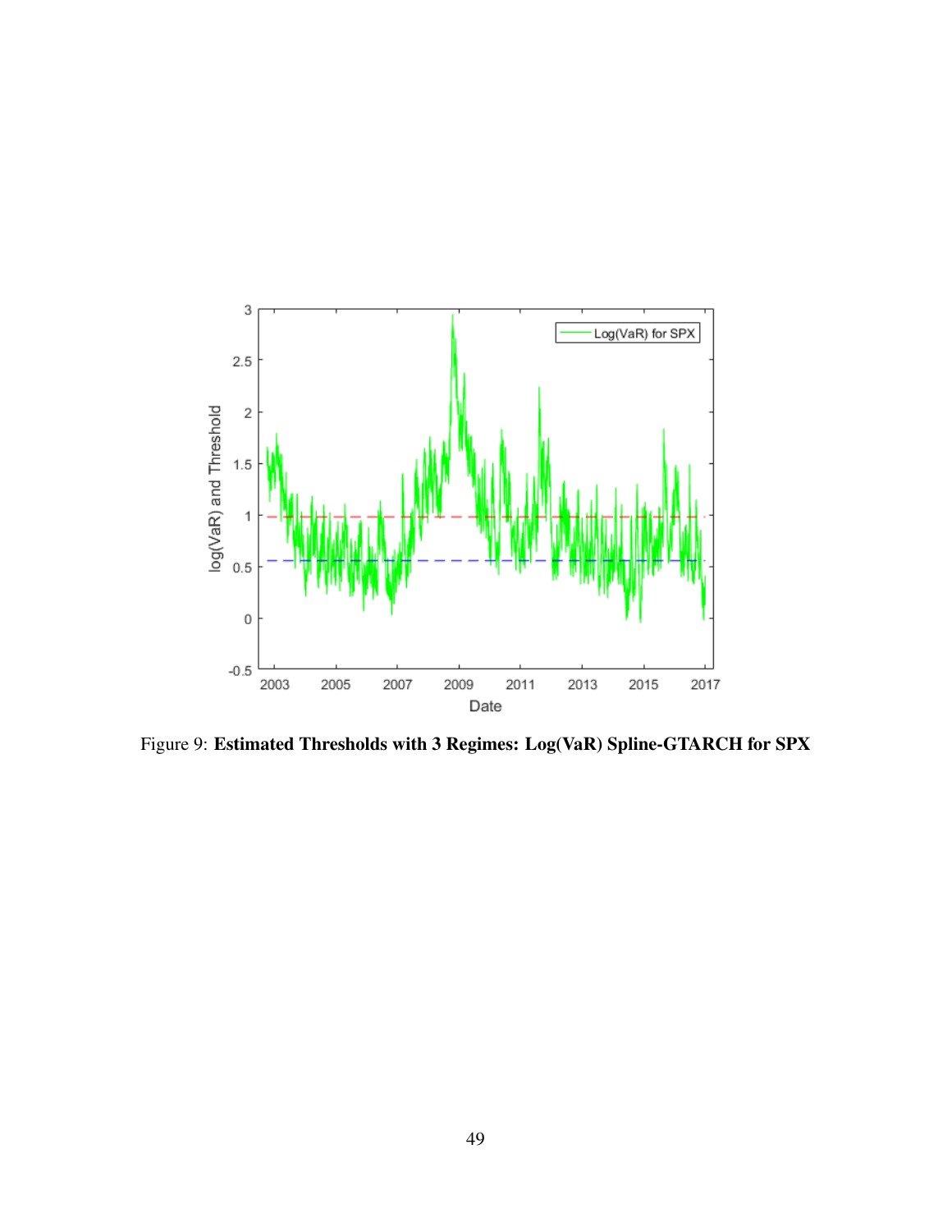Figure 9: **Estimated Thresholds with 3 Regimes: Log(VaR) Spline-GTARCH for SPX**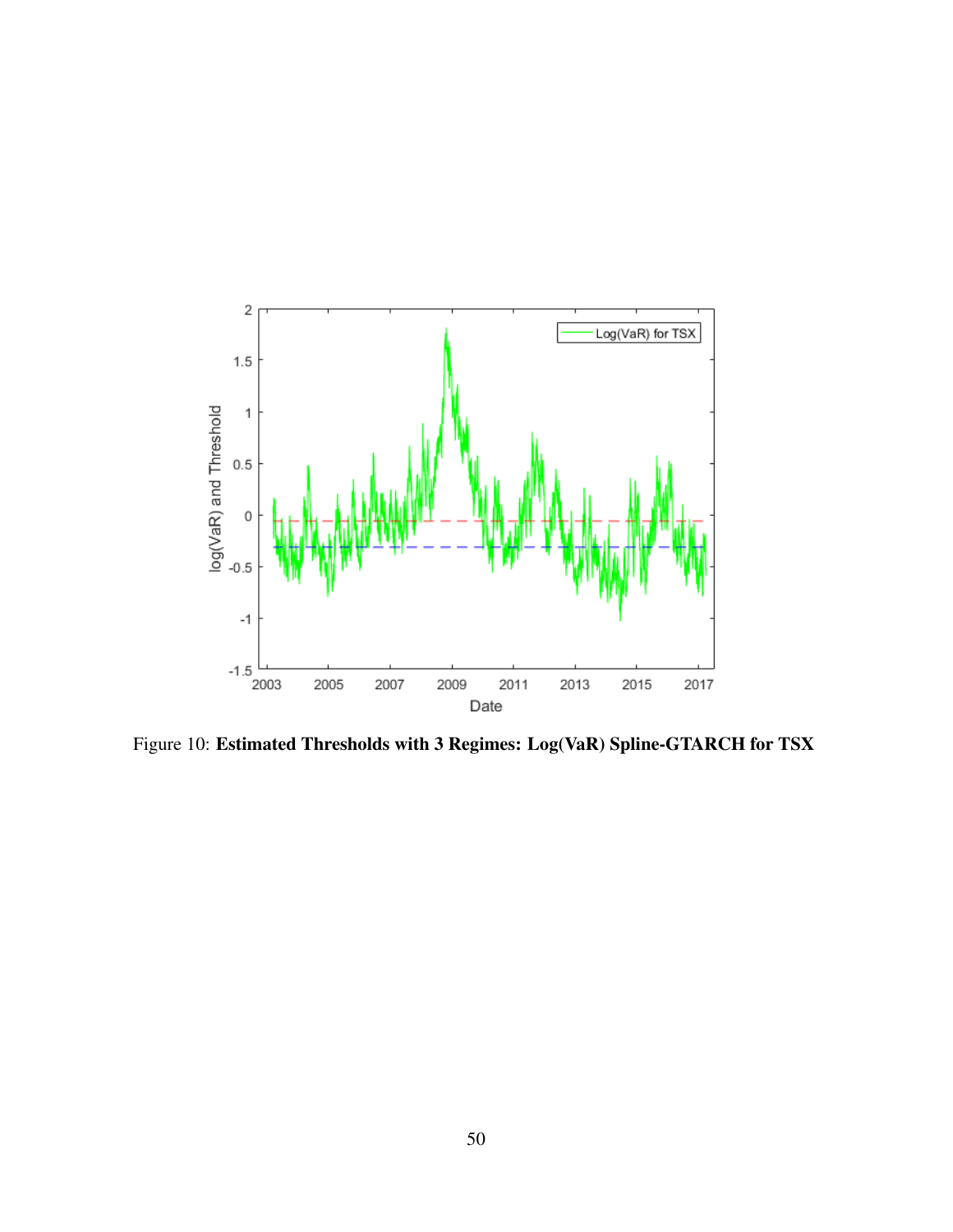Figure 10: **Estimated Thresholds with 3 Regimes: Log(VaR) Spline-GTARCH for TSX**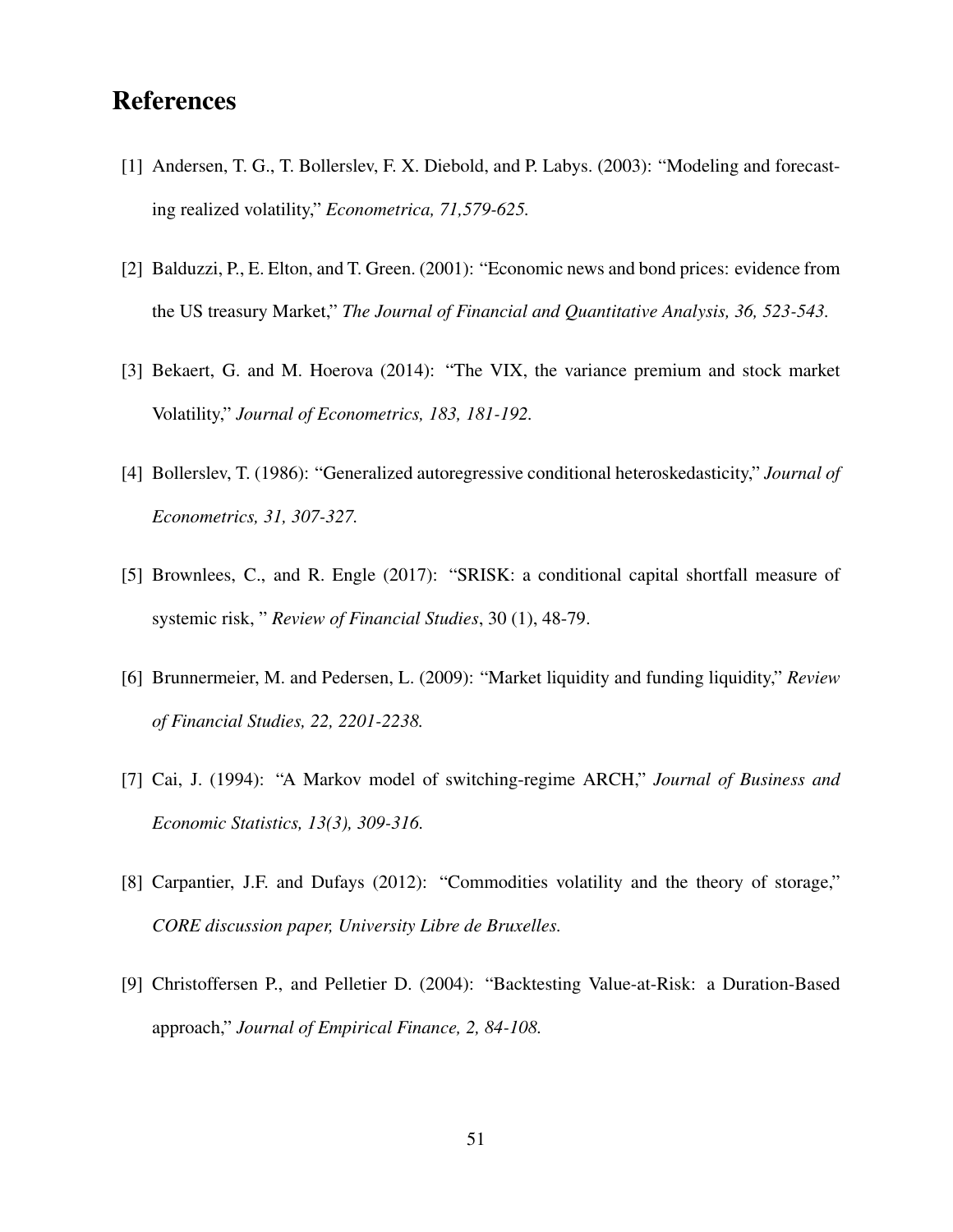# References

[1] Andersen, T. G., T. Bollerslev, F. X. Diebold, and P. Labys. (2003): "Modeling and forecasting realized volatility," *Econometrica, 71,579-625.*

[2] Balduzzi, P., E. Elton, and T. Green. (2001): "Economic news and bond prices: evidence from the US treasury Market," *The Journal of Financial and Quantitative Analysis, 36, 523-543.*

[3] Bekaert, G. and M. Hoerova (2014): "The VIX, the variance premium and stock market Volatility," *Journal of Econometrics, 183, 181-192.*

[4] Bollerslev, T. (1986): "Generalized autoregressive conditional heteroskedasticity," *Journal of Econometrics, 31, 307-327.*

[5] Brownlees, C., and R. Engle (2017): "SRISK: a conditional capital shortfall measure of systemic risk, " *Review of Financial Studies*, 30 (1), 48-79.

[6] Brunnermeier, M. and Pedersen, L. (2009): "Market liquidity and funding liquidity," *Review of Financial Studies, 22, 2201-2238.*

[7] Cai, J. (1994): "A Markov model of switching-regime ARCH," *Journal of Business and Economic Statistics, 13(3), 309-316.*

[8] Carpantier, J.F. and Dufays (2012): "Commodities volatility and the theory of storage," *CORE discussion paper, University Libre de Bruxelles.*

[9] Christoffersen P., and Pelletier D. (2004): "Backtesting Value-at-Risk: a Duration-Based approach," *Journal of Empirical Finance, 2, 84-108.*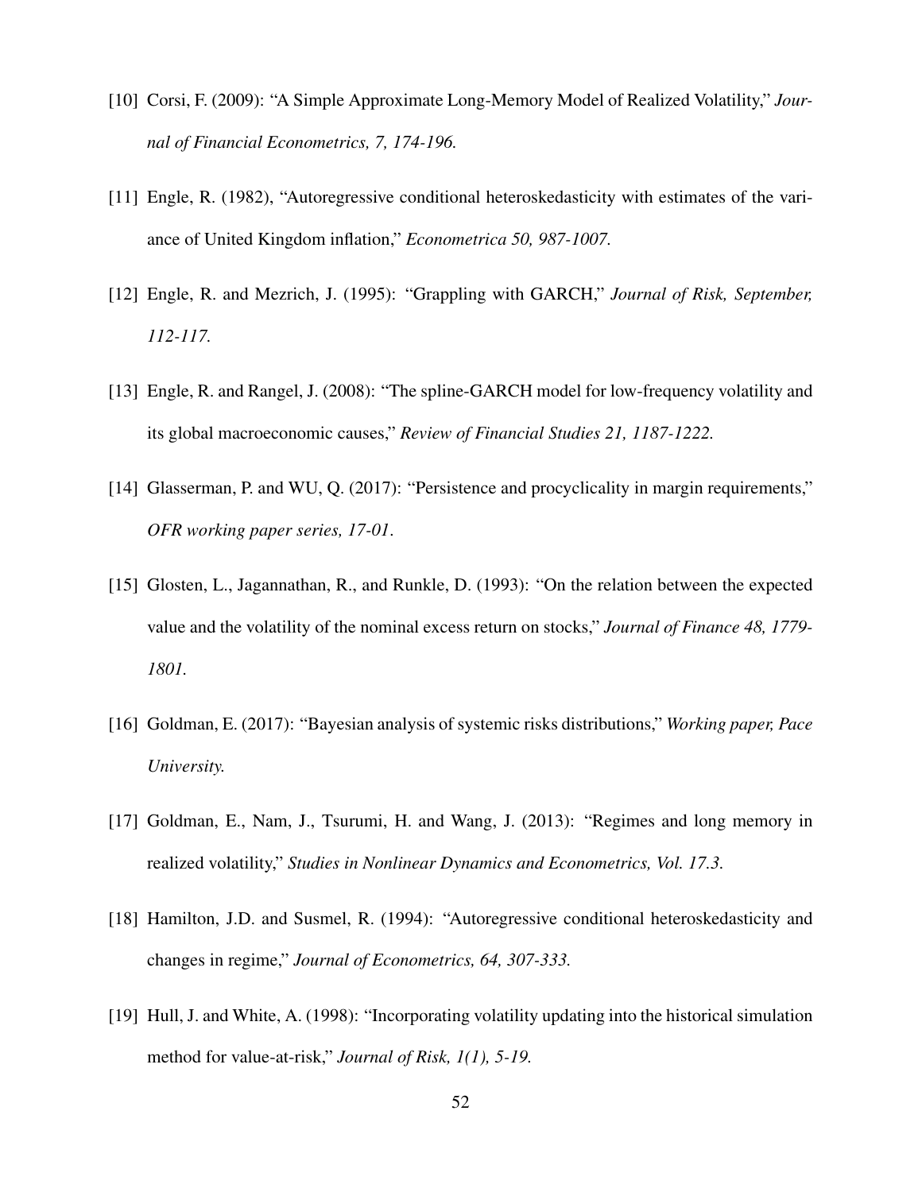[10] Corsi, F. (2009): "A Simple Approximate Long-Memory Model of Realized Volatility," *Journal of Financial Econometrics, 7, 174-196.*

[11] Engle, R. (1982), "Autoregressive conditional heteroskedasticity with estimates of the variance of United Kingdom inflation," *Econometrica 50, 987-1007.*

[12] Engle, R. and Mezrich, J. (1995): "Grappling with GARCH," *Journal of Risk, September, 112-117.*

[13] Engle, R. and Rangel, J. (2008): "The spline-GARCH model for low-frequency volatility and its global macroeconomic causes," *Review of Financial Studies 21, 1187-1222.*

[14] Glasserman, P. and WU, Q. (2017): "Persistence and procyclicality in margin requirements," *OFR working paper series, 17-01*.

[15] Glosten, L., Jagannathan, R., and Runkle, D. (1993): "On the relation between the expected value and the volatility of the nominal excess return on stocks," *Journal of Finance 48, 1779-1801.*

[16] Goldman, E. (2017): "Bayesian analysis of systemic risks distributions," *Working paper, Pace University.*

[17] Goldman, E., Nam, J., Tsurumi, H. and Wang, J. (2013): "Regimes and long memory in realized volatility," *Studies in Nonlinear Dynamics and Econometrics, Vol. 17.3.*

[18] Hamilton, J.D. and Susmel, R. (1994): "Autoregressive conditional heteroskedasticity and changes in regime," *Journal of Econometrics, 64, 307-333.*

[19] Hull, J. and White, A. (1998): "Incorporating volatility updating into the historical simulation method for value-at-risk," *Journal of Risk, 1(1), 5-19.*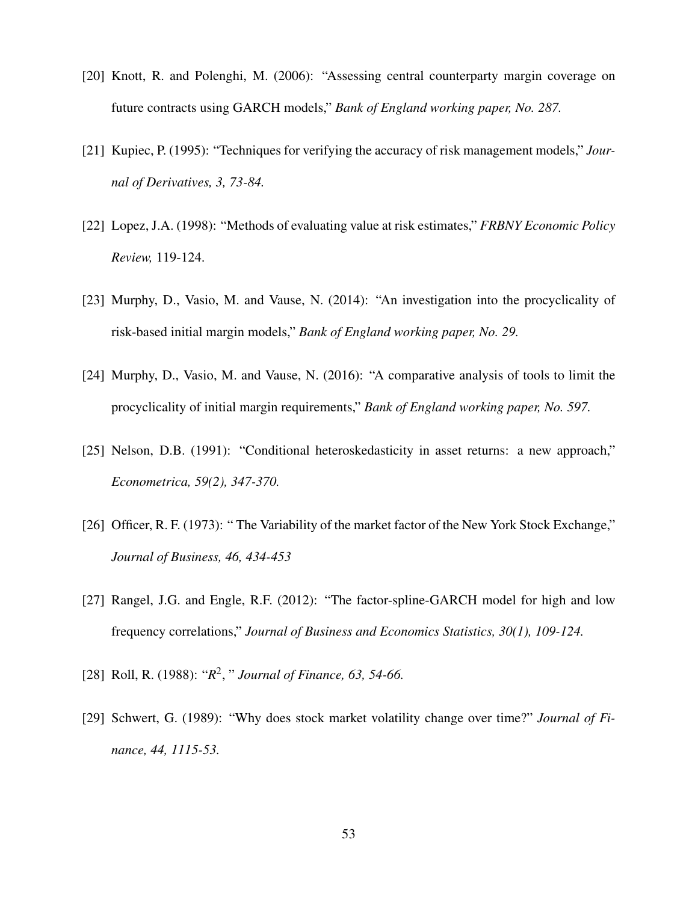[20] Knott, R. and Polenghi, M. (2006): "Assessing central counterparty margin coverage on future contracts using GARCH models," *Bank of England working paper, No. 287.*

[21] Kupiec, P. (1995): "Techniques for verifying the accuracy of risk management models," *Journal of Derivatives, 3, 73-84.*

[22] Lopez, J.A. (1998): "Methods of evaluating value at risk estimates," *FRBNY Economic Policy Review,* 119-124.

[23] Murphy, D., Vasio, M. and Vause, N. (2014): "An investigation into the procyclicality of risk-based initial margin models," *Bank of England working paper, No. 29.*

[24] Murphy, D., Vasio, M. and Vause, N. (2016): "A comparative analysis of tools to limit the procyclicality of initial margin requirements," *Bank of England working paper, No. 597.*

[25] Nelson, D.B. (1991): "Conditional heteroskedasticity in asset returns: a new approach," *Econometrica, 59(2), 347-370.*

[26] Officer, R. F. (1973): " The Variability of the market factor of the New York Stock Exchange," *Journal of Business, 46, 434-453*

[27] Rangel, J.G. and Engle, R.F. (2012): "The factor-spline-GARCH model for high and low frequency correlations," *Journal of Business and Economics Statistics, 30(1), 109-124.*

[28] Roll, R. (1988): "$R^2$, " *Journal of Finance, 63, 54-66.*

[29] Schwert, G. (1989): "Why does stock market volatility change over time?" *Journal of Finance, 44, 1115-53.*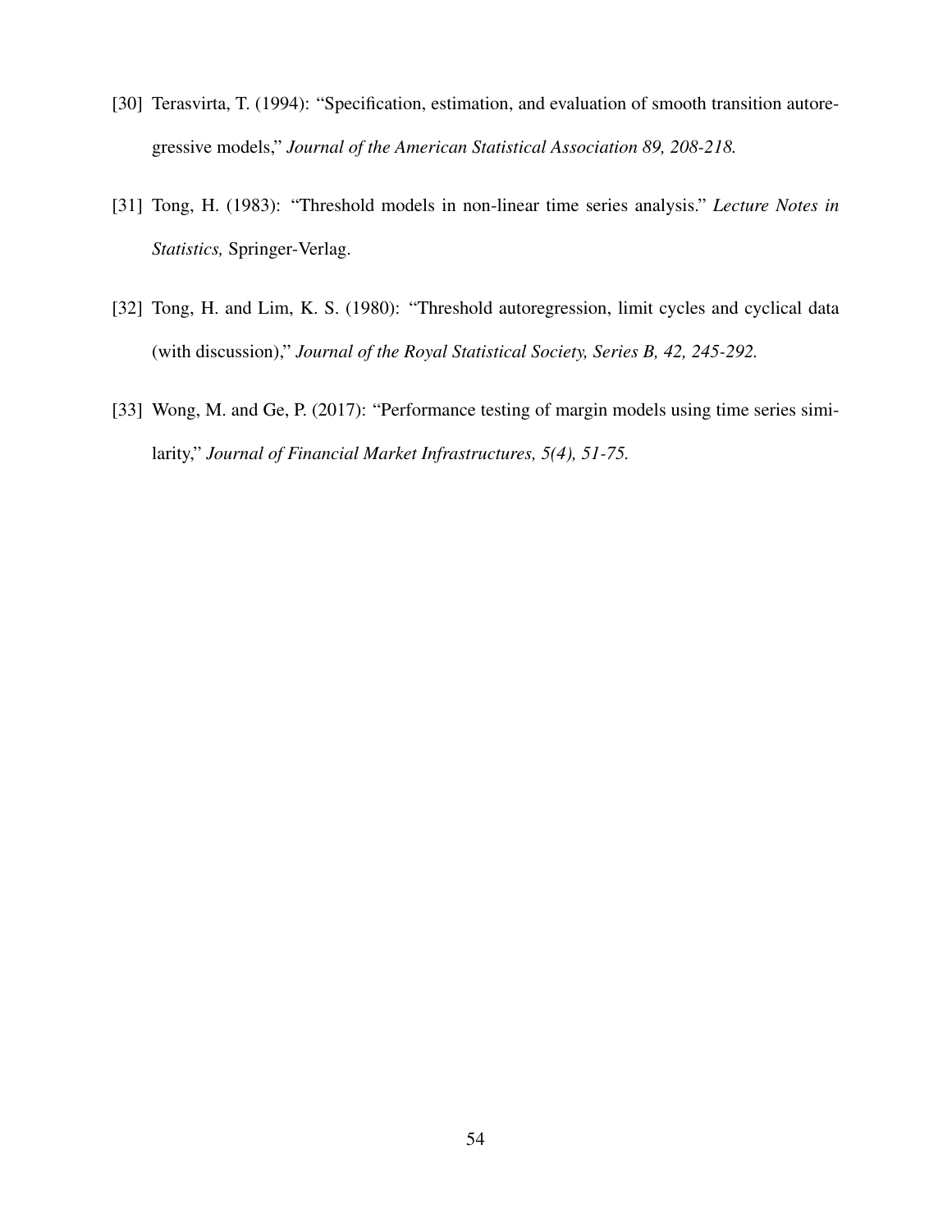[30] Terasvirta, T. (1994): "Specification, estimation, and evaluation of smooth transition autoregressive models," *Journal of the American Statistical Association 89, 208-218.*

[31] Tong, H. (1983): "Threshold models in non-linear time series analysis." *Lecture Notes in Statistics,* Springer-Verlag.

[32] Tong, H. and Lim, K. S. (1980): "Threshold autoregression, limit cycles and cyclical data (with discussion)," *Journal of the Royal Statistical Society, Series B, 42, 245-292.*

[33] Wong, M. and Ge, P. (2017): "Performance testing of margin models using time series similarity," *Journal of Financial Market Infrastructures, 5(4), 51-75.*